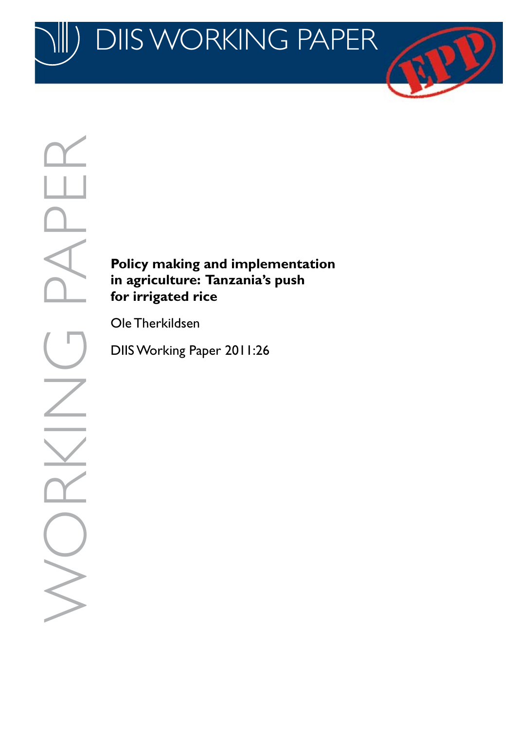DIIS WORKING PAPER

EPP

WORKING PAPER

**Policy making and implementation in agriculture: Tanzania's push for irrigated rice**

Ole Therkildsen

DIIS Working Paper 2011:26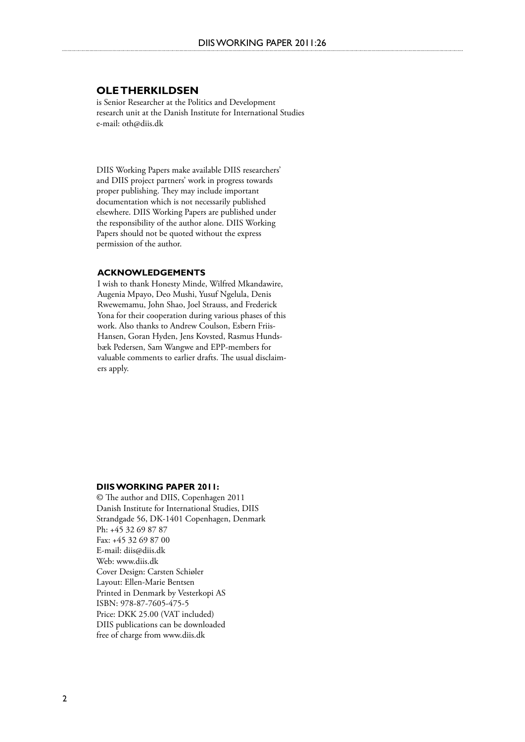## OLE THERKILDSEN

is Senior Researcher at the Politics and Development research unit at the Danish Institute for International Studies
e-mail: oth@diis.dk

DIIS Working Papers make available DIIS researchers' and DIIS project partners' work in progress towards proper publishing. They may include important documentation which is not necessarily published elsewhere. DIIS Working Papers are published under the responsibility of the author alone. DIIS Working Papers should not be quoted without the express permission of the author.

### ACKNOWLEDGEMENTS

I wish to thank Honesty Minde, Wilfred Mkandawire, Augenia Mpayo, Deo Mushi, Yusuf Ngelula, Denis Rwewemamu, John Shao, Joel Strauss, and Frederick Yona for their cooperation during various phases of this work. Also thanks to Andrew Coulson, Esbern Friis-Hansen, Goran Hyden, Jens Kovsted, Rasmus Hundsbæk Pedersen, Sam Wangwe and EPP-members for valuable comments to earlier drafts. The usual disclaimers apply.

**DIIS WORKING PAPER 2011:**

© The author and DIIS, Copenhagen 2011
Danish Institute for International Studies, DIIS
Strandgade 56, DK-1401 Copenhagen, Denmark
Ph: +45 32 69 87 87
Fax: +45 32 69 87 00
E-mail: diis@diis.dk
Web: www.diis.dk
Cover Design: Carsten Schiøler
Layout: Ellen-Marie Bentsen
Printed in Denmark by Vesterkopi AS
ISBN: 978-87-7605-475-5
Price: DKK 25.00 (VAT included)
DIIS publications can be downloaded free of charge from www.diis.dk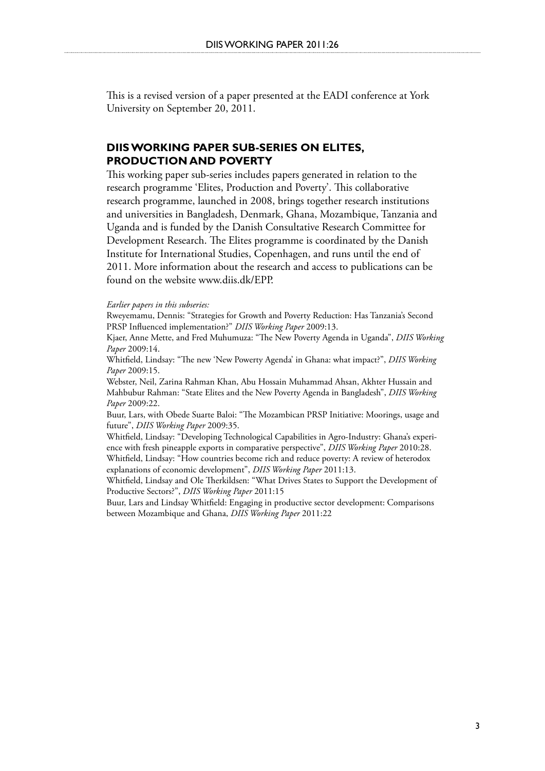This is a revised version of a paper presented at the EADI conference at York University on September 20, 2011.

## DIIS WORKING PAPER SUB-SERIES ON ELITES, PRODUCTION AND POVERTY

This working paper sub-series includes papers generated in relation to the research programme 'Elites, Production and Poverty'. This collaborative research programme, launched in 2008, brings together research institutions and universities in Bangladesh, Denmark, Ghana, Mozambique, Tanzania and Uganda and is funded by the Danish Consultative Research Committee for Development Research. The Elites programme is coordinated by the Danish Institute for International Studies, Copenhagen, and runs until the end of 2011. More information about the research and access to publications can be found on the website www.diis.dk/EPP.

*Earlier papers in this subseries:*

Rweyemamu, Dennis: "Strategies for Growth and Poverty Reduction: Has Tanzania's Second PRSP Influenced implementation?" *DIIS Working Paper* 2009:13.

Kjaer, Anne Mette, and Fred Muhumuza: "The New Poverty Agenda in Uganda", *DIIS Working Paper* 2009:14.

Whitfield, Lindsay: "The new 'New Powerty Agenda' in Ghana: what impact?", *DIIS Working Paper* 2009:15.

Webster, Neil, Zarina Rahman Khan, Abu Hossain Muhammad Ahsan, Akhter Hussain and Mahbubur Rahman: "State Elites and the New Poverty Agenda in Bangladesh", *DIIS Working Paper* 2009:22.

Buur, Lars, with Obede Suarte Baloi: "The Mozambican PRSP Initiative: Moorings, usage and future", *DIIS Working Paper* 2009:35.

Whitfield, Lindsay: "Developing Technological Capabilities in Agro-Industry: Ghana's experience with fresh pineapple exports in comparative perspective", *DIIS Working Paper* 2010:28.

Whitfield, Lindsay: "How countries become rich and reduce poverty: A review of heterodox explanations of economic development", *DIIS Working Paper* 2011:13.

Whitfield, Lindsay and Ole Therkildsen: "What Drives States to Support the Development of Productive Sectors?", *DIIS Working Paper* 2011:15

Buur, Lars and Lindsay Whitfield: Engaging in productive sector development: Comparisons between Mozambique and Ghana, *DIIS Working Paper* 2011:22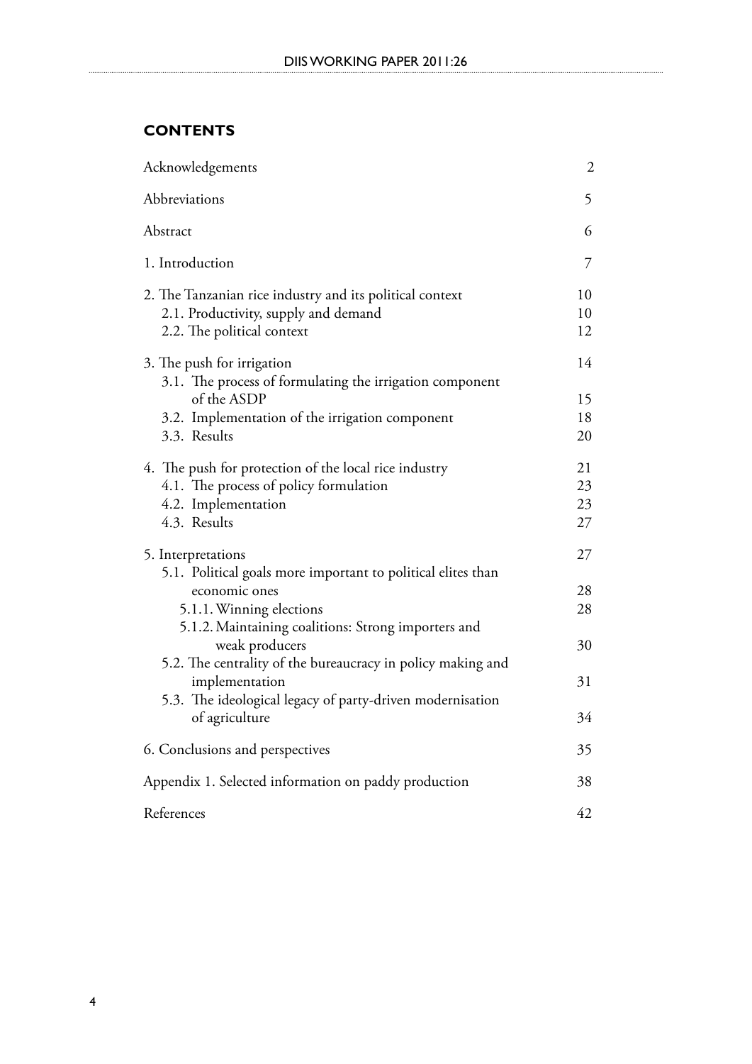## CONTENTS

| | |
|---|---|
| Acknowledgements | 2 |
| Abbreviations | 5 |
| Abstract | 6 |
| 1. Introduction | 7 |
| 2. The Tanzanian rice industry and its political context | 10 |
| 2.1. Productivity, supply and demand | 10 |
| 2.2. The political context | 12 |
| 3. The push for irrigation | 14 |
| 3.1. The process of formulating the irrigation component of the ASDP | 15 |
| 3.2. Implementation of the irrigation component | 18 |
| 3.3. Results | 20 |
| 4. The push for protection of the local rice industry | 21 |
| 4.1. The process of policy formulation | 23 |
| 4.2. Implementation | 23 |
| 4.3. Results | 27 |
| 5. Interpretations | 27 |
| 5.1. Political goals more important to political elites than economic ones | 28 |
| 5.1.1. Winning elections | 28 |
| 5.1.2. Maintaining coalitions: Strong importers and weak producers | 30 |
| 5.2. The centrality of the bureaucracy in policy making and implementation | 31 |
| 5.3. The ideological legacy of party-driven modernisation of agriculture | 34 |
| 6. Conclusions and perspectives | 35 |
| Appendix 1. Selected information on paddy production | 38 |
| References | 42 |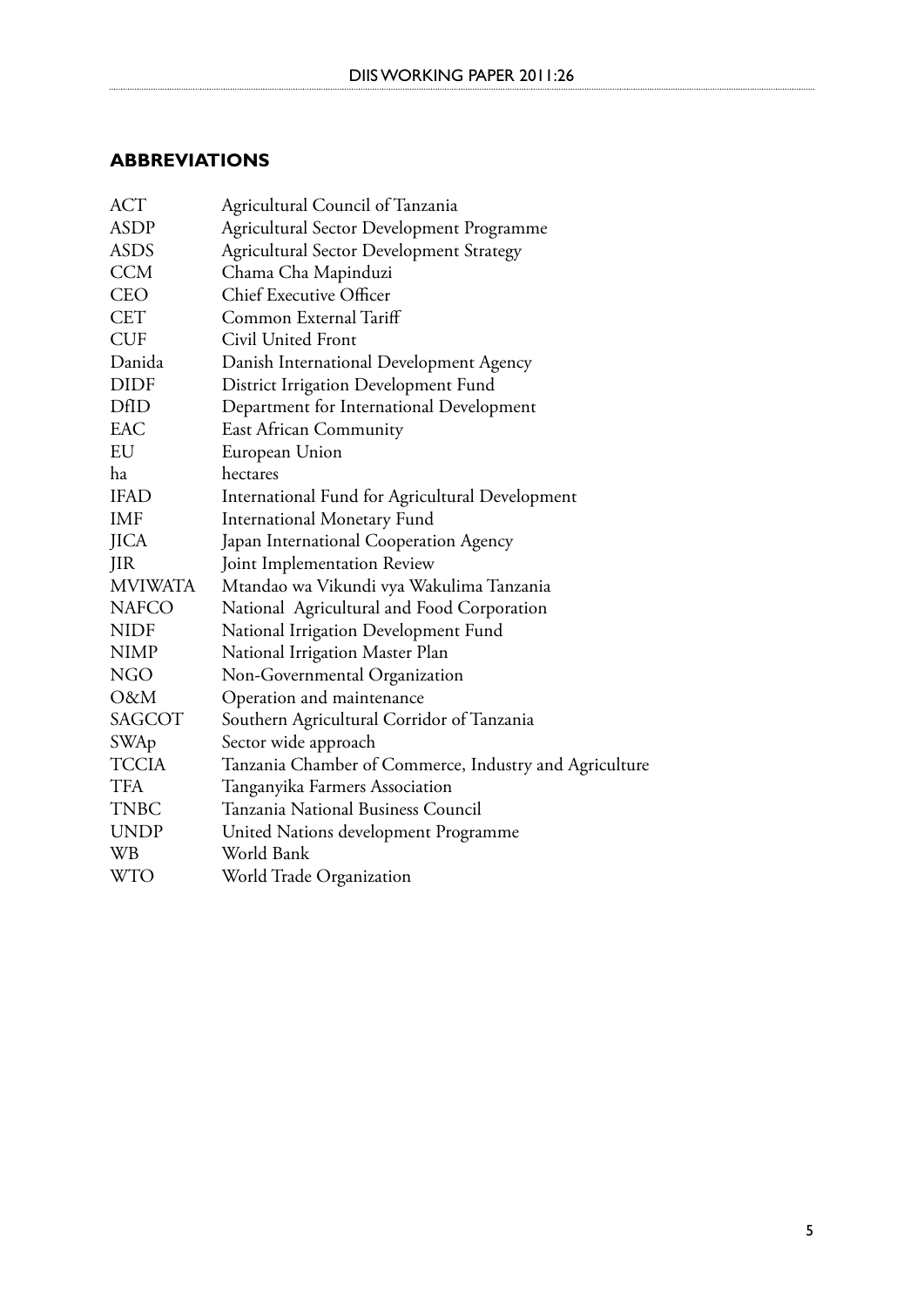## ABBREVIATIONS

| | |
|---|---|
| ACT | Agricultural Council of Tanzania |
| ASDP | Agricultural Sector Development Programme |
| ASDS | Agricultural Sector Development Strategy |
| CCM | Chama Cha Mapinduzi |
| CEO | Chief Executive Officer |
| CET | Common External Tariff |
| CUF | Civil United Front |
| Danida | Danish International Development Agency |
| DIDF | District Irrigation Development Fund |
| DfID | Department for International Development |
| EAC | East African Community |
| EU | European Union |
| ha | hectares |
| IFAD | International Fund for Agricultural Development |
| IMF | International Monetary Fund |
| JICA | Japan International Cooperation Agency |
| JIR | Joint Implementation Review |
| MVIWATA | Mtandao wa Vikundi vya Wakulima Tanzania |
| NAFCO | National Agricultural and Food Corporation |
| NIDF | National Irrigation Development Fund |
| NIMP | National Irrigation Master Plan |
| NGO | Non-Governmental Organization |
| O&M | Operation and maintenance |
| SAGCOT | Southern Agricultural Corridor of Tanzania |
| SWAp | Sector wide approach |
| TCCIA | Tanzania Chamber of Commerce, Industry and Agriculture |
| TFA | Tanganyika Farmers Association |
| TNBC | Tanzania National Business Council |
| UNDP | United Nations development Programme |
| WB | World Bank |
| WTO | World Trade Organization |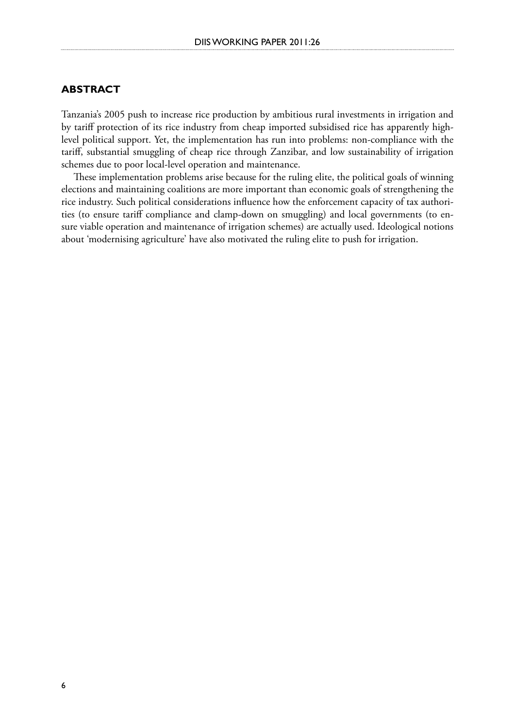## ABSTRACT

Tanzania's 2005 push to increase rice production by ambitious rural investments in irrigation and by tariff protection of its rice industry from cheap imported subsidised rice has apparently high-level political support. Yet, the implementation has run into problems: non-compliance with the tariff, substantial smuggling of cheap rice through Zanzibar, and low sustainability of irrigation schemes due to poor local-level operation and maintenance.

These implementation problems arise because for the ruling elite, the political goals of winning elections and maintaining coalitions are more important than economic goals of strengthening the rice industry. Such political considerations influence how the enforcement capacity of tax authorities (to ensure tariff compliance and clamp-down on smuggling) and local governments (to ensure viable operation and maintenance of irrigation schemes) are actually used. Ideological notions about 'modernising agriculture' have also motivated the ruling elite to push for irrigation.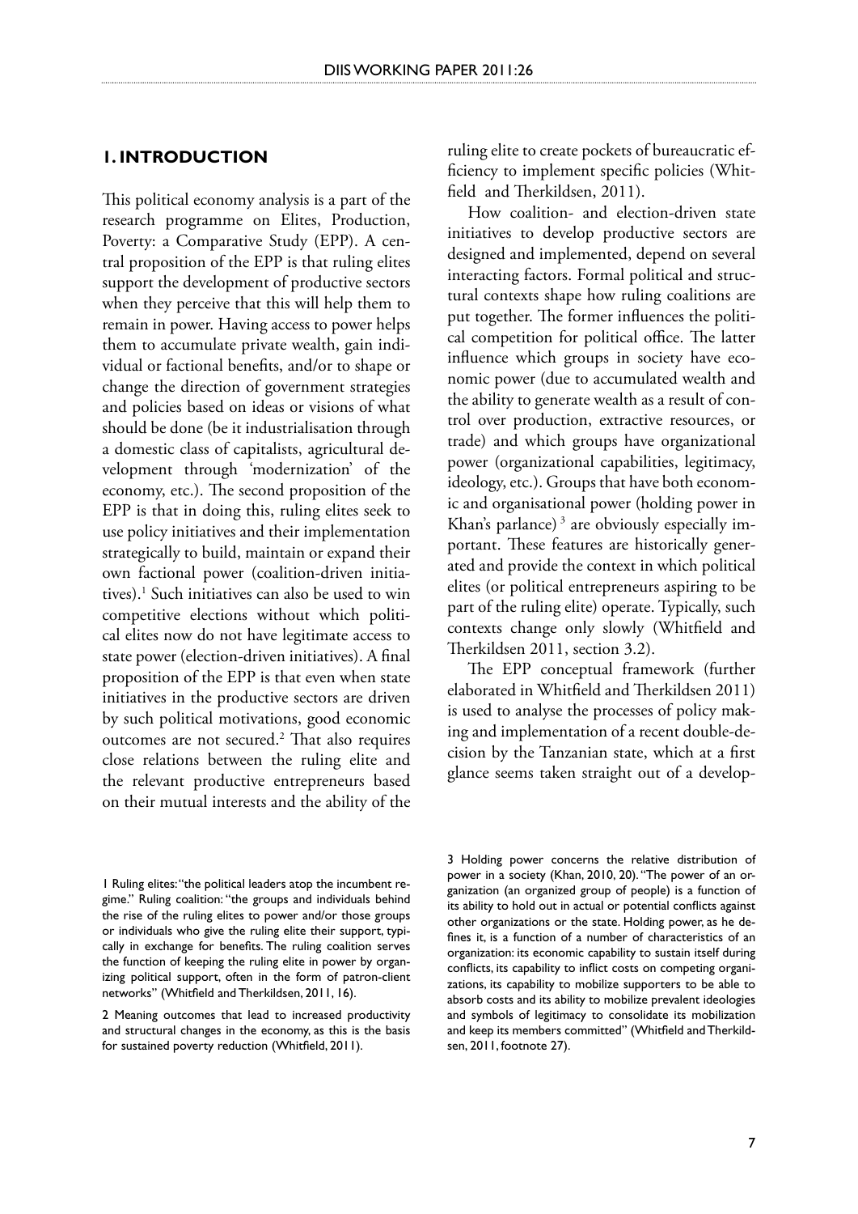## 1. INTRODUCTION

This political economy analysis is a part of the research programme on Elites, Production, Poverty: a Comparative Study (EPP). A central proposition of the EPP is that ruling elites support the development of productive sectors when they perceive that this will help them to remain in power. Having access to power helps them to accumulate private wealth, gain individual or factional benefits, and/or to shape or change the direction of government strategies and policies based on ideas or visions of what should be done (be it industrialisation through a domestic class of capitalists, agricultural development through 'modernization' of the economy, etc.). The second proposition of the EPP is that in doing this, ruling elites seek to use policy initiatives and their implementation strategically to build, maintain or expand their own factional power (coalition-driven initiatives).[1] Such initiatives can also be used to win competitive elections without which political elites now do not have legitimate access to state power (election-driven initiatives). A final proposition of the EPP is that even when state initiatives in the productive sectors are driven by such political motivations, good economic outcomes are not secured.[2] That also requires close relations between the ruling elite and the relevant productive entrepreneurs based on their mutual interests and the ability of the ruling elite to create pockets of bureaucratic efficiency to implement specific policies (Whitfield and Therkildsen, 2011).

How coalition- and election-driven state initiatives to develop productive sectors are designed and implemented, depend on several interacting factors. Formal political and structural contexts shape how ruling coalitions are put together. The former influences the political competition for political office. The latter influence which groups in society have economic power (due to accumulated wealth and the ability to generate wealth as a result of control over production, extractive resources, or trade) and which groups have organizational power (organizational capabilities, legitimacy, ideology, etc.). Groups that have both economic and organisational power (holding power in Khan's parlance)[3] are obviously especially important. These features are historically generated and provide the context in which political elites (or political entrepreneurs aspiring to be part of the ruling elite) operate. Typically, such contexts change only slowly (Whitfield and Therkildsen 2011, section 3.2).

The EPP conceptual framework (further elaborated in Whitfield and Therkildsen 2011) is used to analyse the processes of policy making and implementation of a recent double-decision by the Tanzanian state, which at a first glance seems taken straight out of a develop-

---

1 Ruling elites: "the political leaders atop the incumbent regime." Ruling coalition: "the groups and individuals behind the rise of the ruling elites to power and/or those groups or individuals who give the ruling elite their support, typically in exchange for benefits. The ruling coalition serves the function of keeping the ruling elite in power by organizing political support, often in the form of patron-client networks" (Whitfield and Therkildsen, 2011, 16).

2 Meaning outcomes that lead to increased productivity and structural changes in the economy, as this is the basis for sustained poverty reduction (Whitfield, 2011).

3 Holding power concerns the relative distribution of power in a society (Khan, 2010, 20). "The power of an organization (an organized group of people) is a function of its ability to hold out in actual or potential conflicts against other organizations or the state. Holding power, as he defines it, is a function of a number of characteristics of an organization: its economic capability to sustain itself during conflicts, its capability to inflict costs on competing organizations, its capability to mobilize supporters to be able to absorb costs and its ability to mobilize prevalent ideologies and symbols of legitimacy to consolidate its mobilization and keep its members committed" (Whitfield and Therkildsen, 2011, footnote 27).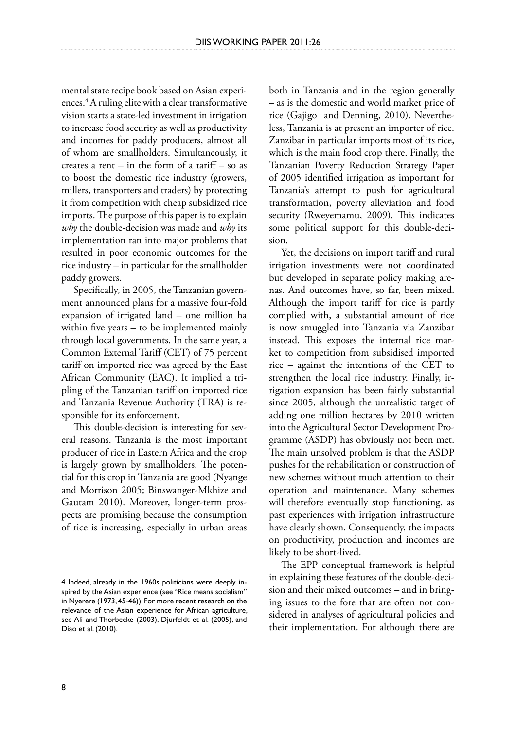mental state recipe book based on Asian experiences.[4] A ruling elite with a clear transformative vision starts a state-led investment in irrigation to increase food security as well as productivity and incomes for paddy producers, almost all of whom are smallholders. Simultaneously, it creates a rent – in the form of a tariff – so as to boost the domestic rice industry (growers, millers, transporters and traders) by protecting it from competition with cheap subsidized rice imports. The purpose of this paper is to explain *why* the double-decision was made and *why* its implementation ran into major problems that resulted in poor economic outcomes for the rice industry – in particular for the smallholder paddy growers.

Specifically, in 2005, the Tanzanian government announced plans for a massive four-fold expansion of irrigated land – one million ha within five years – to be implemented mainly through local governments. In the same year, a Common External Tariff (CET) of 75 percent tariff on imported rice was agreed by the East African Community (EAC). It implied a tripling of the Tanzanian tariff on imported rice and Tanzania Revenue Authority (TRA) is responsible for its enforcement.

This double-decision is interesting for several reasons. Tanzania is the most important producer of rice in Eastern Africa and the crop is largely grown by smallholders. The potential for this crop in Tanzania are good (Nyange and Morrison 2005; Binswanger-Mkhize and Gautam 2010). Moreover, longer-term prospects are promising because the consumption of rice is increasing, especially in urban areas both in Tanzania and in the region generally – as is the domestic and world market price of rice (Gajigo and Denning, 2010). Nevertheless, Tanzania is at present an importer of rice. Zanzibar in particular imports most of its rice, which is the main food crop there. Finally, the Tanzanian Poverty Reduction Strategy Paper of 2005 identified irrigation as important for Tanzania's attempt to push for agricultural transformation, poverty alleviation and food security (Rweyemamu, 2009). This indicates some political support for this double-decision.

Yet, the decisions on import tariff and rural irrigation investments were not coordinated but developed in separate policy making arenas. And outcomes have, so far, been mixed. Although the import tariff for rice is partly complied with, a substantial amount of rice is now smuggled into Tanzania via Zanzibar instead. This exposes the internal rice market to competition from subsidised imported rice – against the intentions of the CET to strengthen the local rice industry. Finally, irrigation expansion has been fairly substantial since 2005, although the unrealistic target of adding one million hectares by 2010 written into the Agricultural Sector Development Programme (ASDP) has obviously not been met. The main unsolved problem is that the ASDP pushes for the rehabilitation or construction of new schemes without much attention to their operation and maintenance. Many schemes will therefore eventually stop functioning, as past experiences with irrigation infrastructure have clearly shown. Consequently, the impacts on productivity, production and incomes are likely to be short-lived.

The EPP conceptual framework is helpful in explaining these features of the double-decision and their mixed outcomes – and in bringing issues to the fore that are often not considered in analyses of agricultural policies and their implementation. For although there are

4 Indeed, already in the 1960s politicians were deeply inspired by the Asian experience (see "Rice means socialism" in Nyerere (1973, 45-46)). For more recent research on the relevance of the Asian experience for African agriculture, see Ali and Thorbecke (2003), Djurfeldt et al. (2005), and Diao et al. (2010).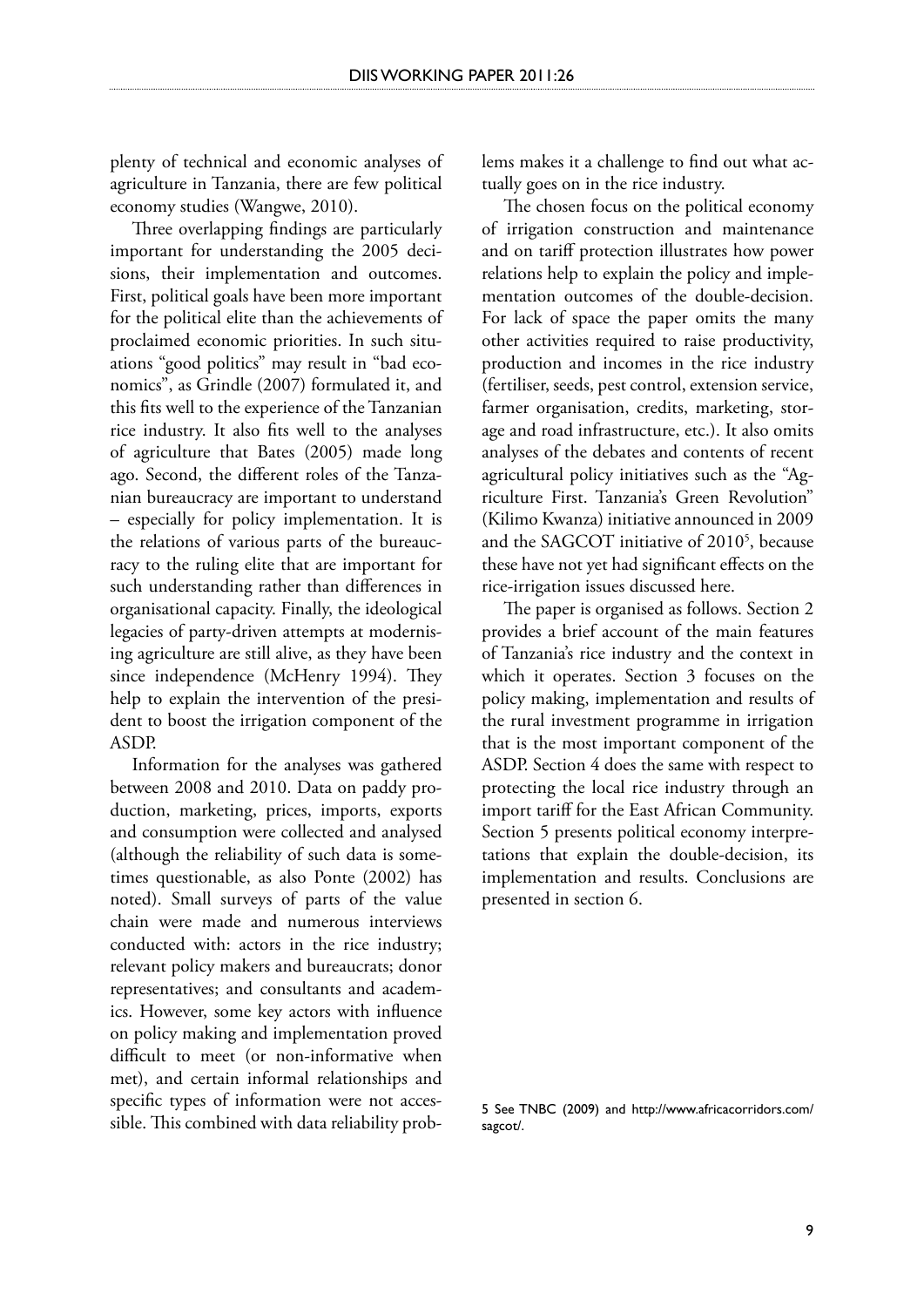plenty of technical and economic analyses of agriculture in Tanzania, there are few political economy studies (Wangwe, 2010).

Three overlapping findings are particularly important for understanding the 2005 decisions, their implementation and outcomes. First, political goals have been more important for the political elite than the achievements of proclaimed economic priorities. In such situations "good politics" may result in "bad economics", as Grindle (2007) formulated it, and this fits well to the experience of the Tanzanian rice industry. It also fits well to the analyses of agriculture that Bates (2005) made long ago. Second, the different roles of the Tanzanian bureaucracy are important to understand – especially for policy implementation. It is the relations of various parts of the bureaucracy to the ruling elite that are important for such understanding rather than differences in organisational capacity. Finally, the ideological legacies of party-driven attempts at modernising agriculture are still alive, as they have been since independence (McHenry 1994). They help to explain the intervention of the president to boost the irrigation component of the ASDP.

Information for the analyses was gathered between 2008 and 2010. Data on paddy production, marketing, prices, imports, exports and consumption were collected and analysed (although the reliability of such data is sometimes questionable, as also Ponte (2002) has noted). Small surveys of parts of the value chain were made and numerous interviews conducted with: actors in the rice industry; relevant policy makers and bureaucrats; donor representatives; and consultants and academics. However, some key actors with influence on policy making and implementation proved difficult to meet (or non-informative when met), and certain informal relationships and specific types of information were not accessible. This combined with data reliability problems makes it a challenge to find out what actually goes on in the rice industry.

The chosen focus on the political economy of irrigation construction and maintenance and on tariff protection illustrates how power relations help to explain the policy and implementation outcomes of the double-decision. For lack of space the paper omits the many other activities required to raise productivity, production and incomes in the rice industry (fertiliser, seeds, pest control, extension service, farmer organisation, credits, marketing, storage and road infrastructure, etc.). It also omits analyses of the debates and contents of recent agricultural policy initiatives such as the "Agriculture First. Tanzania's Green Revolution" (Kilimo Kwanza) initiative announced in 2009 and the SAGCOT initiative of 2010[5], because these have not yet had significant effects on the rice-irrigation issues discussed here.

The paper is organised as follows. Section 2 provides a brief account of the main features of Tanzania's rice industry and the context in which it operates. Section 3 focuses on the policy making, implementation and results of the rural investment programme in irrigation that is the most important component of the ASDP. Section 4 does the same with respect to protecting the local rice industry through an import tariff for the East African Community. Section 5 presents political economy interpretations that explain the double-decision, its implementation and results. Conclusions are presented in section 6.

5 See TNBC (2009) and http://www.africacorridors.com/sagcot/.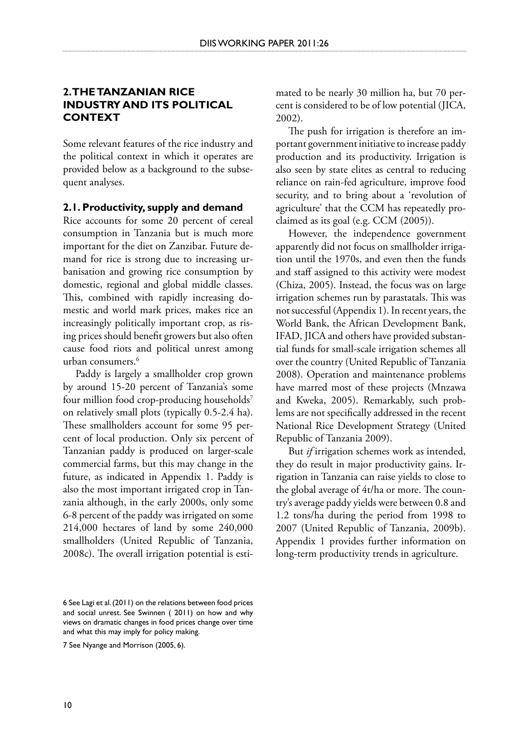## 2. THE TANZANIAN RICE INDUSTRY AND ITS POLITICAL CONTEXT

Some relevant features of the rice industry and the political context in which it operates are provided below as a background to the subsequent analyses.

### 2.1. Productivity, supply and demand

Rice accounts for some 20 percent of cereal consumption in Tanzania but is much more important for the diet on Zanzibar. Future demand for rice is strong due to increasing urbanisation and growing rice consumption by domestic, regional and global middle classes. This, combined with rapidly increasing domestic and world mark prices, makes rice an increasingly politically important crop, as rising prices should benefit growers but also often cause food riots and political unrest among urban consumers.[6]

Paddy is largely a smallholder crop grown by around 15-20 percent of Tanzania's some four million food crop-producing households[7] on relatively small plots (typically 0.5-2.4 ha). These smallholders account for some 95 percent of local production. Only six percent of Tanzanian paddy is produced on larger-scale commercial farms, but this may change in the future, as indicated in Appendix 1. Paddy is also the most important irrigated crop in Tanzania although, in the early 2000s, only some 6-8 percent of the paddy was irrigated on some 214,000 hectares of land by some 240,000 smallholders (United Republic of Tanzania, 2008c). The overall irrigation potential is estimated to be nearly 30 million ha, but 70 percent is considered to be of low potential (JICA, 2002).

The push for irrigation is therefore an important government initiative to increase paddy production and its productivity. Irrigation is also seen by state elites as central to reducing reliance on rain-fed agriculture, improve food security, and to bring about a 'revolution of agriculture' that the CCM has repeatedly proclaimed as its goal (e.g. CCM (2005)).

However, the independence government apparently did not focus on smallholder irrigation until the 1970s, and even then the funds and staff assigned to this activity were modest (Chiza, 2005). Instead, the focus was on large irrigation schemes run by parastatals. This was not successful (Appendix 1). In recent years, the World Bank, the African Development Bank, IFAD, JICA and others have provided substantial funds for small-scale irrigation schemes all over the country (United Republic of Tanzania 2008). Operation and maintenance problems have marred most of these projects (Mnzawa and Kweka, 2005). Remarkably, such problems are not specifically addressed in the recent National Rice Development Strategy (United Republic of Tanzania 2009).

But *if* irrigation schemes work as intended, they do result in major productivity gains. Irrigation in Tanzania can raise yields to close to the global average of 4t/ha or more. The country's average paddy yields were between 0.8 and 1.2 tons/ha during the period from 1998 to 2007 (United Republic of Tanzania, 2009b). Appendix 1 provides further information on long-term productivity trends in agriculture.

6 See Lagi et al. (2011) on the relations between food prices and social unrest. See Swinnen ( 2011) on how and why views on dramatic changes in food prices change over time and what this may imply for policy making.

7 See Nyange and Morrison (2005, 6).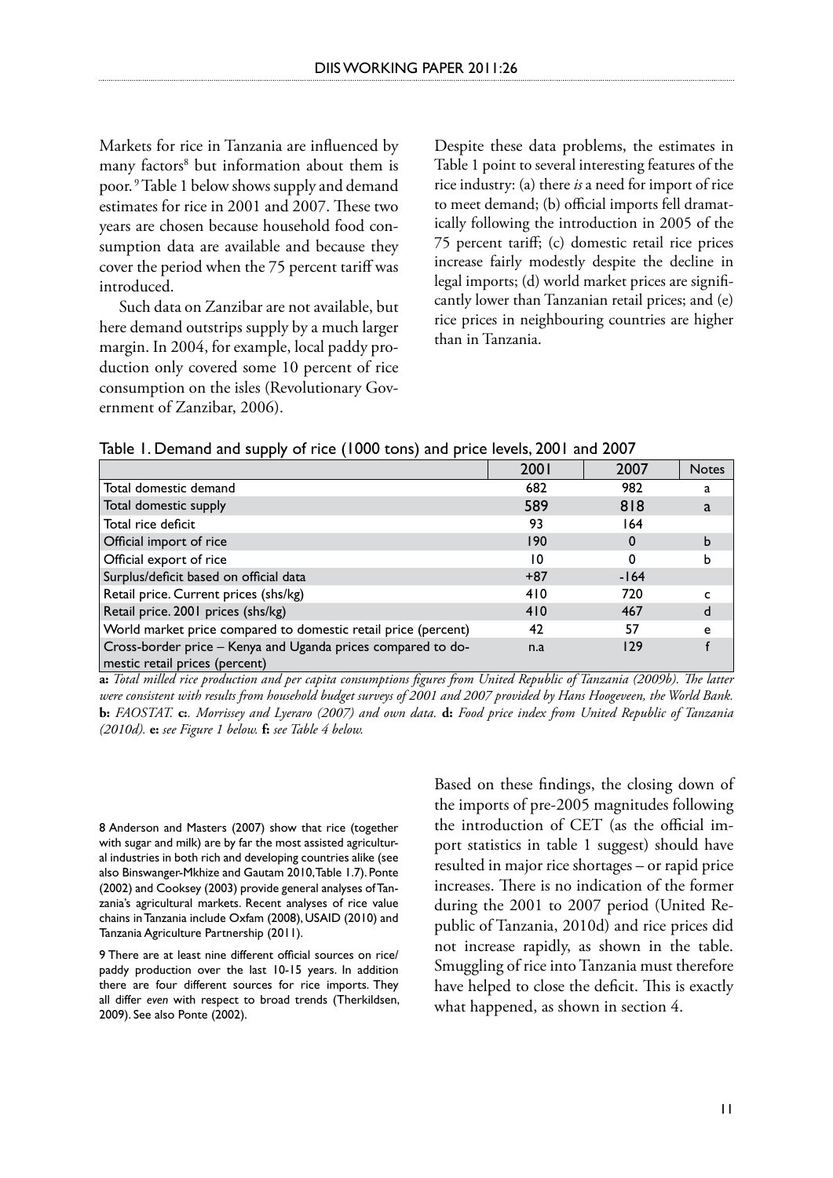Markets for rice in Tanzania are influenced by many factors[8] but information about them is poor.[9] Table 1 below shows supply and demand estimates for rice in 2001 and 2007. These two years are chosen because household food consumption data are available and because they cover the period when the 75 percent tariff was introduced.

Such data on Zanzibar are not available, but here demand outstrips supply by a much larger margin. In 2004, for example, local paddy production only covered some 10 percent of rice consumption on the isles (Revolutionary Government of Zanzibar, 2006).

Despite these data problems, the estimates in Table 1 point to several interesting features of the rice industry: (a) there *is* a need for import of rice to meet demand; (b) official imports fell dramatically following the introduction in 2005 of the 75 percent tariff; (c) domestic retail rice prices increase fairly modestly despite the decline in legal imports; (d) world market prices are significantly lower than Tanzanian retail prices; and (e) rice prices in neighbouring countries are higher than in Tanzania.

Table 1. Demand and supply of rice (1000 tons) and price levels, 2001 and 2007

| | 2001 | 2007 | Notes |
|---|---|---|---|
| Total domestic demand | 682 | 982 | a |
| Total domestic supply | 589 | 818 | a |
| Total rice deficit | 93 | 164 | |
| Official import of rice | 190 | 0 | b |
| Official export of rice | 10 | 0 | b |
| Surplus/deficit based on official data | +87 | -164 | |
| Retail price. Current prices (shs/kg) | 410 | 720 | c |
| Retail price. 2001 prices (shs/kg) | 410 | 467 | d |
| World market price compared to domestic retail price (percent) | 42 | 57 | e |
| Cross-border price – Kenya and Uganda prices compared to domestic retail prices (percent) | n.a | 129 | f |

**a:** *Total milled rice production and per capita consumptions figures from United Republic of Tanzania (2009b). The latter were consistent with results from household budget surveys of 2001 and 2007 provided by Hans Hoogeveen, the World Bank.* **b:** *FAOSTAT.* **c:** *. Morrissey and Lyeraro (2007) and own data.* **d:** *Food price index from United Republic of Tanzania (2010d).* **e:** *see Figure 1 below.* **f:** *see Table 4 below.*

Based on these findings, the closing down of the imports of pre-2005 magnitudes following the introduction of CET (as the official import statistics in table 1 suggest) should have resulted in major rice shortages – or rapid price increases. There is no indication of the former during the 2001 to 2007 period (United Republic of Tanzania, 2010d) and rice prices did not increase rapidly, as shown in the table. Smuggling of rice into Tanzania must therefore have helped to close the deficit. This is exactly what happened, as shown in section 4.

8 Anderson and Masters (2007) show that rice (together with sugar and milk) are by far the most assisted agricultural industries in both rich and developing countries alike (see also Binswanger-Mkhize and Gautam 2010, Table 1.7). Ponte (2002) and Cooksey (2003) provide general analyses of Tanzania's agricultural markets. Recent analyses of rice value chains in Tanzania include Oxfam (2008), USAID (2010) and Tanzania Agriculture Partnership (2011).

9 There are at least nine different official sources on rice/paddy production over the last 10-15 years. In addition there are four different sources for rice imports. They all differ *even* with respect to broad trends (Therkildsen, 2009). See also Ponte (2002).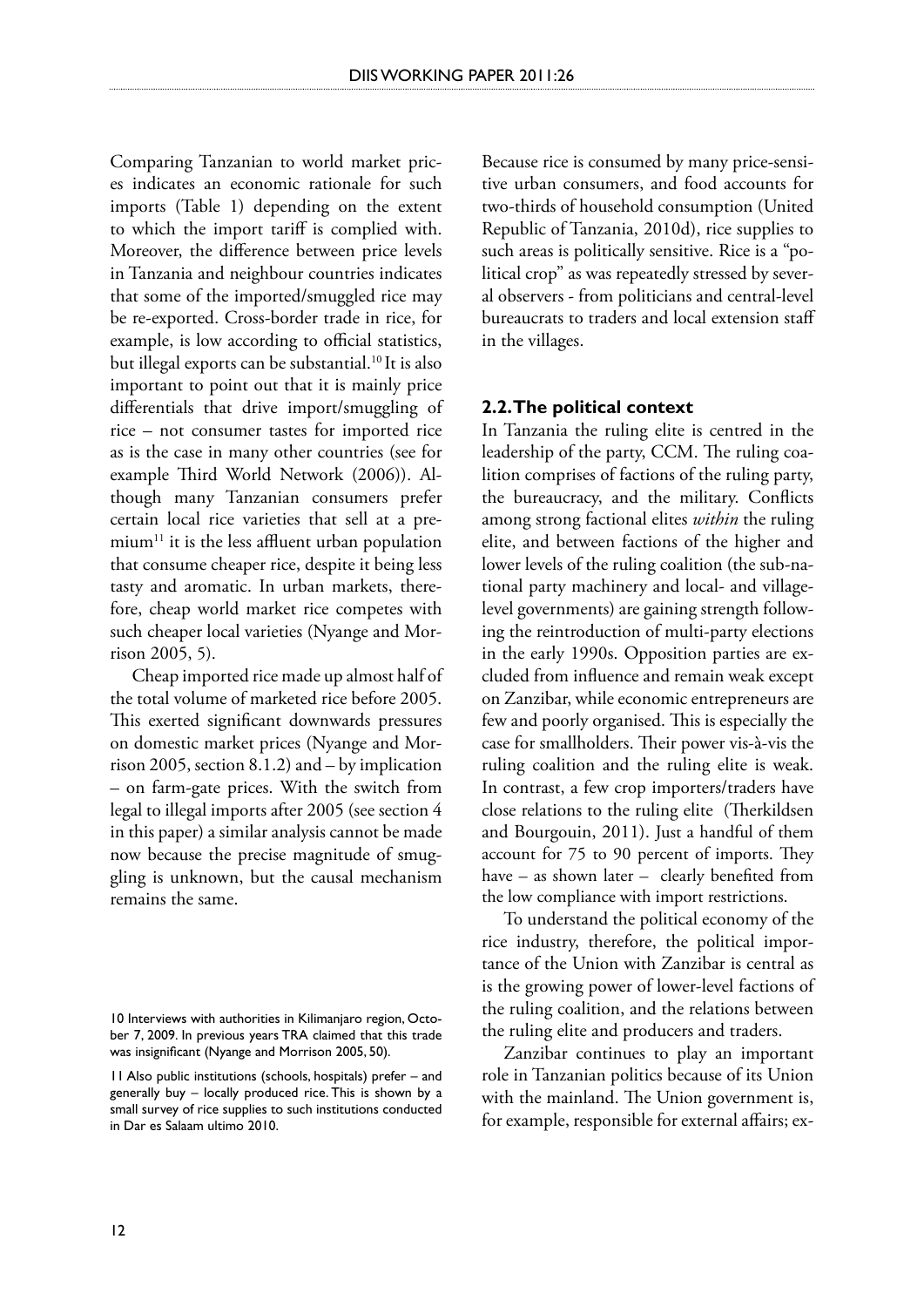Comparing Tanzanian to world market prices indicates an economic rationale for such imports (Table 1) depending on the extent to which the import tariff is complied with. Moreover, the difference between price levels in Tanzania and neighbour countries indicates that some of the imported/smuggled rice may be re-exported. Cross-border trade in rice, for example, is low according to official statistics, but illegal exports can be substantial.[10] It is also important to point out that it is mainly price differentials that drive import/smuggling of rice – not consumer tastes for imported rice as is the case in many other countries (see for example Third World Network (2006)). Although many Tanzanian consumers prefer certain local rice varieties that sell at a premium[11] it is the less affluent urban population that consume cheaper rice, despite it being less tasty and aromatic. In urban markets, therefore, cheap world market rice competes with such cheaper local varieties (Nyange and Morrison 2005, 5).

Cheap imported rice made up almost half of the total volume of marketed rice before 2005. This exerted significant downwards pressures on domestic market prices (Nyange and Morrison 2005, section 8.1.2) and – by implication – on farm-gate prices. With the switch from legal to illegal imports after 2005 (see section 4 in this paper) a similar analysis cannot be made now because the precise magnitude of smuggling is unknown, but the causal mechanism remains the same.

Because rice is consumed by many price-sensitive urban consumers, and food accounts for two-thirds of household consumption (United Republic of Tanzania, 2010d), rice supplies to such areas is politically sensitive. Rice is a "political crop" as was repeatedly stressed by several observers - from politicians and central-level bureaucrats to traders and local extension staff in the villages.

### 2.2. The political context

In Tanzania the ruling elite is centred in the leadership of the party, CCM. The ruling coalition comprises of factions of the ruling party, the bureaucracy, and the military. Conflicts among strong factional elites *within* the ruling elite, and between factions of the higher and lower levels of the ruling coalition (the sub-national party machinery and local- and village-level governments) are gaining strength following the reintroduction of multi-party elections in the early 1990s. Opposition parties are excluded from influence and remain weak except on Zanzibar, while economic entrepreneurs are few and poorly organised. This is especially the case for smallholders. Their power vis-à-vis the ruling coalition and the ruling elite is weak. In contrast, a few crop importers/traders have close relations to the ruling elite (Therkildsen and Bourgouin, 2011). Just a handful of them account for 75 to 90 percent of imports. They have – as shown later – clearly benefited from the low compliance with import restrictions.

To understand the political economy of the rice industry, therefore, the political importance of the Union with Zanzibar is central as is the growing power of lower-level factions of the ruling coalition, and the relations between the ruling elite and producers and traders.

Zanzibar continues to play an important role in Tanzanian politics because of its Union with the mainland. The Union government is, for example, responsible for external affairs; ex-

---

10 Interviews with authorities in Kilimanjaro region, October 7, 2009. In previous years TRA claimed that this trade was insignificant (Nyange and Morrison 2005, 50).

11 Also public institutions (schools, hospitals) prefer – and generally buy – locally produced rice. This is shown by a small survey of rice supplies to such institutions conducted in Dar es Salaam ultimo 2010.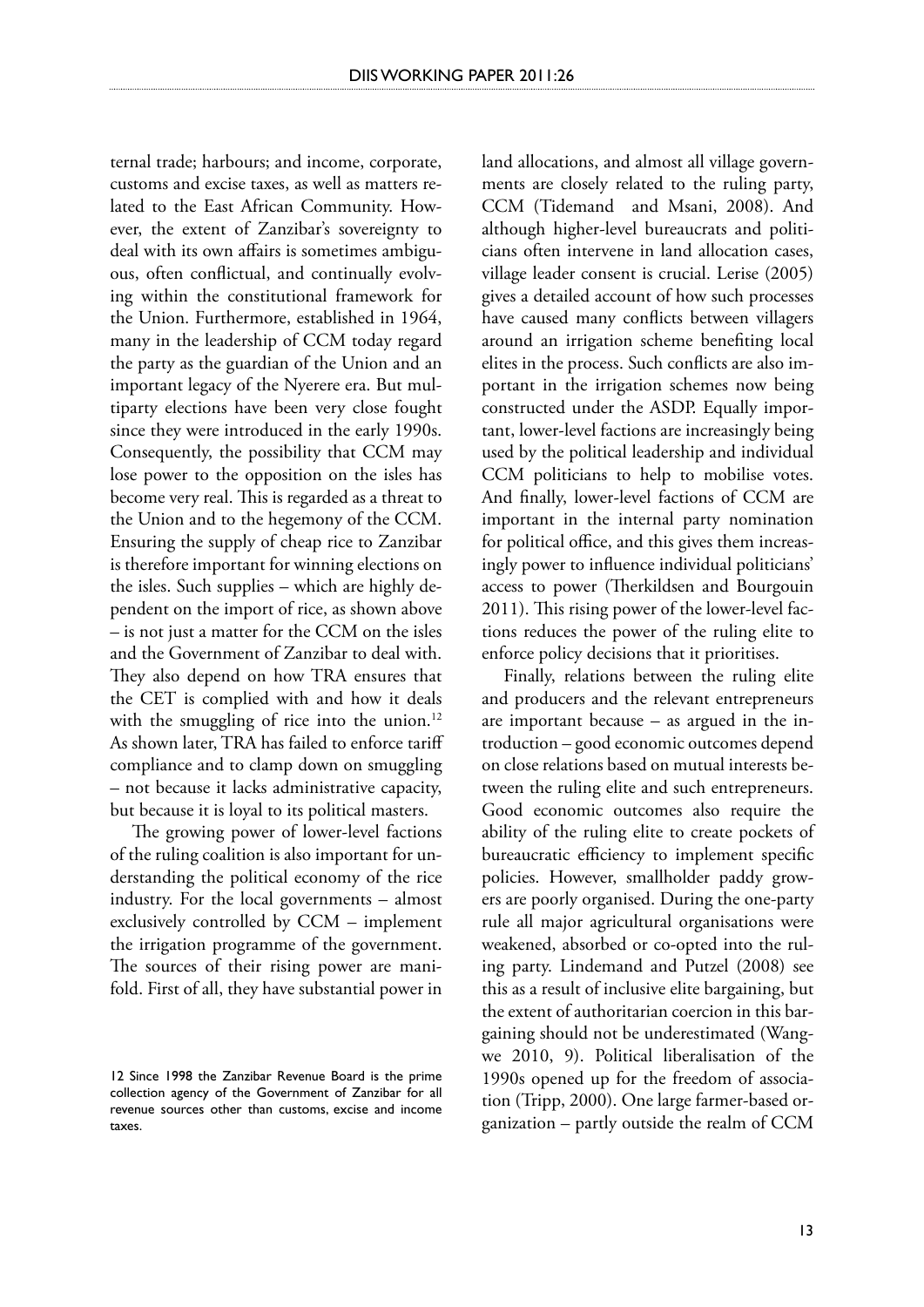ternal trade; harbours; and income, corporate, customs and excise taxes, as well as matters related to the East African Community. However, the extent of Zanzibar's sovereignty to deal with its own affairs is sometimes ambiguous, often conflictual, and continually evolving within the constitutional framework for the Union. Furthermore, established in 1964, many in the leadership of CCM today regard the party as the guardian of the Union and an important legacy of the Nyerere era. But multiparty elections have been very close fought since they were introduced in the early 1990s. Consequently, the possibility that CCM may lose power to the opposition on the isles has become very real. This is regarded as a threat to the Union and to the hegemony of the CCM. Ensuring the supply of cheap rice to Zanzibar is therefore important for winning elections on the isles. Such supplies – which are highly dependent on the import of rice, as shown above – is not just a matter for the CCM on the isles and the Government of Zanzibar to deal with. They also depend on how TRA ensures that the CET is complied with and how it deals with the smuggling of rice into the union.[12] As shown later, TRA has failed to enforce tariff compliance and to clamp down on smuggling – not because it lacks administrative capacity, but because it is loyal to its political masters.

The growing power of lower-level factions of the ruling coalition is also important for understanding the political economy of the rice industry. For the local governments – almost exclusively controlled by CCM – implement the irrigation programme of the government. The sources of their rising power are manifold. First of all, they have substantial power in land allocations, and almost all village governments are closely related to the ruling party, CCM (Tidemand and Msani, 2008). And although higher-level bureaucrats and politicians often intervene in land allocation cases, village leader consent is crucial. Lerise (2005) gives a detailed account of how such processes have caused many conflicts between villagers around an irrigation scheme benefiting local elites in the process. Such conflicts are also important in the irrigation schemes now being constructed under the ASDP. Equally important, lower-level factions are increasingly being used by the political leadership and individual CCM politicians to help to mobilise votes. And finally, lower-level factions of CCM are important in the internal party nomination for political office, and this gives them increasingly power to influence individual politicians' access to power (Therkildsen and Bourgouin 2011). This rising power of the lower-level factions reduces the power of the ruling elite to enforce policy decisions that it prioritises.

Finally, relations between the ruling elite and producers and the relevant entrepreneurs are important because – as argued in the introduction – good economic outcomes depend on close relations based on mutual interests between the ruling elite and such entrepreneurs. Good economic outcomes also require the ability of the ruling elite to create pockets of bureaucratic efficiency to implement specific policies. However, smallholder paddy growers are poorly organised. During the one-party rule all major agricultural organisations were weakened, absorbed or co-opted into the ruling party. Lindemand and Putzel (2008) see this as a result of inclusive elite bargaining, but the extent of authoritarian coercion in this bargaining should not be underestimated (Wangwe 2010, 9). Political liberalisation of the 1990s opened up for the freedom of association (Tripp, 2000). One large farmer-based organization – partly outside the realm of CCM

12 Since 1998 the Zanzibar Revenue Board is the prime collection agency of the Government of Zanzibar for all revenue sources other than customs, excise and income taxes.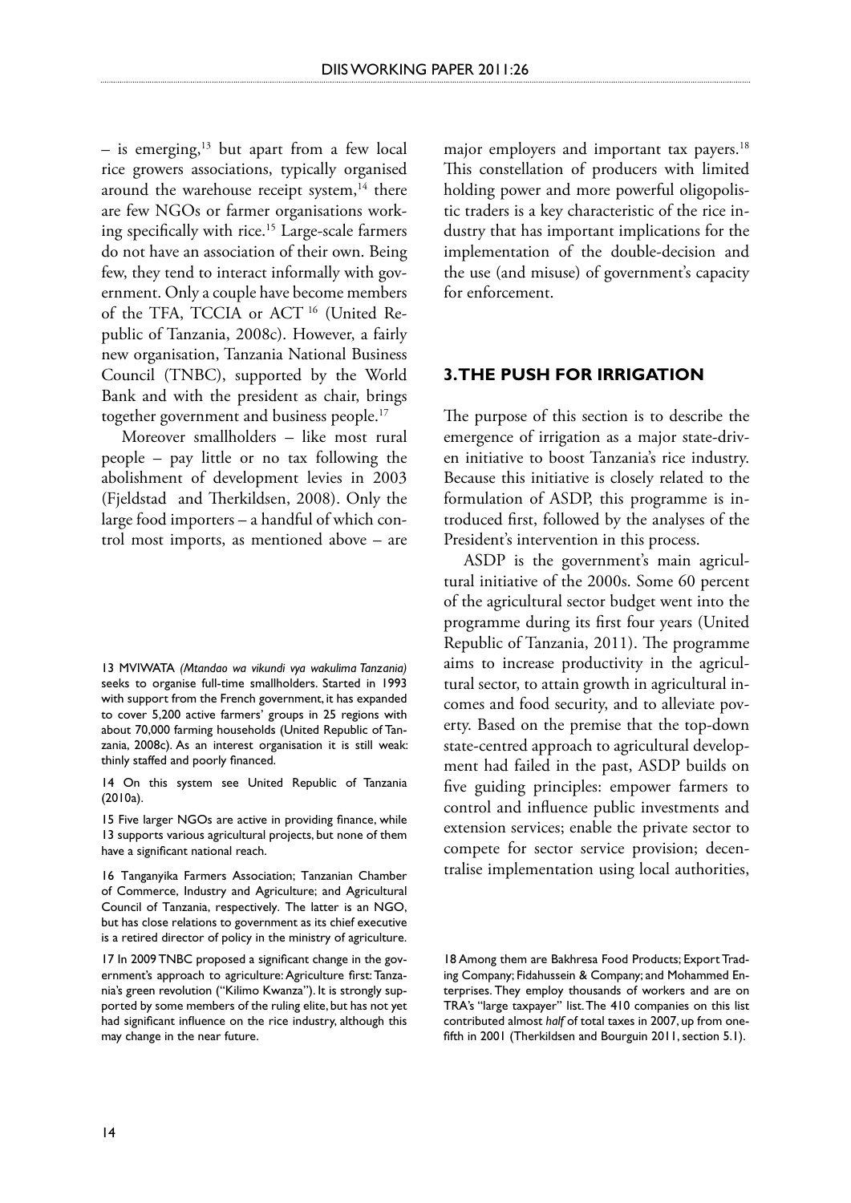– is emerging,[13] but apart from a few local rice growers associations, typically organised around the warehouse receipt system,[14] there are few NGOs or farmer organisations working specifically with rice.[15] Large-scale farmers do not have an association of their own. Being few, they tend to interact informally with government. Only a couple have become members of the TFA, TCCIA or ACT [16] (United Republic of Tanzania, 2008c). However, a fairly new organisation, Tanzania National Business Council (TNBC), supported by the World Bank and with the president as chair, brings together government and business people.[17]

Moreover smallholders – like most rural people – pay little or no tax following the abolishment of development levies in 2003 (Fjeldstad and Therkildsen, 2008). Only the large food importers – a handful of which control most imports, as mentioned above – are major employers and important tax payers.[18] This constellation of producers with limited holding power and more powerful oligopolistic traders is a key characteristic of the rice industry that has important implications for the implementation of the double-decision and the use (and misuse) of government's capacity for enforcement.

## 3. THE PUSH FOR IRRIGATION

The purpose of this section is to describe the emergence of irrigation as a major state-driven initiative to boost Tanzania's rice industry. Because this initiative is closely related to the formulation of ASDP, this programme is introduced first, followed by the analyses of the President's intervention in this process.

ASDP is the government's main agricultural initiative of the 2000s. Some 60 percent of the agricultural sector budget went into the programme during its first four years (United Republic of Tanzania, 2011). The programme aims to increase productivity in the agricultural sector, to attain growth in agricultural incomes and food security, and to alleviate poverty. Based on the premise that the top-down state-centred approach to agricultural development had failed in the past, ASDP builds on five guiding principles: empower farmers to control and influence public investments and extension services; enable the private sector to compete for sector service provision; decentralise implementation using local authorities,

---

13 MVIWATA *(Mtandao wa vikundi vya wakulima Tanzania)* seeks to organise full-time smallholders. Started in 1993 with support from the French government, it has expanded to cover 5,200 active farmers' groups in 25 regions with about 70,000 farming households (United Republic of Tanzania, 2008c). As an interest organisation it is still weak: thinly staffed and poorly financed.

14 On this system see United Republic of Tanzania (2010a).

15 Five larger NGOs are active in providing finance, while 13 supports various agricultural projects, but none of them have a significant national reach.

16 Tanganyika Farmers Association; Tanzanian Chamber of Commerce, Industry and Agriculture; and Agricultural Council of Tanzania, respectively. The latter is an NGO, but has close relations to government as its chief executive is a retired director of policy in the ministry of agriculture.

17 In 2009 TNBC proposed a significant change in the government's approach to agriculture: Agriculture first: Tanzania's green revolution ("Kilimo Kwanza"). It is strongly supported by some members of the ruling elite, but has not yet had significant influence on the rice industry, although this may change in the near future.

18 Among them are Bakhresa Food Products; Export Trading Company; Fidahussein & Company; and Mohammed Enterprises. They employ thousands of workers and are on TRA's "large taxpayer" list. The 410 companies on this list contributed almost *half* of total taxes in 2007, up from one-fifth in 2001 (Therkildsen and Bourguin 2011, section 5.1).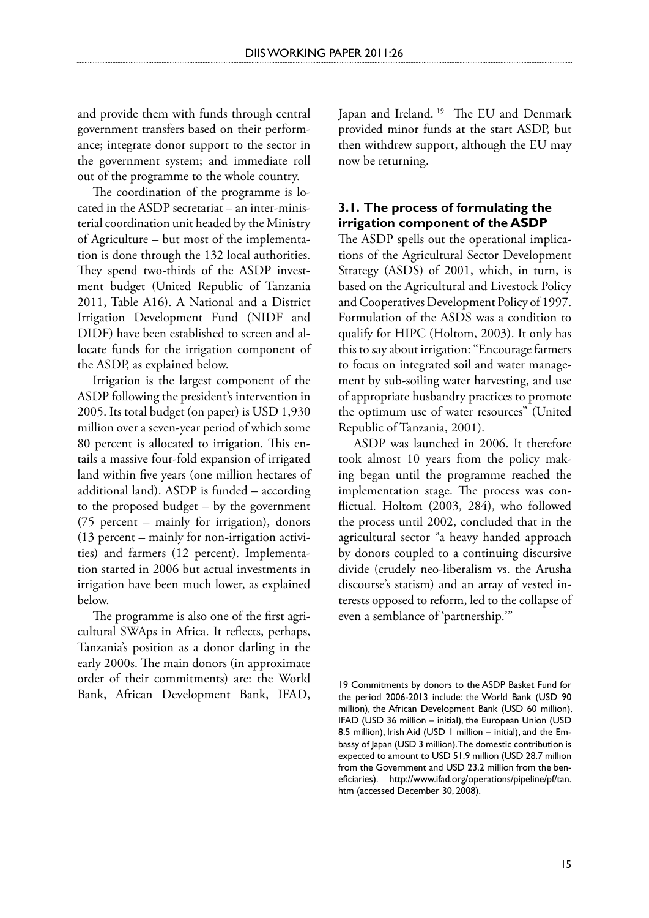and provide them with funds through central government transfers based on their performance; integrate donor support to the sector in the government system; and immediate roll out of the programme to the whole country.

The coordination of the programme is located in the ASDP secretariat – an inter-ministerial coordination unit headed by the Ministry of Agriculture – but most of the implementation is done through the 132 local authorities. They spend two-thirds of the ASDP investment budget (United Republic of Tanzania 2011, Table A16). A National and a District Irrigation Development Fund (NIDF and DIDF) have been established to screen and allocate funds for the irrigation component of the ASDP, as explained below.

Irrigation is the largest component of the ASDP following the president's intervention in 2005. Its total budget (on paper) is USD 1,930 million over a seven-year period of which some 80 percent is allocated to irrigation. This entails a massive four-fold expansion of irrigated land within five years (one million hectares of additional land). ASDP is funded – according to the proposed budget – by the government (75 percent – mainly for irrigation), donors (13 percent – mainly for non-irrigation activities) and farmers (12 percent). Implementation started in 2006 but actual investments in irrigation have been much lower, as explained below.

The programme is also one of the first agricultural SWAps in Africa. It reflects, perhaps, Tanzania's position as a donor darling in the early 2000s. The main donors (in approximate order of their commitments) are: the World Bank, African Development Bank, IFAD, Japan and Ireland.[19] The EU and Denmark provided minor funds at the start ASDP, but then withdrew support, although the EU may now be returning.

### 3.1. The process of formulating the irrigation component of the ASDP

The ASDP spells out the operational implications of the Agricultural Sector Development Strategy (ASDS) of 2001, which, in turn, is based on the Agricultural and Livestock Policy and Cooperatives Development Policy of 1997. Formulation of the ASDS was a condition to qualify for HIPC (Holtom, 2003). It only has this to say about irrigation: "Encourage farmers to focus on integrated soil and water management by sub-soiling water harvesting, and use of appropriate husbandry practices to promote the optimum use of water resources" (United Republic of Tanzania, 2001).

ASDP was launched in 2006. It therefore took almost 10 years from the policy making began until the programme reached the implementation stage. The process was conflictual. Holtom (2003, 284), who followed the process until 2002, concluded that in the agricultural sector "a heavy handed approach by donors coupled to a continuing discursive divide (crudely neo-liberalism vs. the Arusha discourse's statism) and an array of vested interests opposed to reform, led to the collapse of even a semblance of 'partnership.'"

19 Commitments by donors to the ASDP Basket Fund for the period 2006-2013 include: the World Bank (USD 90 million), the African Development Bank (USD 60 million), IFAD (USD 36 million – initial), the European Union (USD 8.5 million), Irish Aid (USD 1 million – initial), and the Embassy of Japan (USD 3 million). The domestic contribution is expected to amount to USD 51.9 million (USD 28.7 million from the Government and USD 23.2 million from the beneficiaries). http://www.ifad.org/operations/pipeline/pf/tan.htm (accessed December 30, 2008).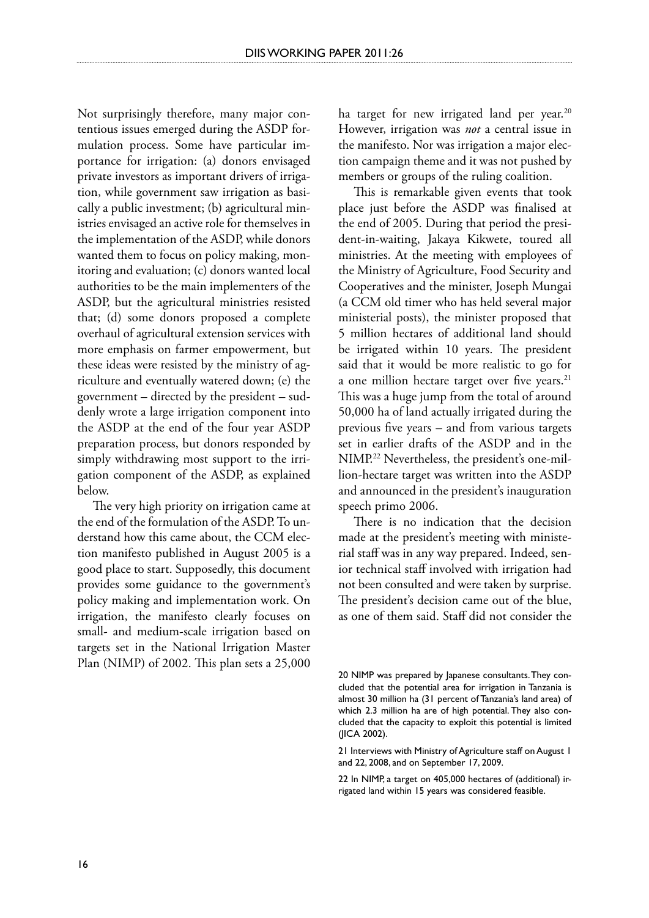Not surprisingly therefore, many major contentious issues emerged during the ASDP formulation process. Some have particular importance for irrigation: (a) donors envisaged private investors as important drivers of irrigation, while government saw irrigation as basically a public investment; (b) agricultural ministries envisaged an active role for themselves in the implementation of the ASDP, while donors wanted them to focus on policy making, monitoring and evaluation; (c) donors wanted local authorities to be the main implementers of the ASDP, but the agricultural ministries resisted that; (d) some donors proposed a complete overhaul of agricultural extension services with more emphasis on farmer empowerment, but these ideas were resisted by the ministry of agriculture and eventually watered down; (e) the government – directed by the president – suddenly wrote a large irrigation component into the ASDP at the end of the four year ASDP preparation process, but donors responded by simply withdrawing most support to the irrigation component of the ASDP, as explained below.

The very high priority on irrigation came at the end of the formulation of the ASDP. To understand how this came about, the CCM election manifesto published in August 2005 is a good place to start. Supposedly, this document provides some guidance to the government's policy making and implementation work. On irrigation, the manifesto clearly focuses on small- and medium-scale irrigation based on targets set in the National Irrigation Master Plan (NIMP) of 2002. This plan sets a 25,000 ha target for new irrigated land per year.[20] However, irrigation was *not* a central issue in the manifesto. Nor was irrigation a major election campaign theme and it was not pushed by members or groups of the ruling coalition.

This is remarkable given events that took place just before the ASDP was finalised at the end of 2005. During that period the president-in-waiting, Jakaya Kikwete, toured all ministries. At the meeting with employees of the Ministry of Agriculture, Food Security and Cooperatives and the minister, Joseph Mungai (a CCM old timer who has held several major ministerial posts), the minister proposed that 5 million hectares of additional land should be irrigated within 10 years. The president said that it would be more realistic to go for a one million hectare target over five years.[21] This was a huge jump from the total of around 50,000 ha of land actually irrigated during the previous five years – and from various targets set in earlier drafts of the ASDP and in the NIMP.[22] Nevertheless, the president's one-million-hectare target was written into the ASDP and announced in the president's inauguration speech primo 2006.

There is no indication that the decision made at the president's meeting with ministerial staff was in any way prepared. Indeed, senior technical staff involved with irrigation had not been consulted and were taken by surprise. The president's decision came out of the blue, as one of them said. Staff did not consider the

---

20 NIMP was prepared by Japanese consultants. They concluded that the potential area for irrigation in Tanzania is almost 30 million ha (31 percent of Tanzania's land area) of which 2.3 million ha are of high potential. They also concluded that the capacity to exploit this potential is limited (JICA 2002).

21 Interviews with Ministry of Agriculture staff on August 1 and 22, 2008, and on September 17, 2009.

22 In NIMP, a target on 405,000 hectares of (additional) irrigated land within 15 years was considered feasible.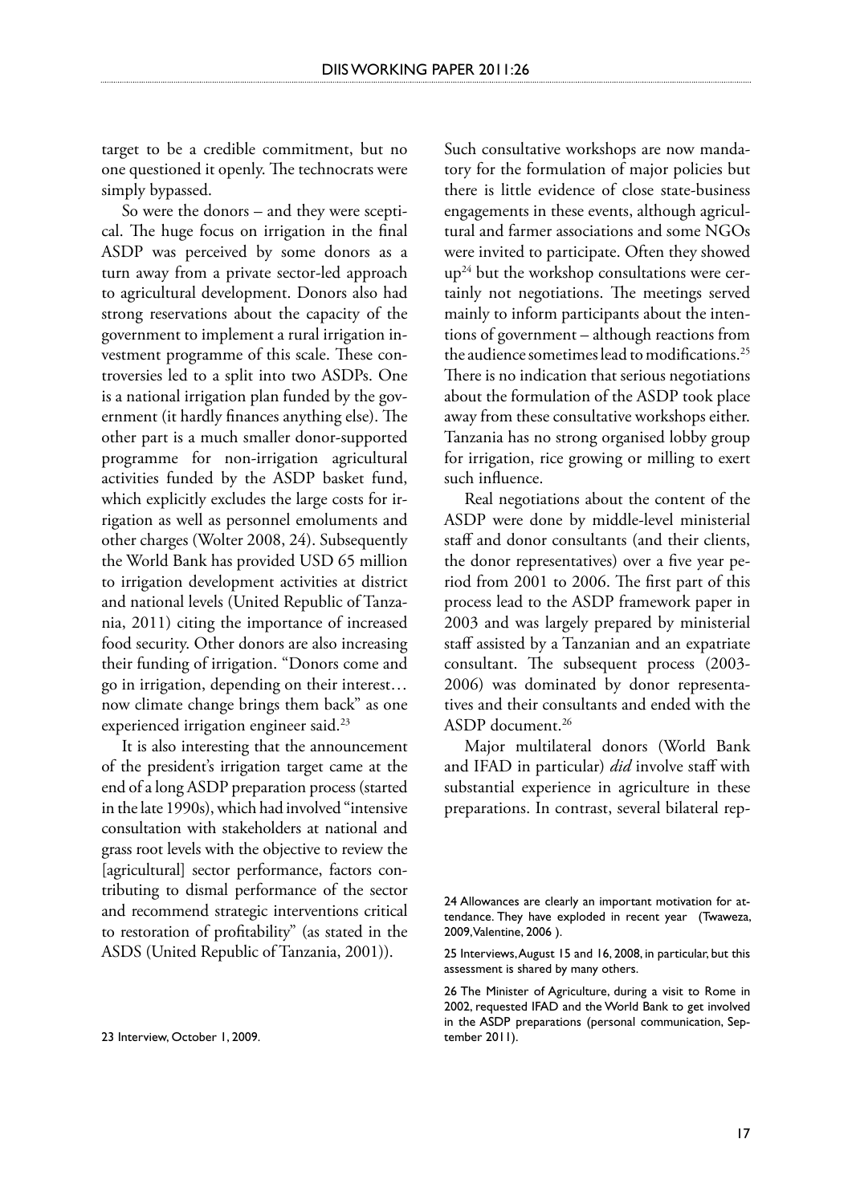target to be a credible commitment, but no one questioned it openly. The technocrats were simply bypassed.

So were the donors – and they were sceptical. The huge focus on irrigation in the final ASDP was perceived by some donors as a turn away from a private sector-led approach to agricultural development. Donors also had strong reservations about the capacity of the government to implement a rural irrigation investment programme of this scale. These controversies led to a split into two ASDPs. One is a national irrigation plan funded by the government (it hardly finances anything else). The other part is a much smaller donor-supported programme for non-irrigation agricultural activities funded by the ASDP basket fund, which explicitly excludes the large costs for irrigation as well as personnel emoluments and other charges (Wolter 2008, 24). Subsequently the World Bank has provided USD 65 million to irrigation development activities at district and national levels (United Republic of Tanzania, 2011) citing the importance of increased food security. Other donors are also increasing their funding of irrigation. "Donors come and go in irrigation, depending on their interest… now climate change brings them back" as one experienced irrigation engineer said.[23]

It is also interesting that the announcement of the president's irrigation target came at the end of a long ASDP preparation process (started in the late 1990s), which had involved "intensive consultation with stakeholders at national and grass root levels with the objective to review the [agricultural] sector performance, factors contributing to dismal performance of the sector and recommend strategic interventions critical to restoration of profitability" (as stated in the ASDS (United Republic of Tanzania, 2001)).

Such consultative workshops are now mandatory for the formulation of major policies but there is little evidence of close state-business engagements in these events, although agricultural and farmer associations and some NGOs were invited to participate. Often they showed up[24] but the workshop consultations were certainly not negotiations. The meetings served mainly to inform participants about the intentions of government – although reactions from the audience sometimes lead to modifications.[25] There is no indication that serious negotiations about the formulation of the ASDP took place away from these consultative workshops either. Tanzania has no strong organised lobby group for irrigation, rice growing or milling to exert such influence.

Real negotiations about the content of the ASDP were done by middle-level ministerial staff and donor consultants (and their clients, the donor representatives) over a five year period from 2001 to 2006. The first part of this process lead to the ASDP framework paper in 2003 and was largely prepared by ministerial staff assisted by a Tanzanian and an expatriate consultant. The subsequent process (2003-2006) was dominated by donor representatives and their consultants and ended with the ASDP document.[26]

Major multilateral donors (World Bank and IFAD in particular) *did* involve staff with substantial experience in agriculture in these preparations. In contrast, several bilateral rep-

23 Interview, October 1, 2009.

24 Allowances are clearly an important motivation for attendance. They have exploded in recent year (Twaweza, 2009, Valentine, 2006 ).

25 Interviews, August 15 and 16, 2008, in particular, but this assessment is shared by many others.

26 The Minister of Agriculture, during a visit to Rome in 2002, requested IFAD and the World Bank to get involved in the ASDP preparations (personal communication, September 2011).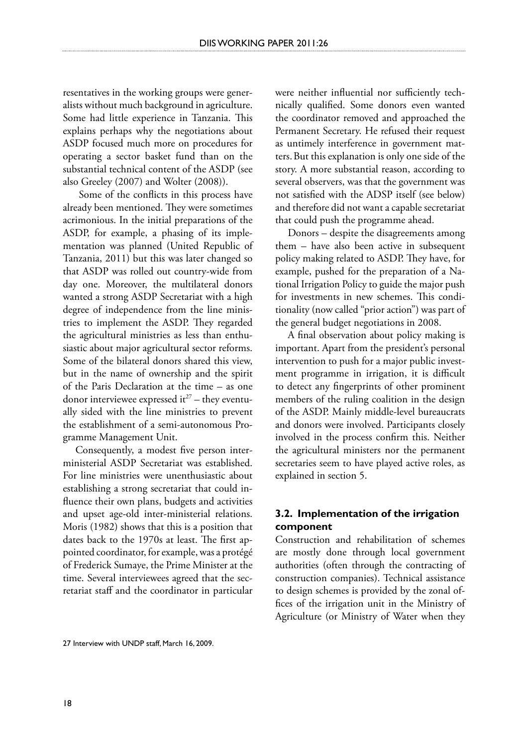resentatives in the working groups were generalists without much background in agriculture. Some had little experience in Tanzania. This explains perhaps why the negotiations about ASDP focused much more on procedures for operating a sector basket fund than on the substantial technical content of the ASDP (see also Greeley (2007) and Wolter (2008)).

Some of the conflicts in this process have already been mentioned. They were sometimes acrimonious. In the initial preparations of the ASDP, for example, a phasing of its implementation was planned (United Republic of Tanzania, 2011) but this was later changed so that ASDP was rolled out country-wide from day one. Moreover, the multilateral donors wanted a strong ASDP Secretariat with a high degree of independence from the line ministries to implement the ASDP. They regarded the agricultural ministries as less than enthusiastic about major agricultural sector reforms. Some of the bilateral donors shared this view, but in the name of ownership and the spirit of the Paris Declaration at the time – as one donor interviewee expressed it[27] – they eventually sided with the line ministries to prevent the establishment of a semi-autonomous Programme Management Unit.

Consequently, a modest five person interministerial ASDP Secretariat was established. For line ministries were unenthusiastic about establishing a strong secretariat that could influence their own plans, budgets and activities and upset age-old inter-ministerial relations. Moris (1982) shows that this is a position that dates back to the 1970s at least. The first appointed coordinator, for example, was a protégé of Frederick Sumaye, the Prime Minister at the time. Several interviewees agreed that the secretariat staff and the coordinator in particular were neither influential nor sufficiently technically qualified. Some donors even wanted the coordinator removed and approached the Permanent Secretary. He refused their request as untimely interference in government matters. But this explanation is only one side of the story. A more substantial reason, according to several observers, was that the government was not satisfied with the ADSP itself (see below) and therefore did not want a capable secretariat that could push the programme ahead.

Donors – despite the disagreements among them – have also been active in subsequent policy making related to ASDP. They have, for example, pushed for the preparation of a National Irrigation Policy to guide the major push for investments in new schemes. This conditionality (now called "prior action") was part of the general budget negotiations in 2008.

A final observation about policy making is important. Apart from the president's personal intervention to push for a major public investment programme in irrigation, it is difficult to detect any fingerprints of other prominent members of the ruling coalition in the design of the ASDP. Mainly middle-level bureaucrats and donors were involved. Participants closely involved in the process confirm this. Neither the agricultural ministers nor the permanent secretaries seem to have played active roles, as explained in section 5.

### 3.2. Implementation of the irrigation component

Construction and rehabilitation of schemes are mostly done through local government authorities (often through the contracting of construction companies). Technical assistance to design schemes is provided by the zonal offices of the irrigation unit in the Ministry of Agriculture (or Ministry of Water when they

---

27 Interview with UNDP staff, March 16, 2009.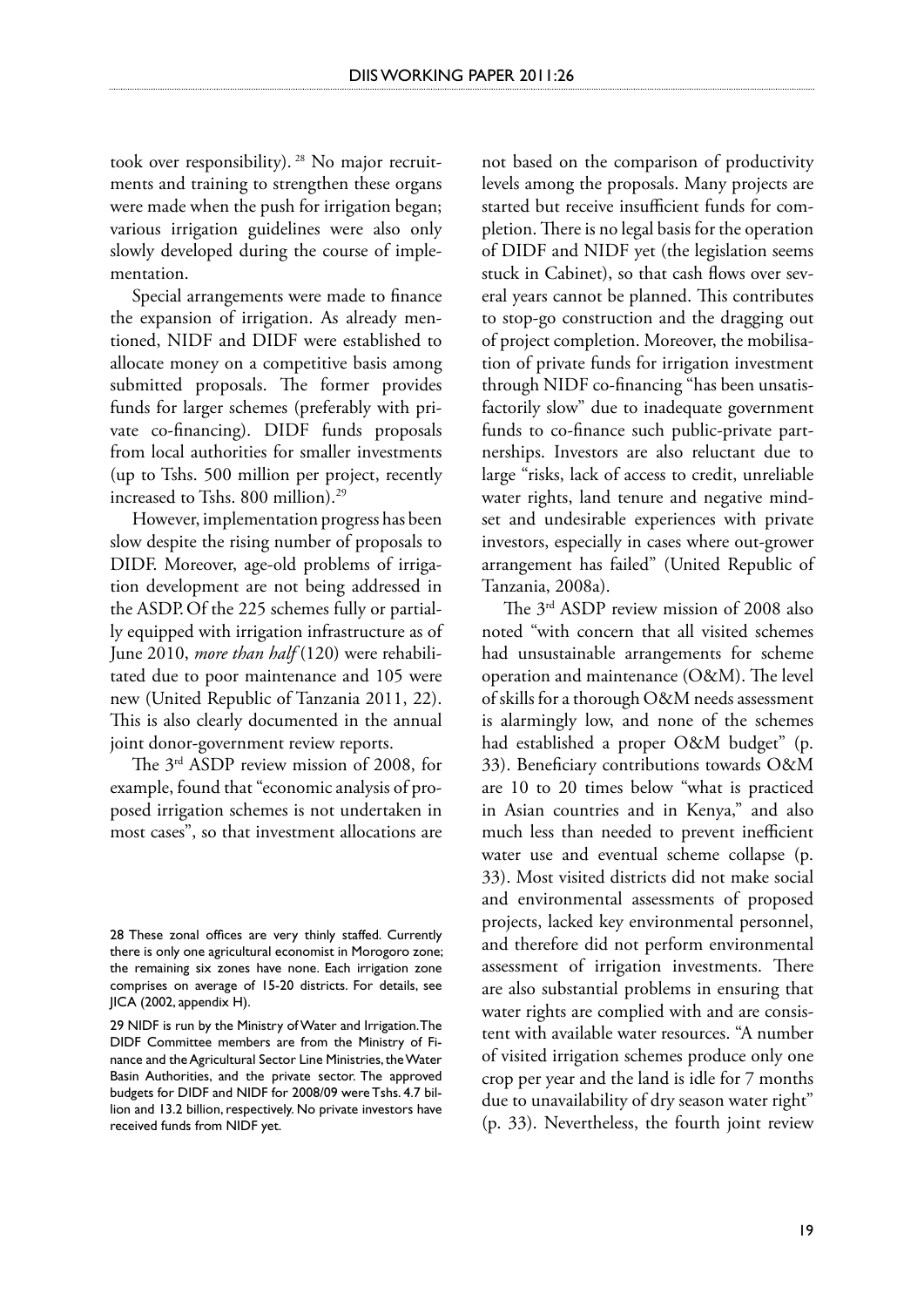took over responsibility).[28] No major recruitments and training to strengthen these organs were made when the push for irrigation began; various irrigation guidelines were also only slowly developed during the course of implementation.

Special arrangements were made to finance the expansion of irrigation. As already mentioned, NIDF and DIDF were established to allocate money on a competitive basis among submitted proposals. The former provides funds for larger schemes (preferably with private co-financing). DIDF funds proposals from local authorities for smaller investments (up to Tshs. 500 million per project, recently increased to Tshs. 800 million).[29]

However, implementation progress has been slow despite the rising number of proposals to DIDF. Moreover, age-old problems of irrigation development are not being addressed in the ASDP. Of the 225 schemes fully or partially equipped with irrigation infrastructure as of June 2010, *more than half* (120) were rehabilitated due to poor maintenance and 105 were new (United Republic of Tanzania 2011, 22). This is also clearly documented in the annual joint donor-government review reports.

The 3rd ASDP review mission of 2008, for example, found that "economic analysis of proposed irrigation schemes is not undertaken in most cases", so that investment allocations are not based on the comparison of productivity levels among the proposals. Many projects are started but receive insufficient funds for completion. There is no legal basis for the operation of DIDF and NIDF yet (the legislation seems stuck in Cabinet), so that cash flows over several years cannot be planned. This contributes to stop-go construction and the dragging out of project completion. Moreover, the mobilisation of private funds for irrigation investment through NIDF co-financing "has been unsatisfactorily slow" due to inadequate government funds to co-finance such public-private partnerships. Investors are also reluctant due to large "risks, lack of access to credit, unreliable water rights, land tenure and negative mindset and undesirable experiences with private investors, especially in cases where out-grower arrangement has failed" (United Republic of Tanzania, 2008a).

The 3rd ASDP review mission of 2008 also noted "with concern that all visited schemes had unsustainable arrangements for scheme operation and maintenance (O&M). The level of skills for a thorough O&M needs assessment is alarmingly low, and none of the schemes had established a proper O&M budget" (p. 33). Beneficiary contributions towards O&M are 10 to 20 times below "what is practiced in Asian countries and in Kenya," and also much less than needed to prevent inefficient water use and eventual scheme collapse (p. 33). Most visited districts did not make social and environmental assessments of proposed projects, lacked key environmental personnel, and therefore did not perform environmental assessment of irrigation investments. There are also substantial problems in ensuring that water rights are complied with and are consistent with available water resources. "A number of visited irrigation schemes produce only one crop per year and the land is idle for 7 months due to unavailability of dry season water right" (p. 33). Nevertheless, the fourth joint review

---

28 These zonal offices are very thinly staffed. Currently there is only one agricultural economist in Morogoro zone; the remaining six zones have none. Each irrigation zone comprises on average of 15-20 districts. For details, see JICA (2002, appendix H).

29 NIDF is run by the Ministry of Water and Irrigation. The DIDF Committee members are from the Ministry of Finance and the Agricultural Sector Line Ministries, the Water Basin Authorities, and the private sector. The approved budgets for DIDF and NIDF for 2008/09 were Tshs. 4.7 billion and 13.2 billion, respectively. No private investors have received funds from NIDF yet.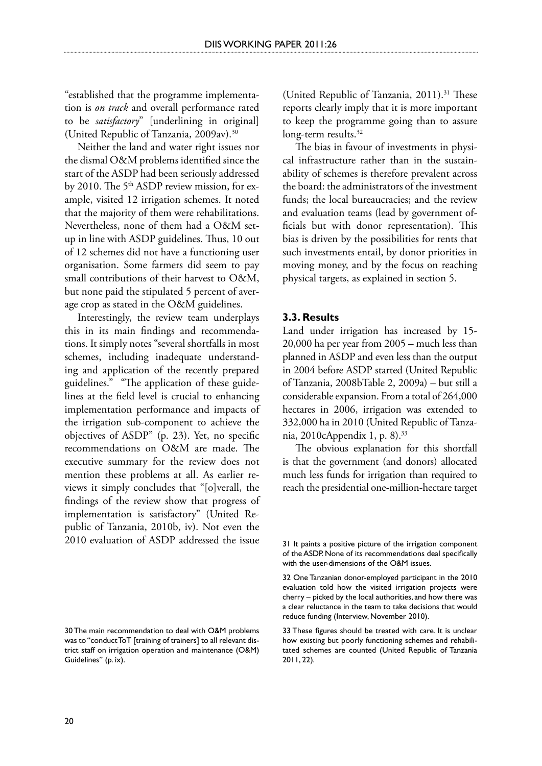"established that the programme implementation is *on track* and overall performance rated to be *satisfactory*" [underlining in original] (United Republic of Tanzania, 2009av).[30]

Neither the land and water right issues nor the dismal O&M problems identified since the start of the ASDP had been seriously addressed by 2010. The 5th ASDP review mission, for example, visited 12 irrigation schemes. It noted that the majority of them were rehabilitations. Nevertheless, none of them had a O&M set-up in line with ASDP guidelines. Thus, 10 out of 12 schemes did not have a functioning user organisation. Some farmers did seem to pay small contributions of their harvest to O&M, but none paid the stipulated 5 percent of average crop as stated in the O&M guidelines.

Interestingly, the review team underplays this in its main findings and recommendations. It simply notes "several shortfalls in most schemes, including inadequate understanding and application of the recently prepared guidelines." "The application of these guidelines at the field level is crucial to enhancing implementation performance and impacts of the irrigation sub-component to achieve the objectives of ASDP" (p. 23). Yet, no specific recommendations on O&M are made. The executive summary for the review does not mention these problems at all. As earlier reviews it simply concludes that "[o]verall, the findings of the review show that progress of implementation is satisfactory" (United Republic of Tanzania, 2010b, iv). Not even the 2010 evaluation of ASDP addressed the issue (United Republic of Tanzania, 2011).[31] These reports clearly imply that it is more important to keep the programme going than to assure long-term results.[32]

The bias in favour of investments in physical infrastructure rather than in the sustainability of schemes is therefore prevalent across the board: the administrators of the investment funds; the local bureaucracies; and the review and evaluation teams (lead by government officials but with donor representation). This bias is driven by the possibilities for rents that such investments entail, by donor priorities in moving money, and by the focus on reaching physical targets, as explained in section 5.

### 3.3. Results

Land under irrigation has increased by 15-20,000 ha per year from 2005 – much less than planned in ASDP and even less than the output in 2004 before ASDP started (United Republic of Tanzania, 2008bTable 2, 2009a) – but still a considerable expansion. From a total of 264,000 hectares in 2006, irrigation was extended to 332,000 ha in 2010 (United Republic of Tanzania, 2010cAppendix 1, p. 8).[33]

The obvious explanation for this shortfall is that the government (and donors) allocated much less funds for irrigation than required to reach the presidential one-million-hectare target

---

30 The main recommendation to deal with O&M problems was to "conduct ToT [training of trainers] to all relevant district staff on irrigation operation and maintenance (O&M) Guidelines" (p. ix).

31 It paints a positive picture of the irrigation component of the ASDP. None of its recommendations deal specifically with the user-dimensions of the O&M issues.

32 One Tanzanian donor-employed participant in the 2010 evaluation told how the visited irrigation projects were cherry – picked by the local authorities, and how there was a clear reluctance in the team to take decisions that would reduce funding (Interview, November 2010).

33 These figures should be treated with care. It is unclear how existing but poorly functioning schemes and rehabilitated schemes are counted (United Republic of Tanzania 2011, 22).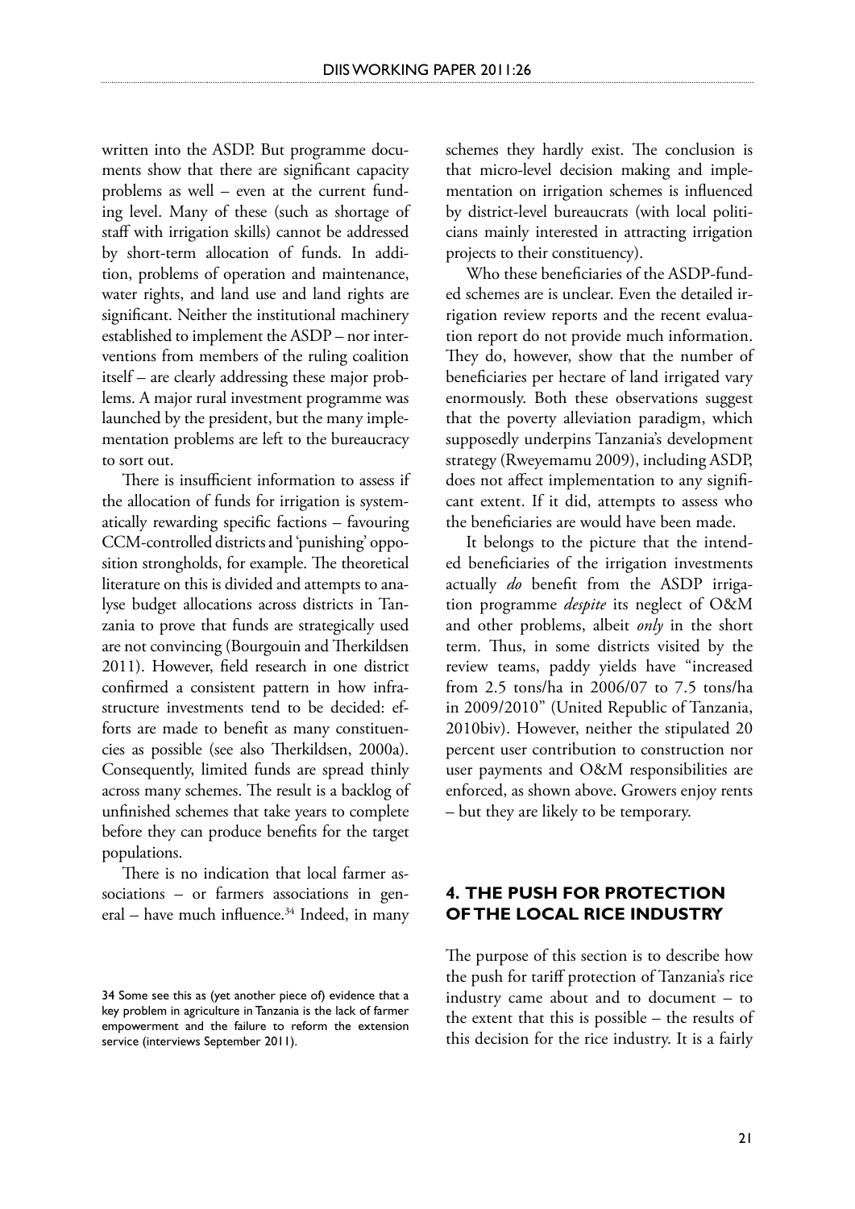written into the ASDP. But programme documents show that there are significant capacity problems as well – even at the current funding level. Many of these (such as shortage of staff with irrigation skills) cannot be addressed by short-term allocation of funds. In addition, problems of operation and maintenance, water rights, and land use and land rights are significant. Neither the institutional machinery established to implement the ASDP – nor interventions from members of the ruling coalition itself – are clearly addressing these major problems. A major rural investment programme was launched by the president, but the many implementation problems are left to the bureaucracy to sort out.

There is insufficient information to assess if the allocation of funds for irrigation is systematically rewarding specific factions – favouring CCM-controlled districts and 'punishing' opposition strongholds, for example. The theoretical literature on this is divided and attempts to analyse budget allocations across districts in Tanzania to prove that funds are strategically used are not convincing (Bourgouin and Therkildsen 2011). However, field research in one district confirmed a consistent pattern in how infrastructure investments tend to be decided: efforts are made to benefit as many constituencies as possible (see also Therkildsen, 2000a). Consequently, limited funds are spread thinly across many schemes. The result is a backlog of unfinished schemes that take years to complete before they can produce benefits for the target populations.

There is no indication that local farmer associations – or farmers associations in general – have much influence.[34] Indeed, in many schemes they hardly exist. The conclusion is that micro-level decision making and implementation on irrigation schemes is influenced by district-level bureaucrats (with local politicians mainly interested in attracting irrigation projects to their constituency).

Who these beneficiaries of the ASDP-funded schemes are is unclear. Even the detailed irrigation review reports and the recent evaluation report do not provide much information. They do, however, show that the number of beneficiaries per hectare of land irrigated vary enormously. Both these observations suggest that the poverty alleviation paradigm, which supposedly underpins Tanzania's development strategy (Rweyemamu 2009), including ASDP, does not affect implementation to any significant extent. If it did, attempts to assess who the beneficiaries are would have been made.

It belongs to the picture that the intended beneficiaries of the irrigation investments actually *do* benefit from the ASDP irrigation programme *despite* its neglect of O&M and other problems, albeit *only* in the short term. Thus, in some districts visited by the review teams, paddy yields have "increased from 2.5 tons/ha in 2006/07 to 7.5 tons/ha in 2009/2010" (United Republic of Tanzania, 2010biv). However, neither the stipulated 20 percent user contribution to construction nor user payments and O&M responsibilities are enforced, as shown above. Growers enjoy rents – but they are likely to be temporary.

## 4. THE PUSH FOR PROTECTION OF THE LOCAL RICE INDUSTRY

The purpose of this section is to describe how the push for tariff protection of Tanzania's rice industry came about and to document – to the extent that this is possible – the results of this decision for the rice industry. It is a fairly

---

34 Some see this as (yet another piece of) evidence that a key problem in agriculture in Tanzania is the lack of farmer empowerment and the failure to reform the extension service (interviews September 2011).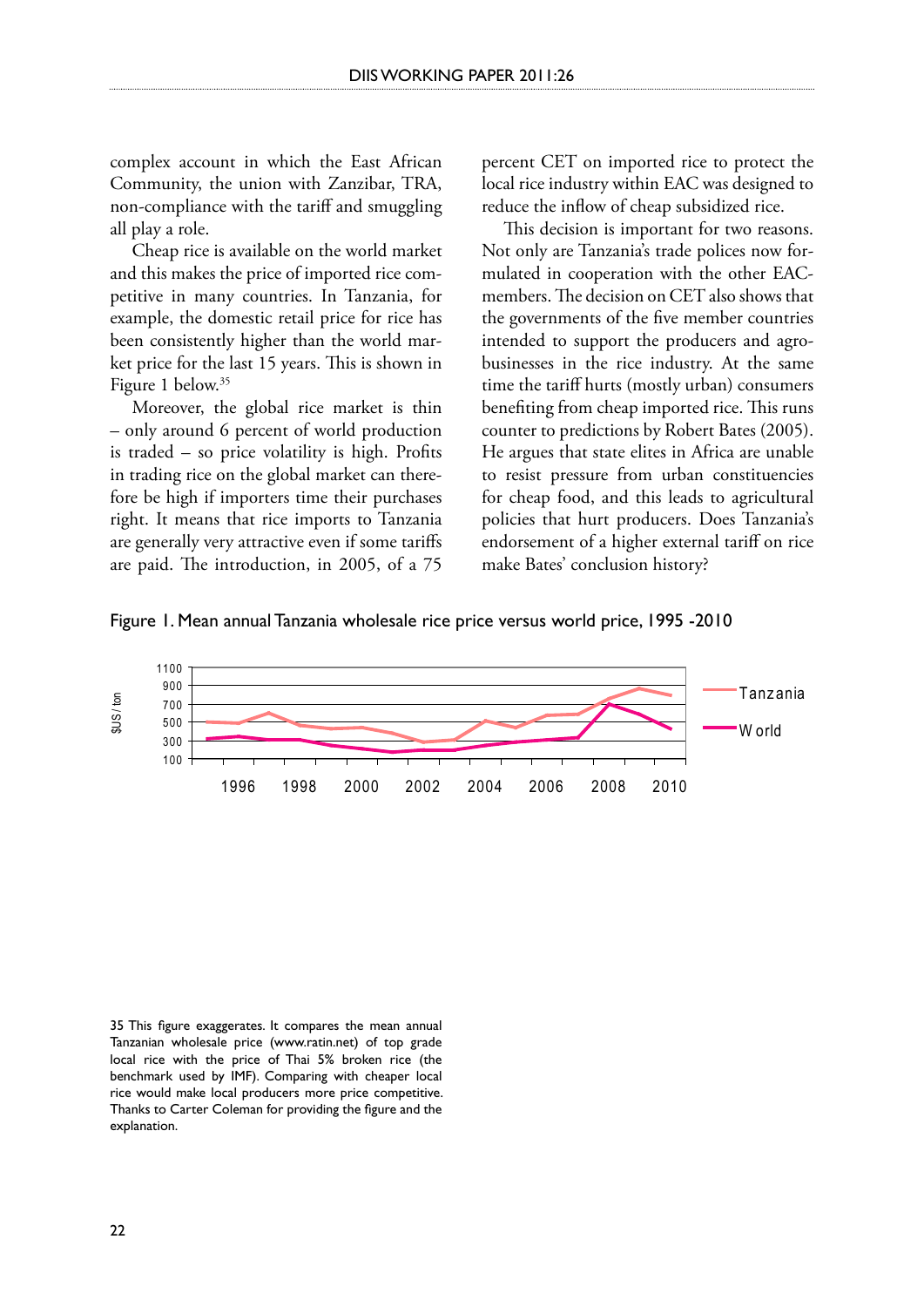complex account in which the East African Community, the union with Zanzibar, TRA, non-compliance with the tariff and smuggling all play a role.

Cheap rice is available on the world market and this makes the price of imported rice competitive in many countries. In Tanzania, for example, the domestic retail price for rice has been consistently higher than the world market price for the last 15 years. This is shown in Figure 1 below.[35]

Moreover, the global rice market is thin – only around 6 percent of world production is traded – so price volatility is high. Profits in trading rice on the global market can therefore be high if importers time their purchases right. It means that rice imports to Tanzania are generally very attractive even if some tariffs are paid. The introduction, in 2005, of a 75 percent CET on imported rice to protect the local rice industry within EAC was designed to reduce the inflow of cheap subsidized rice.

This decision is important for two reasons. Not only are Tanzania's trade polices now formulated in cooperation with the other EAC-members. The decision on CET also shows that the governments of the five member countries intended to support the producers and agro-businesses in the rice industry. At the same time the tariff hurts (mostly urban) consumers benefiting from cheap imported rice. This runs counter to predictions by Robert Bates (2005). He argues that state elites in Africa are unable to resist pressure from urban constituencies for cheap food, and this leads to agricultural policies that hurt producers. Does Tanzania's endorsement of a higher external tariff on rice make Bates' conclusion history?

Figure 1. Mean annual Tanzania wholesale rice price versus world price, 1995 -2010

[35] This figure exaggerates. It compares the mean annual Tanzanian wholesale price (www.ratin.net) of top grade local rice with the price of Thai 5% broken rice (the benchmark used by IMF). Comparing with cheaper local rice would make local producers more price competitive. Thanks to Carter Coleman for providing the figure and the explanation.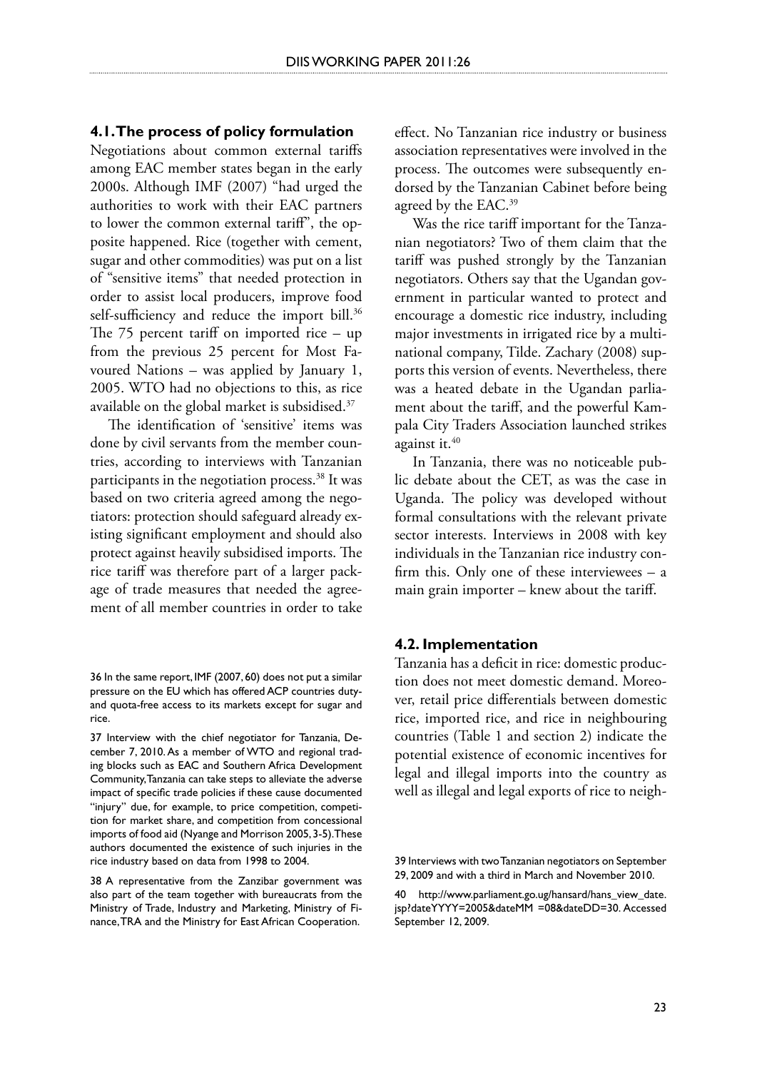### 4.1. The process of policy formulation

Negotiations about common external tariffs among EAC member states began in the early 2000s. Although IMF (2007) "had urged the authorities to work with their EAC partners to lower the common external tariff", the opposite happened. Rice (together with cement, sugar and other commodities) was put on a list of "sensitive items" that needed protection in order to assist local producers, improve food self-sufficiency and reduce the import bill.[36] The 75 percent tariff on imported rice – up from the previous 25 percent for Most Favoured Nations – was applied by January 1, 2005. WTO had no objections to this, as rice available on the global market is subsidised.[37]

The identification of 'sensitive' items was done by civil servants from the member countries, according to interviews with Tanzanian participants in the negotiation process.[38] It was based on two criteria agreed among the negotiators: protection should safeguard already existing significant employment and should also protect against heavily subsidised imports. The rice tariff was therefore part of a larger package of trade measures that needed the agreement of all member countries in order to take effect. No Tanzanian rice industry or business association representatives were involved in the process. The outcomes were subsequently endorsed by the Tanzanian Cabinet before being agreed by the EAC.[39]

Was the rice tariff important for the Tanzanian negotiators? Two of them claim that the tariff was pushed strongly by the Tanzanian negotiators. Others say that the Ugandan government in particular wanted to protect and encourage a domestic rice industry, including major investments in irrigated rice by a multinational company, Tilde. Zachary (2008) supports this version of events. Nevertheless, there was a heated debate in the Ugandan parliament about the tariff, and the powerful Kampala City Traders Association launched strikes against it.[40]

In Tanzania, there was no noticeable public debate about the CET, as was the case in Uganda. The policy was developed without formal consultations with the relevant private sector interests. Interviews in 2008 with key individuals in the Tanzanian rice industry confirm this. Only one of these interviewees – a main grain importer – knew about the tariff.

### 4.2. Implementation

Tanzania has a deficit in rice: domestic production does not meet domestic demand. Moreover, retail price differentials between domestic rice, imported rice, and rice in neighbouring countries (Table 1 and section 2) indicate the potential existence of economic incentives for legal and illegal imports into the country as well as illegal and legal exports of rice to neigh-

36 In the same report, IMF (2007, 60) does not put a similar pressure on the EU which has offered ACP countries duty- and quota-free access to its markets except for sugar and rice.

37 Interview with the chief negotiator for Tanzania, December 7, 2010. As a member of WTO and regional trading blocks such as EAC and Southern Africa Development Community, Tanzania can take steps to alleviate the adverse impact of specific trade policies if these cause documented "injury" due, for example, to price competition, competition for market share, and competition from concessional imports of food aid (Nyange and Morrison 2005, 3-5). These authors documented the existence of such injuries in the rice industry based on data from 1998 to 2004.

38 A representative from the Zanzibar government was also part of the team together with bureaucrats from the Ministry of Trade, Industry and Marketing, Ministry of Finance, TRA and the Ministry for East African Cooperation.

39 Interviews with two Tanzanian negotiators on September 29, 2009 and with a third in March and November 2010.

40 http://www.parliament.go.ug/hansard/hans_view_date.jsp?dateYYYY=2005&dateMM =08&dateDD=30. Accessed September 12, 2009.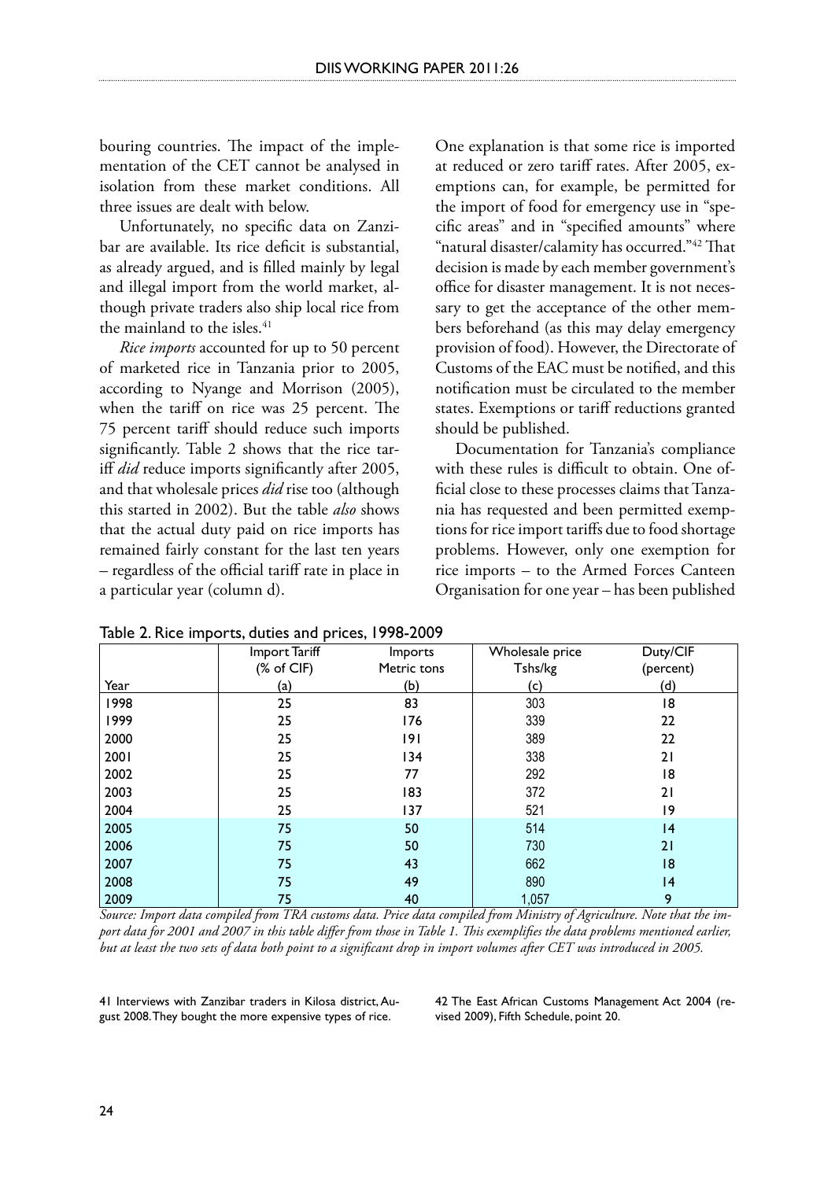bouring countries. The impact of the implementation of the CET cannot be analysed in isolation from these market conditions. All three issues are dealt with below.

Unfortunately, no specific data on Zanzibar are available. Its rice deficit is substantial, as already argued, and is filled mainly by legal and illegal import from the world market, although private traders also ship local rice from the mainland to the isles.[41]

*Rice imports* accounted for up to 50 percent of marketed rice in Tanzania prior to 2005, according to Nyange and Morrison (2005), when the tariff on rice was 25 percent. The 75 percent tariff should reduce such imports significantly. Table 2 shows that the rice tariff *did* reduce imports significantly after 2005, and that wholesale prices *did* rise too (although this started in 2002). But the table *also* shows that the actual duty paid on rice imports has remained fairly constant for the last ten years – regardless of the official tariff rate in place in a particular year (column d).

One explanation is that some rice is imported at reduced or zero tariff rates. After 2005, exemptions can, for example, be permitted for the import of food for emergency use in "specific areas" and in "specified amounts" where "natural disaster/calamity has occurred."[42] That decision is made by each member government's office for disaster management. It is not necessary to get the acceptance of the other members beforehand (as this may delay emergency provision of food). However, the Directorate of Customs of the EAC must be notified, and this notification must be circulated to the member states. Exemptions or tariff reductions granted should be published.

Documentation for Tanzania's compliance with these rules is difficult to obtain. One official close to these processes claims that Tanzania has requested and been permitted exemptions for rice import tariffs due to food shortage problems. However, only one exemption for rice imports – to the Armed Forces Canteen Organisation for one year – has been published

Table 2. Rice imports, duties and prices, 1998-2009

| Year | Import Tariff (% of CIF) (a) | Imports Metric tons (b) | Wholesale price Tshs/kg (c) | Duty/CIF (percent) (d) |
|---|---|---|---|---|
| 1998 | 25 | 83 | 303 | 18 |
| 1999 | 25 | 176 | 339 | 22 |
| 2000 | 25 | 191 | 389 | 22 |
| 2001 | 25 | 134 | 338 | 21 |
| 2002 | 25 | 77 | 292 | 18 |
| 2003 | 25 | 183 | 372 | 21 |
| 2004 | 25 | 137 | 521 | 19 |
| 2005 | 75 | 50 | 514 | 14 |
| 2006 | 75 | 50 | 730 | 21 |
| 2007 | 75 | 43 | 662 | 18 |
| 2008 | 75 | 49 | 890 | 14 |
| 2009 | 75 | 40 | 1,057 | 9 |

*Source: Import data compiled from TRA customs data. Price data compiled from Ministry of Agriculture. Note that the import data for 2001 and 2007 in this table differ from those in Table 1. This exemplifies the data problems mentioned earlier, but at least the two sets of data both point to a significant drop in import volumes after CET was introduced in 2005.*

41 Interviews with Zanzibar traders in Kilosa district, August 2008. They bought the more expensive types of rice.

42 The East African Customs Management Act 2004 (revised 2009), Fifth Schedule, point 20.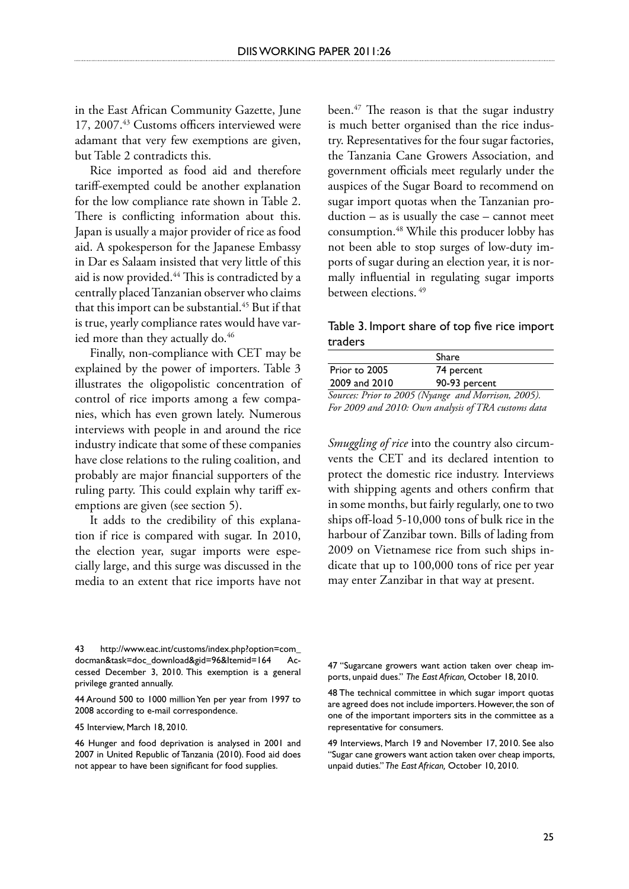in the East African Community Gazette, June 17, 2007.[43] Customs officers interviewed were adamant that very few exemptions are given, but Table 2 contradicts this.

Rice imported as food aid and therefore tariff-exempted could be another explanation for the low compliance rate shown in Table 2. There is conflicting information about this. Japan is usually a major provider of rice as food aid. A spokesperson for the Japanese Embassy in Dar es Salaam insisted that very little of this aid is now provided.[44] This is contradicted by a centrally placed Tanzanian observer who claims that this import can be substantial.[45] But if that is true, yearly compliance rates would have varied more than they actually do.[46]

Finally, non-compliance with CET may be explained by the power of importers. Table 3 illustrates the oligopolistic concentration of control of rice imports among a few companies, which has even grown lately. Numerous interviews with people in and around the rice industry indicate that some of these companies have close relations to the ruling coalition, and probably are major financial supporters of the ruling party. This could explain why tariff exemptions are given (see section 5).

It adds to the credibility of this explanation if rice is compared with sugar. In 2010, the election year, sugar imports were especially large, and this surge was discussed in the media to an extent that rice imports have not been.[47] The reason is that the sugar industry is much better organised than the rice industry. Representatives for the four sugar factories, the Tanzania Cane Growers Association, and government officials meet regularly under the auspices of the Sugar Board to recommend on sugar import quotas when the Tanzanian production – as is usually the case – cannot meet consumption.[48] While this producer lobby has not been able to stop surges of low-duty imports of sugar during an election year, it is normally influential in regulating sugar imports between elections. [49]

Table 3. Import share of top five rice import traders

| | Share |
|---|---|
| Prior to 2005 | 74 percent |
| 2009 and 2010 | 90-93 percent |

*Sources: Prior to 2005 (Nyange and Morrison, 2005). For 2009 and 2010: Own analysis of TRA customs data*

*Smuggling of rice* into the country also circumvents the CET and its declared intention to protect the domestic rice industry. Interviews with shipping agents and others confirm that in some months, but fairly regularly, one to two ships off-load 5-10,000 tons of bulk rice in the harbour of Zanzibar town. Bills of lading from 2009 on Vietnamese rice from such ships indicate that up to 100,000 tons of rice per year may enter Zanzibar in that way at present.

43 http://www.eac.int/customs/index.php?option=com_docman&task=doc_download&gid=96&Itemid=164 Accessed December 3, 2010. This exemption is a general privilege granted annually.

44 Around 500 to 1000 million Yen per year from 1997 to 2008 according to e-mail correspondence.

45 Interview, March 18, 2010.

46 Hunger and food deprivation is analysed in 2001 and 2007 in United Republic of Tanzania (2010). Food aid does not appear to have been significant for food supplies.

47 "Sugarcane growers want action taken over cheap imports, unpaid dues." *The East African,* October 18, 2010.

48 The technical committee in which sugar import quotas are agreed does not include importers. However, the son of one of the important importers sits in the committee as a representative for consumers.

49 Interviews, March 19 and November 17, 2010. See also "Sugar cane growers want action taken over cheap imports, unpaid duties." *The East African,* October 10, 2010.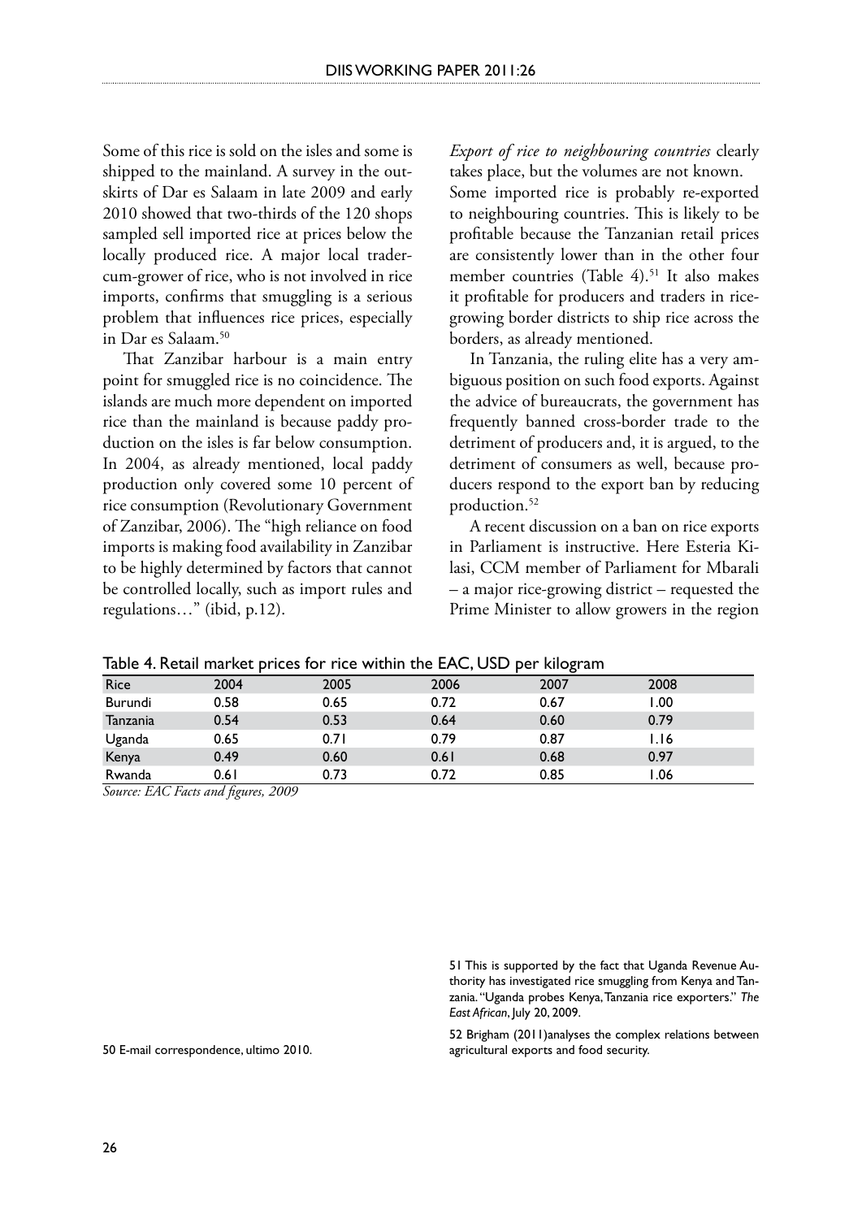Some of this rice is sold on the isles and some is shipped to the mainland. A survey in the outskirts of Dar es Salaam in late 2009 and early 2010 showed that two-thirds of the 120 shops sampled sell imported rice at prices below the locally produced rice. A major local trader-cum-grower of rice, who is not involved in rice imports, confirms that smuggling is a serious problem that influences rice prices, especially in Dar es Salaam.[50]

That Zanzibar harbour is a main entry point for smuggled rice is no coincidence. The islands are much more dependent on imported rice than the mainland is because paddy production on the isles is far below consumption. In 2004, as already mentioned, local paddy production only covered some 10 percent of rice consumption (Revolutionary Government of Zanzibar, 2006). The "high reliance on food imports is making food availability in Zanzibar to be highly determined by factors that cannot be controlled locally, such as import rules and regulations…" (ibid, p.12).

*Export of rice to neighbouring countries* clearly takes place, but the volumes are not known. Some imported rice is probably re-exported to neighbouring countries. This is likely to be profitable because the Tanzanian retail prices are consistently lower than in the other four member countries (Table 4).[51] It also makes it profitable for producers and traders in rice-growing border districts to ship rice across the borders, as already mentioned.

In Tanzania, the ruling elite has a very ambiguous position on such food exports. Against the advice of bureaucrats, the government has frequently banned cross-border trade to the detriment of producers and, it is argued, to the detriment of consumers as well, because producers respond to the export ban by reducing production.[52]

A recent discussion on a ban on rice exports in Parliament is instructive. Here Esteria Kilasi, CCM member of Parliament for Mbarali – a major rice-growing district – requested the Prime Minister to allow growers in the region

Table 4. Retail market prices for rice within the EAC, USD per kilogram

| Rice | 2004 | 2005 | 2006 | 2007 | 2008 |
|---|---|---|---|---|---|
| Burundi | 0.58 | 0.65 | 0.72 | 0.67 | 1.00 |
| Tanzania | 0.54 | 0.53 | 0.64 | 0.60 | 0.79 |
| Uganda | 0.65 | 0.71 | 0.79 | 0.87 | 1.16 |
| Kenya | 0.49 | 0.60 | 0.61 | 0.68 | 0.97 |
| Rwanda | 0.61 | 0.73 | 0.72 | 0.85 | 1.06 |

*Source: EAC Facts and figures, 2009*

50 E-mail correspondence, ultimo 2010.

51 This is supported by the fact that Uganda Revenue Authority has investigated rice smuggling from Kenya and Tanzania. "Uganda probes Kenya, Tanzania rice exporters." *The East African*, July 20, 2009.

52 Brigham (2011)analyses the complex relations between agricultural exports and food security.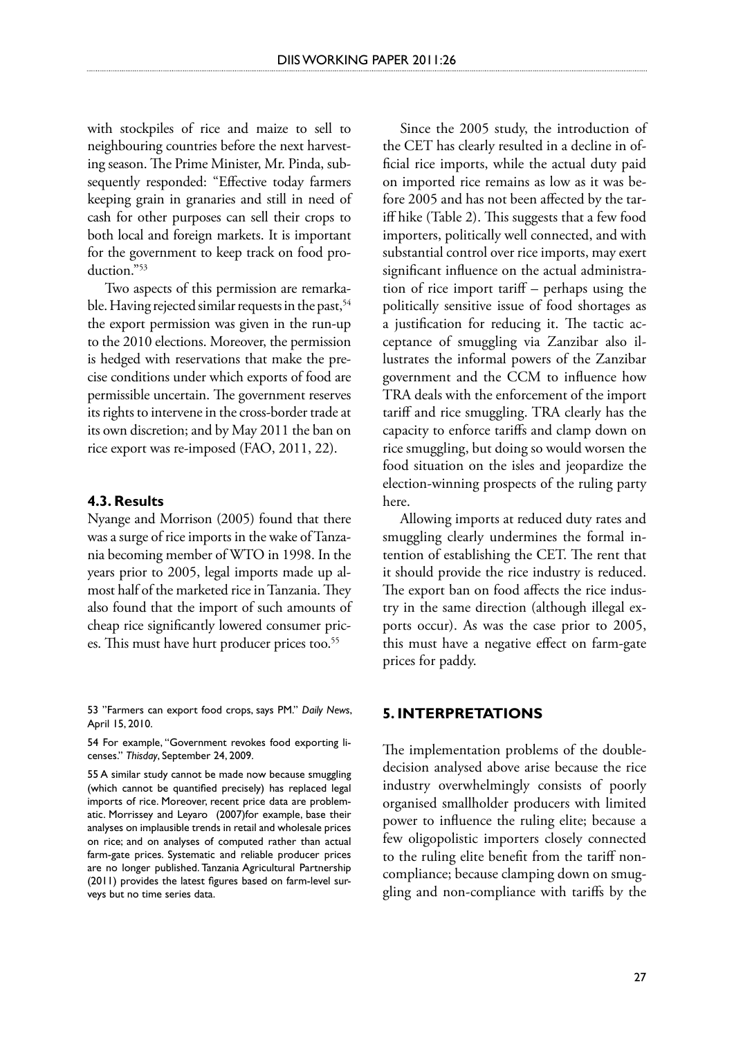with stockpiles of rice and maize to sell to neighbouring countries before the next harvesting season. The Prime Minister, Mr. Pinda, subsequently responded: "Effective today farmers keeping grain in granaries and still in need of cash for other purposes can sell their crops to both local and foreign markets. It is important for the government to keep track on food production."[53]

Two aspects of this permission are remarkable. Having rejected similar requests in the past,[54] the export permission was given in the run-up to the 2010 elections. Moreover, the permission is hedged with reservations that make the precise conditions under which exports of food are permissible uncertain. The government reserves its rights to intervene in the cross-border trade at its own discretion; and by May 2011 the ban on rice export was re-imposed (FAO, 2011, 22).

### 4.3. Results

Nyange and Morrison (2005) found that there was a surge of rice imports in the wake of Tanzania becoming member of WTO in 1998. In the years prior to 2005, legal imports made up almost half of the marketed rice in Tanzania. They also found that the import of such amounts of cheap rice significantly lowered consumer prices. This must have hurt producer prices too.[55]

Since the 2005 study, the introduction of the CET has clearly resulted in a decline in official rice imports, while the actual duty paid on imported rice remains as low as it was before 2005 and has not been affected by the tariff hike (Table 2). This suggests that a few food importers, politically well connected, and with substantial control over rice imports, may exert significant influence on the actual administration of rice import tariff – perhaps using the politically sensitive issue of food shortages as a justification for reducing it. The tactic acceptance of smuggling via Zanzibar also illustrates the informal powers of the Zanzibar government and the CCM to influence how TRA deals with the enforcement of the import tariff and rice smuggling. TRA clearly has the capacity to enforce tariffs and clamp down on rice smuggling, but doing so would worsen the food situation on the isles and jeopardize the election-winning prospects of the ruling party here.

Allowing imports at reduced duty rates and smuggling clearly undermines the formal intention of establishing the CET. The rent that it should provide the rice industry is reduced. The export ban on food affects the rice industry in the same direction (although illegal exports occur). As was the case prior to 2005, this must have a negative effect on farm-gate prices for paddy.

## 5. INTERPRETATIONS

The implementation problems of the double-decision analysed above arise because the rice industry overwhelmingly consists of poorly organised smallholder producers with limited power to influence the ruling elite; because a few oligopolistic importers closely connected to the ruling elite benefit from the tariff non-compliance; because clamping down on smuggling and non-compliance with tariffs by the

---

53 "Farmers can export food crops, says PM." *Daily News*, April 15, 2010.

54 For example, "Government revokes food exporting licenses." *Thisday*, September 24, 2009.

55 A similar study cannot be made now because smuggling (which cannot be quantified precisely) has replaced legal imports of rice. Moreover, recent price data are problematic. Morrissey and Leyaro (2007)for example, base their analyses on implausible trends in retail and wholesale prices on rice; and on analyses of computed rather than actual farm-gate prices. Systematic and reliable producer prices are no longer published. Tanzania Agricultural Partnership (2011) provides the latest figures based on farm-level surveys but no time series data.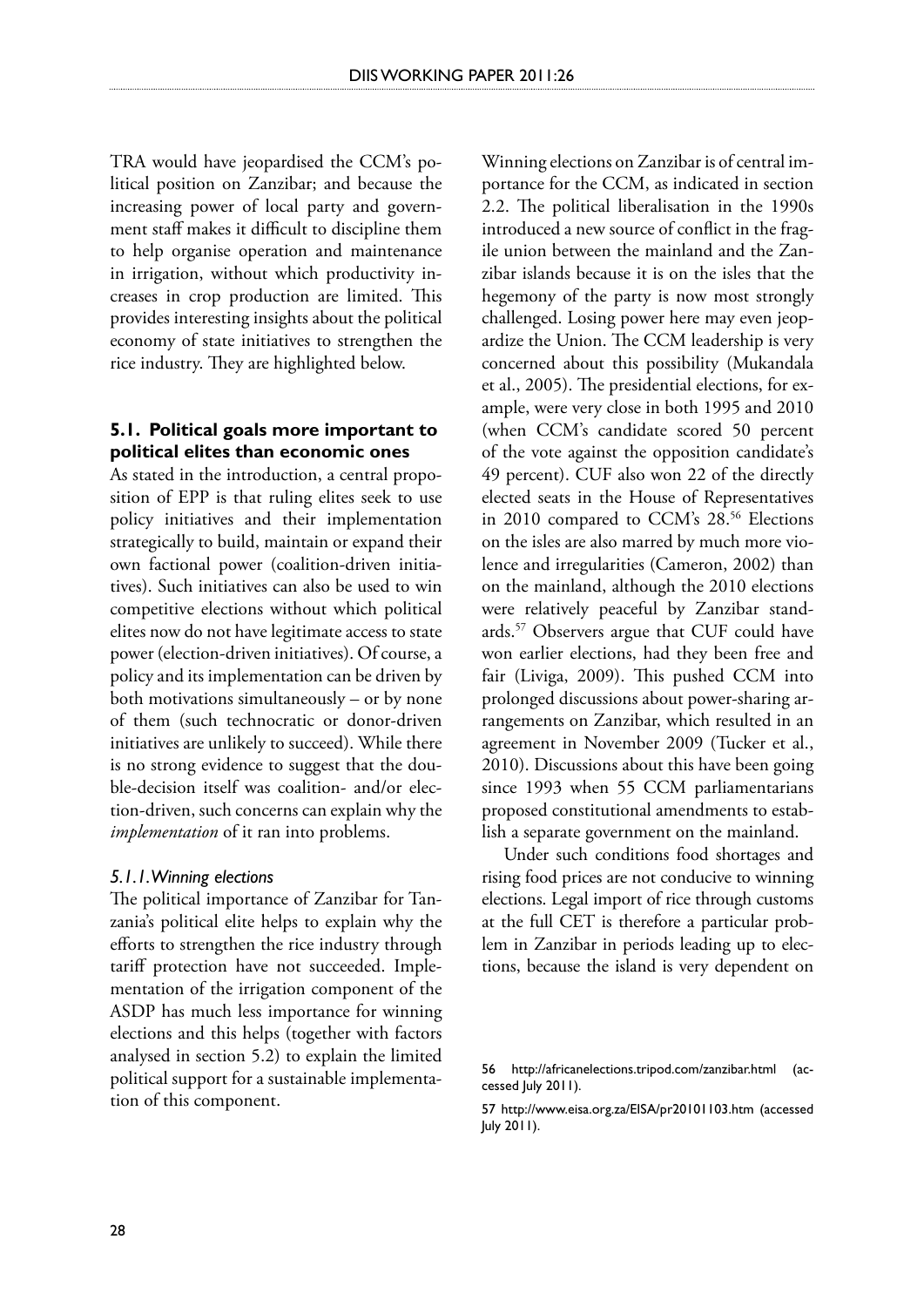TRA would have jeopardised the CCM's political position on Zanzibar; and because the increasing power of local party and government staff makes it difficult to discipline them to help organise operation and maintenance in irrigation, without which productivity increases in crop production are limited. This provides interesting insights about the political economy of state initiatives to strengthen the rice industry. They are highlighted below.

## 5.1. Political goals more important to political elites than economic ones

As stated in the introduction, a central proposition of EPP is that ruling elites seek to use policy initiatives and their implementation strategically to build, maintain or expand their own factional power (coalition-driven initiatives). Such initiatives can also be used to win competitive elections without which political elites now do not have legitimate access to state power (election-driven initiatives). Of course, a policy and its implementation can be driven by both motivations simultaneously – or by none of them (such technocratic or donor-driven initiatives are unlikely to succeed). While there is no strong evidence to suggest that the double-decision itself was coalition- and/or election-driven, such concerns can explain why the *implementation* of it ran into problems.

### *5.1.1. Winning elections*

The political importance of Zanzibar for Tanzania's political elite helps to explain why the efforts to strengthen the rice industry through tariff protection have not succeeded. Implementation of the irrigation component of the ASDP has much less importance for winning elections and this helps (together with factors analysed in section 5.2) to explain the limited political support for a sustainable implementation of this component.

Winning elections on Zanzibar is of central importance for the CCM, as indicated in section 2.2. The political liberalisation in the 1990s introduced a new source of conflict in the fragile union between the mainland and the Zanzibar islands because it is on the isles that the hegemony of the party is now most strongly challenged. Losing power here may even jeopardize the Union. The CCM leadership is very concerned about this possibility (Mukandala et al., 2005). The presidential elections, for example, were very close in both 1995 and 2010 (when CCM's candidate scored 50 percent of the vote against the opposition candidate's 49 percent). CUF also won 22 of the directly elected seats in the House of Representatives in 2010 compared to CCM's 28.[56] Elections on the isles are also marred by much more violence and irregularities (Cameron, 2002) than on the mainland, although the 2010 elections were relatively peaceful by Zanzibar standards.[57] Observers argue that CUF could have won earlier elections, had they been free and fair (Liviga, 2009). This pushed CCM into prolonged discussions about power-sharing arrangements on Zanzibar, which resulted in an agreement in November 2009 (Tucker et al., 2010). Discussions about this have been going since 1993 when 55 CCM parliamentarians proposed constitutional amendments to establish a separate government on the mainland.

Under such conditions food shortages and rising food prices are not conducive to winning elections. Legal import of rice through customs at the full CET is therefore a particular problem in Zanzibar in periods leading up to elections, because the island is very dependent on

---

56 http://africanelections.tripod.com/zanzibar.html (accessed July 2011).

57 http://www.eisa.org.za/EISA/pr20101103.htm (accessed July 2011).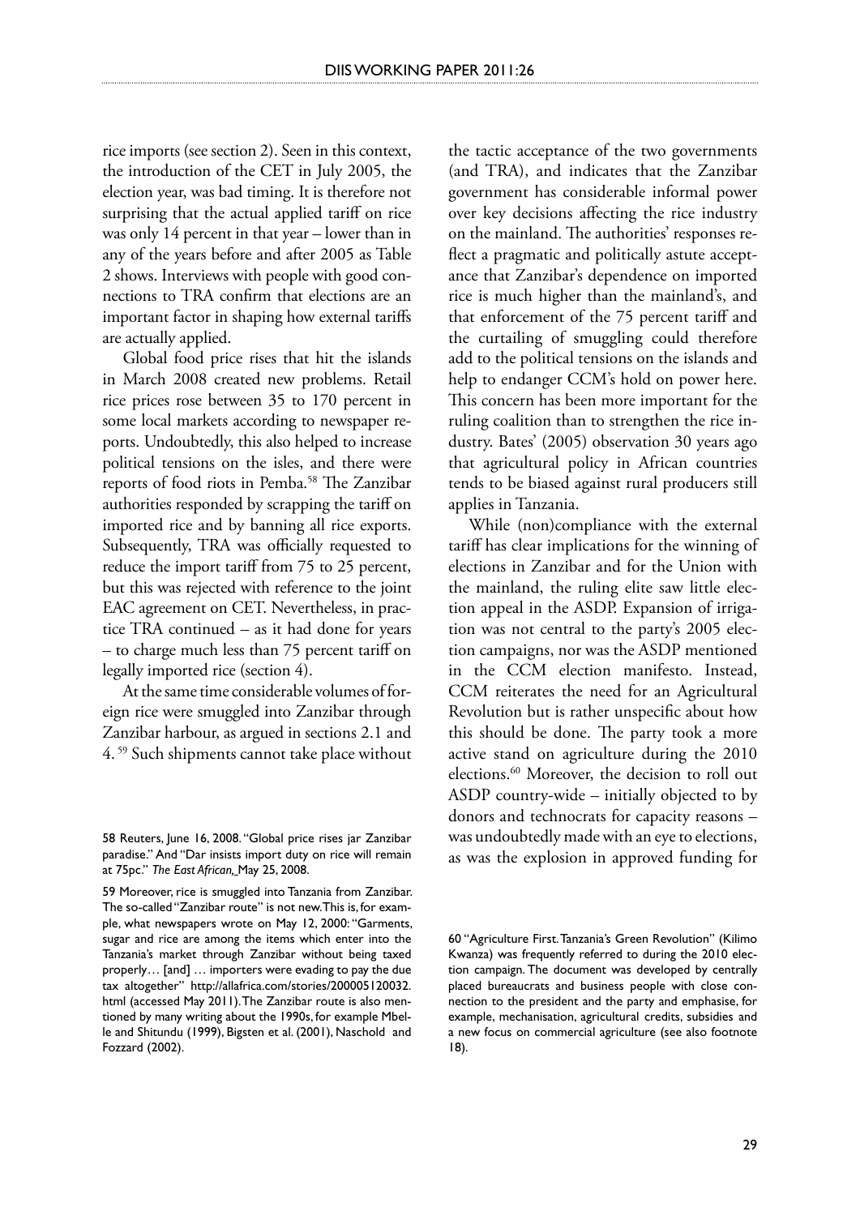rice imports (see section 2). Seen in this context, the introduction of the CET in July 2005, the election year, was bad timing. It is therefore not surprising that the actual applied tariff on rice was only 14 percent in that year – lower than in any of the years before and after 2005 as Table 2 shows. Interviews with people with good connections to TRA confirm that elections are an important factor in shaping how external tariffs are actually applied.

Global food price rises that hit the islands in March 2008 created new problems. Retail rice prices rose between 35 to 170 percent in some local markets according to newspaper reports. Undoubtedly, this also helped to increase political tensions on the isles, and there were reports of food riots in Pemba.[58] The Zanzibar authorities responded by scrapping the tariff on imported rice and by banning all rice exports. Subsequently, TRA was officially requested to reduce the import tariff from 75 to 25 percent, but this was rejected with reference to the joint EAC agreement on CET. Nevertheless, in practice TRA continued – as it had done for years – to charge much less than 75 percent tariff on legally imported rice (section 4).

At the same time considerable volumes of foreign rice were smuggled into Zanzibar through Zanzibar harbour, as argued in sections 2.1 and 4.[59] Such shipments cannot take place without the tactic acceptance of the two governments (and TRA), and indicates that the Zanzibar government has considerable informal power over key decisions affecting the rice industry on the mainland. The authorities' responses reflect a pragmatic and politically astute acceptance that Zanzibar's dependence on imported rice is much higher than the mainland's, and that enforcement of the 75 percent tariff and the curtailing of smuggling could therefore add to the political tensions on the islands and help to endanger CCM's hold on power here. This concern has been more important for the ruling coalition than to strengthen the rice industry. Bates' (2005) observation 30 years ago that agricultural policy in African countries tends to be biased against rural producers still applies in Tanzania.

While (non)compliance with the external tariff has clear implications for the winning of elections in Zanzibar and for the Union with the mainland, the ruling elite saw little election appeal in the ASDP. Expansion of irrigation was not central to the party's 2005 election campaigns, nor was the ASDP mentioned in the CCM election manifesto. Instead, CCM reiterates the need for an Agricultural Revolution but is rather unspecific about how this should be done. The party took a more active stand on agriculture during the 2010 elections.[60] Moreover, the decision to roll out ASDP country-wide – initially objected to by donors and technocrats for capacity reasons – was undoubtedly made with an eye to elections, as was the explosion in approved funding for

58 Reuters, June 16, 2008. "Global price rises jar Zanzibar paradise." And "Dar insists import duty on rice will remain at 75pc." *The East African*, May 25, 2008.

59 Moreover, rice is smuggled into Tanzania from Zanzibar. The so-called "Zanzibar route" is not new. This is, for example, what newspapers wrote on May 12, 2000: "Garments, sugar and rice are among the items which enter into the Tanzania's market through Zanzibar without being taxed properly… [and] … importers were evading to pay the due tax altogether" http://allafrica.com/stories/200005120032.html (accessed May 2011). The Zanzibar route is also mentioned by many writing about the 1990s, for example Mbelle and Shitundu (1999), Bigsten et al. (2001), Naschold and Fozzard (2002).

60 "Agriculture First. Tanzania's Green Revolution" (Kilimo Kwanza) was frequently referred to during the 2010 election campaign. The document was developed by centrally placed bureaucrats and business people with close connection to the president and the party and emphasise, for example, mechanisation, agricultural credits, subsidies and a new focus on commercial agriculture (see also footnote 18).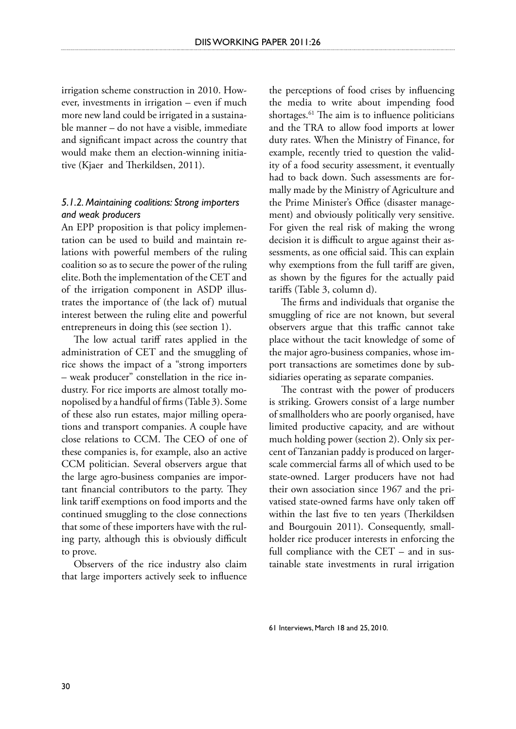irrigation scheme construction in 2010. However, investments in irrigation – even if much more new land could be irrigated in a sustainable manner – do not have a visible, immediate and significant impact across the country that would make them an election-winning initiative (Kjaer and Therkildsen, 2011).

### *5.1.2. Maintaining coalitions: Strong importers and weak producers*

An EPP proposition is that policy implementation can be used to build and maintain relations with powerful members of the ruling coalition so as to secure the power of the ruling elite. Both the implementation of the CET and of the irrigation component in ASDP illustrates the importance of (the lack of) mutual interest between the ruling elite and powerful entrepreneurs in doing this (see section 1).

The low actual tariff rates applied in the administration of CET and the smuggling of rice shows the impact of a "strong importers – weak producer" constellation in the rice industry. For rice imports are almost totally monopolised by a handful of firms (Table 3). Some of these also run estates, major milling operations and transport companies. A couple have close relations to CCM. The CEO of one of these companies is, for example, also an active CCM politician. Several observers argue that the large agro-business companies are important financial contributors to the party. They link tariff exemptions on food imports and the continued smuggling to the close connections that some of these importers have with the ruling party, although this is obviously difficult to prove.

Observers of the rice industry also claim that large importers actively seek to influence the perceptions of food crises by influencing the media to write about impending food shortages.[61] The aim is to influence politicians and the TRA to allow food imports at lower duty rates. When the Ministry of Finance, for example, recently tried to question the validity of a food security assessment, it eventually had to back down. Such assessments are formally made by the Ministry of Agriculture and the Prime Minister's Office (disaster management) and obviously politically very sensitive. For given the real risk of making the wrong decision it is difficult to argue against their assessments, as one official said. This can explain why exemptions from the full tariff are given, as shown by the figures for the actually paid tariffs (Table 3, column d).

The firms and individuals that organise the smuggling of rice are not known, but several observers argue that this traffic cannot take place without the tacit knowledge of some of the major agro-business companies, whose import transactions are sometimes done by subsidiaries operating as separate companies.

The contrast with the power of producers is striking. Growers consist of a large number of smallholders who are poorly organised, have limited productive capacity, and are without much holding power (section 2). Only six percent of Tanzanian paddy is produced on larger-scale commercial farms all of which used to be state-owned. Larger producers have not had their own association since 1967 and the privatised state-owned farms have only taken off within the last five to ten years (Therkildsen and Bourgouin 2011). Consequently, smallholder rice producer interests in enforcing the full compliance with the CET – and in sustainable state investments in rural irrigation

61 Interviews, March 18 and 25, 2010.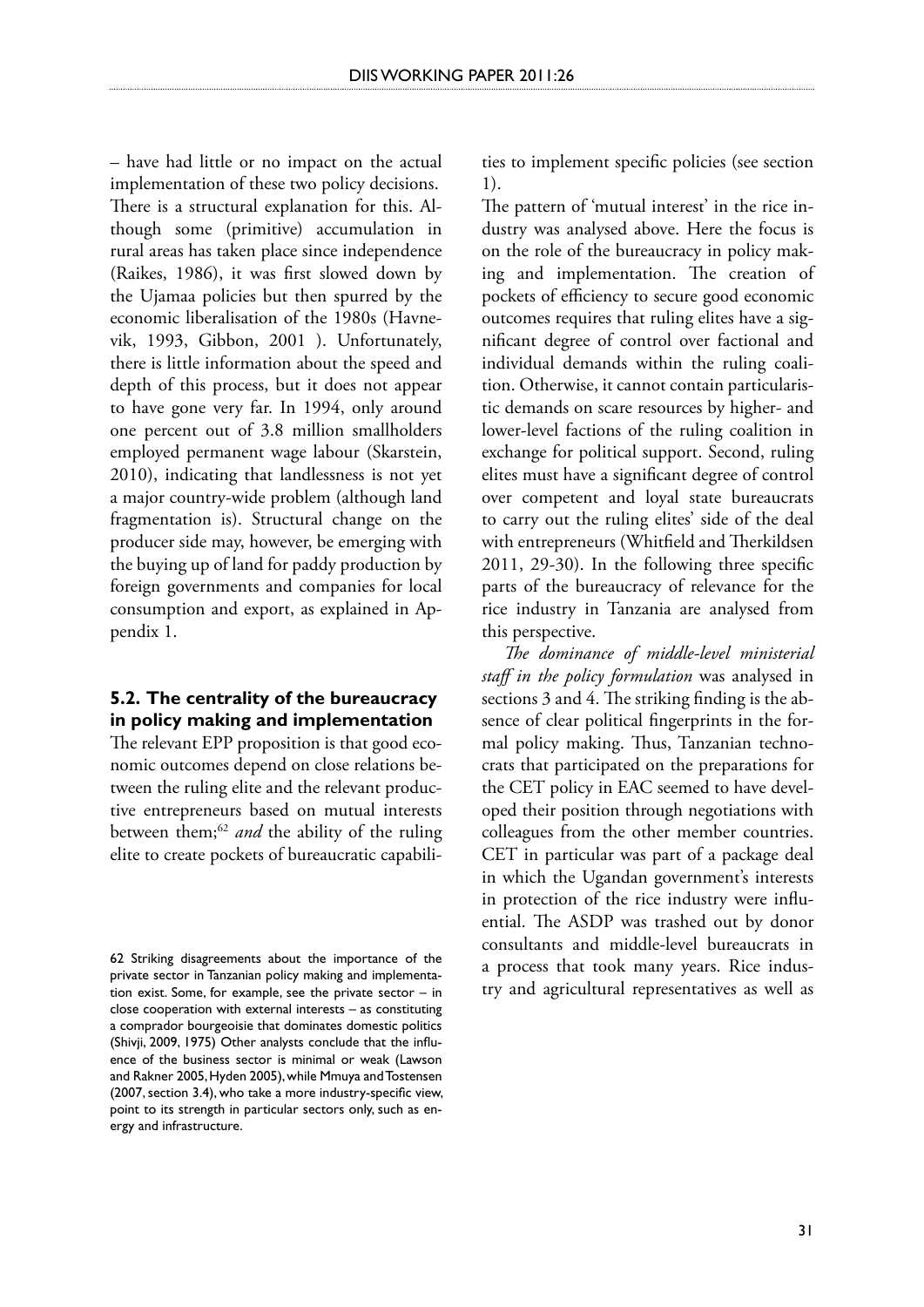– have had little or no impact on the actual implementation of these two policy decisions. There is a structural explanation for this. Although some (primitive) accumulation in rural areas has taken place since independence (Raikes, 1986), it was first slowed down by the Ujamaa policies but then spurred by the economic liberalisation of the 1980s (Havnevik, 1993, Gibbon, 2001 ). Unfortunately, there is little information about the speed and depth of this process, but it does not appear to have gone very far. In 1994, only around one percent out of 3.8 million smallholders employed permanent wage labour (Skarstein, 2010), indicating that landlessness is not yet a major country-wide problem (although land fragmentation is). Structural change on the producer side may, however, be emerging with the buying up of land for paddy production by foreign governments and companies for local consumption and export, as explained in Appendix 1.

### 5.2. The centrality of the bureaucracy in policy making and implementation

The relevant EPP proposition is that good economic outcomes depend on close relations between the ruling elite and the relevant productive entrepreneurs based on mutual interests between them;[62] *and* the ability of the ruling elite to create pockets of bureaucratic capabilities to implement specific policies (see section 1).

The pattern of 'mutual interest' in the rice industry was analysed above. Here the focus is on the role of the bureaucracy in policy making and implementation. The creation of pockets of efficiency to secure good economic outcomes requires that ruling elites have a significant degree of control over factional and individual demands within the ruling coalition. Otherwise, it cannot contain particularistic demands on scare resources by higher- and lower-level factions of the ruling coalition in exchange for political support. Second, ruling elites must have a significant degree of control over competent and loyal state bureaucrats to carry out the ruling elites' side of the deal with entrepreneurs (Whitfield and Therkildsen 2011, 29-30). In the following three specific parts of the bureaucracy of relevance for the rice industry in Tanzania are analysed from this perspective.

*The dominance of middle-level ministerial staff in the policy formulation* was analysed in sections 3 and 4. The striking finding is the absence of clear political fingerprints in the formal policy making. Thus, Tanzanian technocrats that participated on the preparations for the CET policy in EAC seemed to have developed their position through negotiations with colleagues from the other member countries. CET in particular was part of a package deal in which the Ugandan government's interests in protection of the rice industry were influential. The ASDP was trashed out by donor consultants and middle-level bureaucrats in a process that took many years. Rice industry and agricultural representatives as well as

[62] Striking disagreements about the importance of the private sector in Tanzanian policy making and implementation exist. Some, for example, see the private sector – in close cooperation with external interests – as constituting a comprador bourgeoisie that dominates domestic politics (Shivji, 2009, 1975) Other analysts conclude that the influence of the business sector is minimal or weak (Lawson and Rakner 2005, Hyden 2005), while Mmuya and Tostensen (2007, section 3.4), who take a more industry-specific view, point to its strength in particular sectors only, such as energy and infrastructure.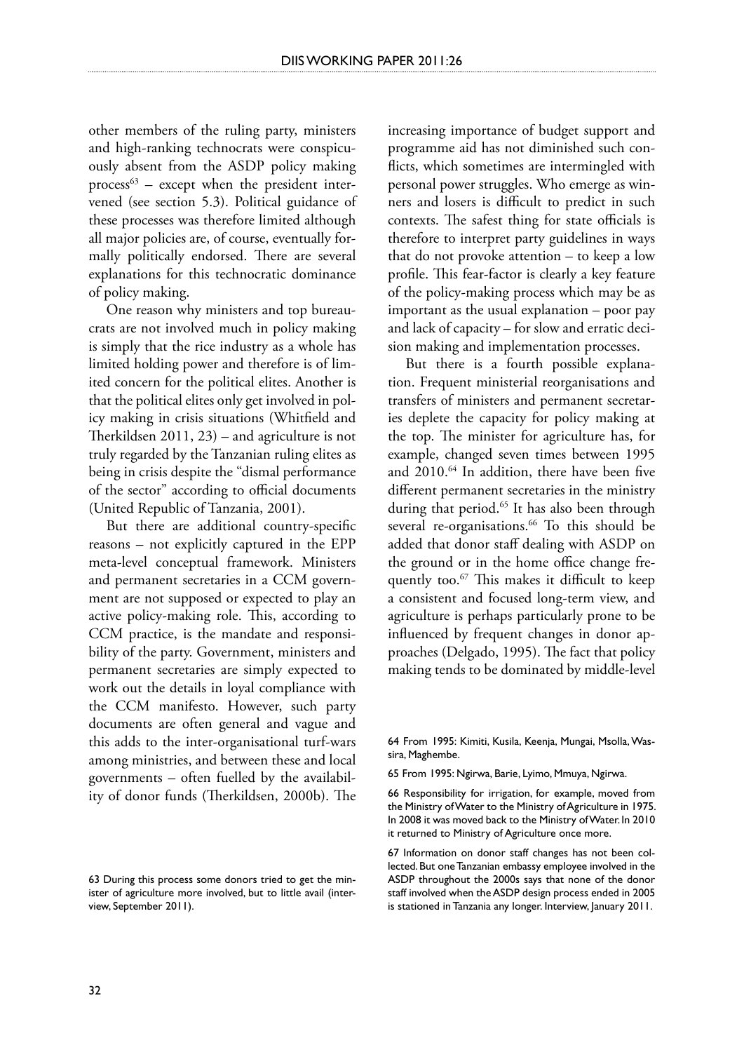other members of the ruling party, ministers and high-ranking technocrats were conspicuously absent from the ASDP policy making process[63] – except when the president intervened (see section 5.3). Political guidance of these processes was therefore limited although all major policies are, of course, eventually formally politically endorsed. There are several explanations for this technocratic dominance of policy making.

One reason why ministers and top bureaucrats are not involved much in policy making is simply that the rice industry as a whole has limited holding power and therefore is of limited concern for the political elites. Another is that the political elites only get involved in policy making in crisis situations (Whitfield and Therkildsen 2011, 23) – and agriculture is not truly regarded by the Tanzanian ruling elites as being in crisis despite the "dismal performance of the sector" according to official documents (United Republic of Tanzania, 2001).

But there are additional country-specific reasons – not explicitly captured in the EPP meta-level conceptual framework. Ministers and permanent secretaries in a CCM government are not supposed or expected to play an active policy-making role. This, according to CCM practice, is the mandate and responsibility of the party. Government, ministers and permanent secretaries are simply expected to work out the details in loyal compliance with the CCM manifesto. However, such party documents are often general and vague and this adds to the inter-organisational turf-wars among ministries, and between these and local governments – often fuelled by the availability of donor funds (Therkildsen, 2000b). The increasing importance of budget support and programme aid has not diminished such conflicts, which sometimes are intermingled with personal power struggles. Who emerge as winners and losers is difficult to predict in such contexts. The safest thing for state officials is therefore to interpret party guidelines in ways that do not provoke attention – to keep a low profile. This fear-factor is clearly a key feature of the policy-making process which may be as important as the usual explanation – poor pay and lack of capacity – for slow and erratic decision making and implementation processes.

But there is a fourth possible explanation. Frequent ministerial reorganisations and transfers of ministers and permanent secretaries deplete the capacity for policy making at the top. The minister for agriculture has, for example, changed seven times between 1995 and 2010.[64] In addition, there have been five different permanent secretaries in the ministry during that period.[65] It has also been through several re-organisations.[66] To this should be added that donor staff dealing with ASDP on the ground or in the home office change frequently too.[67] This makes it difficult to keep a consistent and focused long-term view, and agriculture is perhaps particularly prone to be influenced by frequent changes in donor approaches (Delgado, 1995). The fact that policy making tends to be dominated by middle-level

63 During this process some donors tried to get the minister of agriculture more involved, but to little avail (interview, September 2011).

64 From 1995: Kimiti, Kusila, Keenja, Mungai, Msolla, Wassira, Maghembe.

65 From 1995: Ngirwa, Barie, Lyimo, Mmuya, Ngirwa.

66 Responsibility for irrigation, for example, moved from the Ministry of Water to the Ministry of Agriculture in 1975. In 2008 it was moved back to the Ministry of Water. In 2010 it returned to Ministry of Agriculture once more.

67 Information on donor staff changes has not been collected. But one Tanzanian embassy employee involved in the ASDP throughout the 2000s says that none of the donor staff involved when the ASDP design process ended in 2005 is stationed in Tanzania any longer. Interview, January 2011.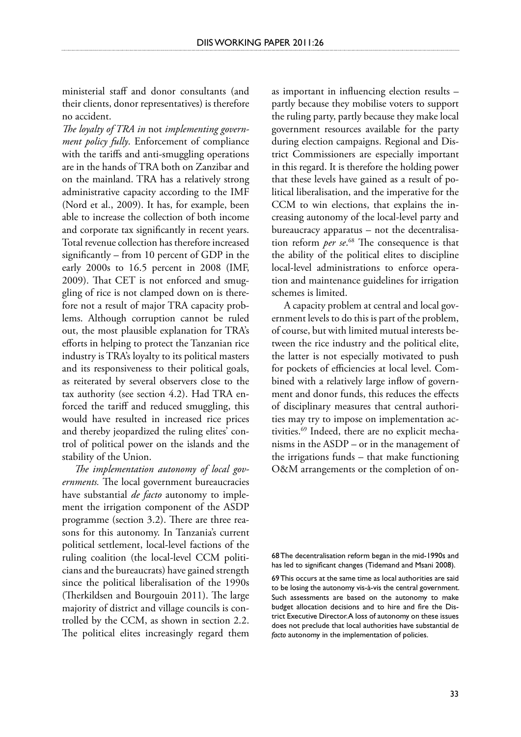ministerial staff and donor consultants (and their clients, donor representatives) is therefore no accident.

*The loyalty of TRA in* not *implementing government policy fully*. Enforcement of compliance with the tariffs and anti-smuggling operations are in the hands of TRA both on Zanzibar and on the mainland. TRA has a relatively strong administrative capacity according to the IMF (Nord et al., 2009). It has, for example, been able to increase the collection of both income and corporate tax significantly in recent years. Total revenue collection has therefore increased significantly – from 10 percent of GDP in the early 2000s to 16.5 percent in 2008 (IMF, 2009). That CET is not enforced and smuggling of rice is not clamped down on is therefore not a result of major TRA capacity problems. Although corruption cannot be ruled out, the most plausible explanation for TRA's efforts in helping to protect the Tanzanian rice industry is TRA's loyalty to its political masters and its responsiveness to their political goals, as reiterated by several observers close to the tax authority (see section 4.2). Had TRA enforced the tariff and reduced smuggling, this would have resulted in increased rice prices and thereby jeopardized the ruling elites' control of political power on the islands and the stability of the Union.

*The implementation autonomy of local governments.* The local government bureaucracies have substantial *de facto* autonomy to implement the irrigation component of the ASDP programme (section 3.2). There are three reasons for this autonomy. In Tanzania's current political settlement, local-level factions of the ruling coalition (the local-level CCM politicians and the bureaucrats) have gained strength since the political liberalisation of the 1990s (Therkildsen and Bourgouin 2011). The large majority of district and village councils is controlled by the CCM, as shown in section 2.2. The political elites increasingly regard them as important in influencing election results – partly because they mobilise voters to support the ruling party, partly because they make local government resources available for the party during election campaigns. Regional and District Commissioners are especially important in this regard. It is therefore the holding power that these levels have gained as a result of political liberalisation, and the imperative for the CCM to win elections, that explains the increasing autonomy of the local-level party and bureaucracy apparatus – not the decentralisation reform *per se*.[68] The consequence is that the ability of the political elites to discipline local-level administrations to enforce operation and maintenance guidelines for irrigation schemes is limited.

A capacity problem at central and local government levels to do this is part of the problem, of course, but with limited mutual interests between the rice industry and the political elite, the latter is not especially motivated to push for pockets of efficiencies at local level. Combined with a relatively large inflow of government and donor funds, this reduces the effects of disciplinary measures that central authorities may try to impose on implementation activities.[69] Indeed, there are no explicit mechanisms in the ASDP – or in the management of the irrigations funds – that make functioning O&M arrangements or the completion of on-

68 The decentralisation reform began in the mid-1990s and has led to significant changes (Tidemand and Msani 2008).

69 This occurs at the same time as local authorities are said to be losing the autonomy vis-à-vis the central government. Such assessments are based on the autonomy to make budget allocation decisions and to hire and fire the District Executive Director. A loss of autonomy on these issues does not preclude that local authorities have substantial *de facto* autonomy in the implementation of policies.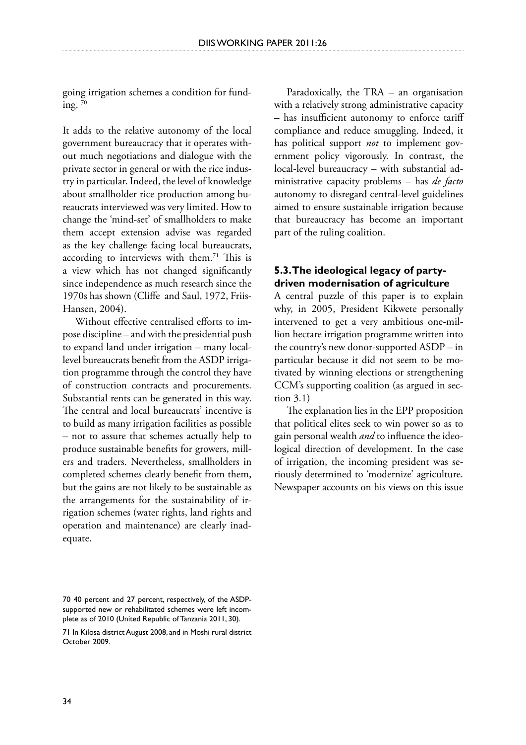going irrigation schemes a condition for funding. [70]

It adds to the relative autonomy of the local government bureaucracy that it operates without much negotiations and dialogue with the private sector in general or with the rice industry in particular. Indeed, the level of knowledge about smallholder rice production among bureaucrats interviewed was very limited. How to change the 'mind-set' of smallholders to make them accept extension advise was regarded as the key challenge facing local bureaucrats, according to interviews with them.[71] This is a view which has not changed significantly since independence as much research since the 1970s has shown (Cliffe and Saul, 1972, Friis-Hansen, 2004).

Without effective centralised efforts to impose discipline – and with the presidential push to expand land under irrigation – many local-level bureaucrats benefit from the ASDP irrigation programme through the control they have of construction contracts and procurements. Substantial rents can be generated in this way. The central and local bureaucrats' incentive is to build as many irrigation facilities as possible – not to assure that schemes actually help to produce sustainable benefits for growers, millers and traders. Nevertheless, smallholders in completed schemes clearly benefit from them, but the gains are not likely to be sustainable as the arrangements for the sustainability of irrigation schemes (water rights, land rights and operation and maintenance) are clearly inadequate.

Paradoxically, the TRA – an organisation with a relatively strong administrative capacity – has insufficient autonomy to enforce tariff compliance and reduce smuggling. Indeed, it has political support *not* to implement government policy vigorously. In contrast, the local-level bureaucracy – with substantial administrative capacity problems – has *de facto* autonomy to disregard central-level guidelines aimed to ensure sustainable irrigation because that bureaucracy has become an important part of the ruling coalition.

### 5.3. The ideological legacy of party-driven modernisation of agriculture

A central puzzle of this paper is to explain why, in 2005, President Kikwete personally intervened to get a very ambitious one-million hectare irrigation programme written into the country's new donor-supported ASDP – in particular because it did not seem to be motivated by winning elections or strengthening CCM's supporting coalition (as argued in section 3.1)

The explanation lies in the EPP proposition that political elites seek to win power so as to gain personal wealth *and* to influence the ideological direction of development. In the case of irrigation, the incoming president was seriously determined to 'modernize' agriculture. Newspaper accounts on his views on this issue

---

70 40 percent and 27 percent, respectively, of the ASDP-supported new or rehabilitated schemes were left incomplete as of 2010 (United Republic of Tanzania 2011, 30).

71 In Kilosa district August 2008, and in Moshi rural district October 2009.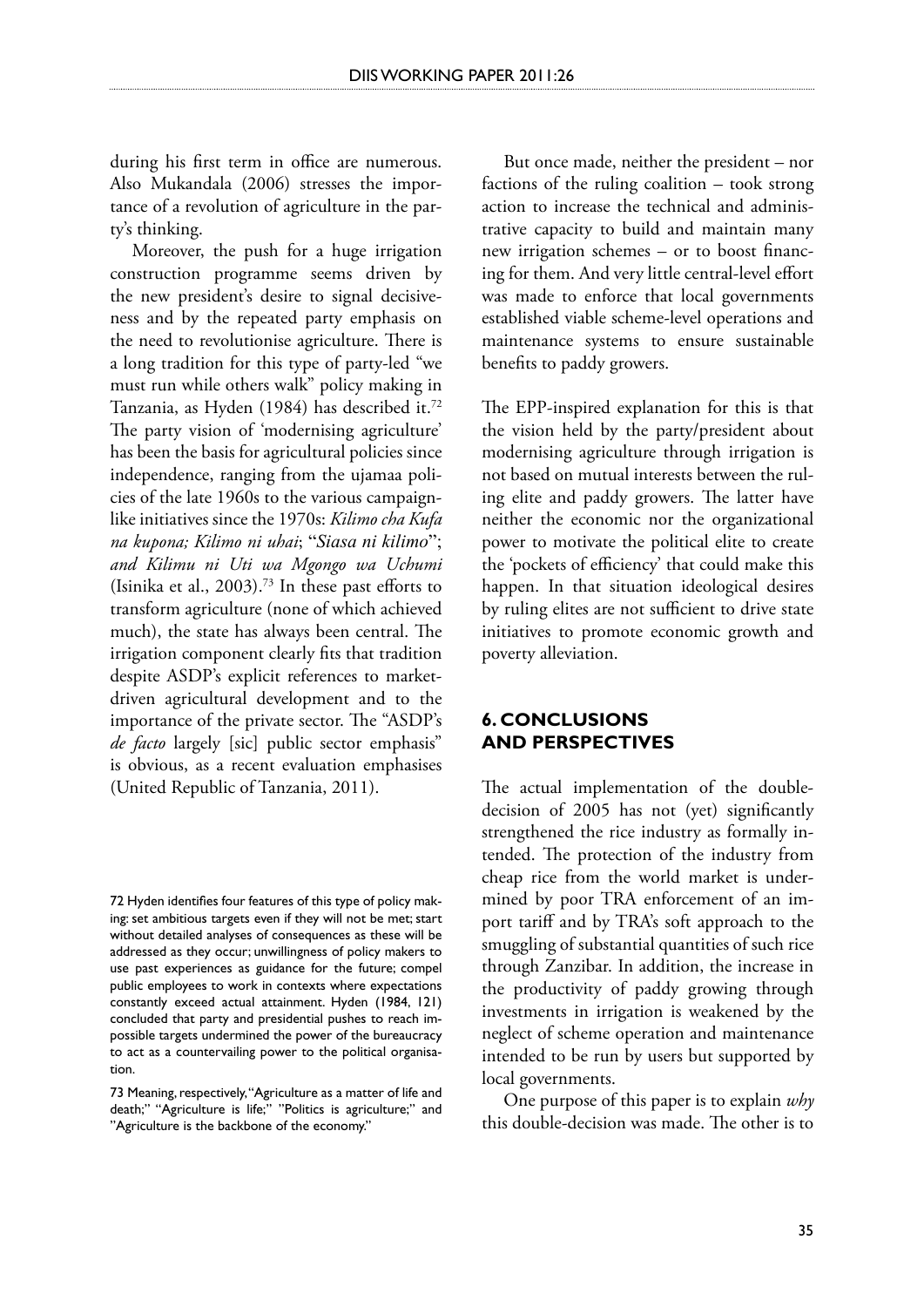during his first term in office are numerous. Also Mukandala (2006) stresses the importance of a revolution of agriculture in the party's thinking.

Moreover, the push for a huge irrigation construction programme seems driven by the new president's desire to signal decisiveness and by the repeated party emphasis on the need to revolutionise agriculture. There is a long tradition for this type of party-led "we must run while others walk" policy making in Tanzania, as Hyden (1984) has described it.[72] The party vision of 'modernising agriculture' has been the basis for agricultural policies since independence, ranging from the ujamaa policies of the late 1960s to the various campaign-like initiatives since the 1970s: *Kilimo cha Kufa na kupona; Kilimo ni uhai*; "*Siasa ni kilimo*"; *and Kilimu ni Uti wa Mgongo wa Uchumi* (Isinika et al., 2003).[73] In these past efforts to transform agriculture (none of which achieved much), the state has always been central. The irrigation component clearly fits that tradition despite ASDP's explicit references to market-driven agricultural development and to the importance of the private sector. The "ASDP's *de facto* largely [sic] public sector emphasis" is obvious, as a recent evaluation emphasises (United Republic of Tanzania, 2011).

But once made, neither the president – nor factions of the ruling coalition – took strong action to increase the technical and administrative capacity to build and maintain many new irrigation schemes – or to boost financing for them. And very little central-level effort was made to enforce that local governments established viable scheme-level operations and maintenance systems to ensure sustainable benefits to paddy growers.

The EPP-inspired explanation for this is that the vision held by the party/president about modernising agriculture through irrigation is not based on mutual interests between the ruling elite and paddy growers. The latter have neither the economic nor the organizational power to motivate the political elite to create the 'pockets of efficiency' that could make this happen. In that situation ideological desires by ruling elites are not sufficient to drive state initiatives to promote economic growth and poverty alleviation.

## 6. CONCLUSIONS AND PERSPECTIVES

The actual implementation of the double-decision of 2005 has not (yet) significantly strengthened the rice industry as formally intended. The protection of the industry from cheap rice from the world market is undermined by poor TRA enforcement of an import tariff and by TRA's soft approach to the smuggling of substantial quantities of such rice through Zanzibar. In addition, the increase in the productivity of paddy growing through investments in irrigation is weakened by the neglect of scheme operation and maintenance intended to be run by users but supported by local governments.

One purpose of this paper is to explain *why* this double-decision was made. The other is to

---

72 Hyden identifies four features of this type of policy making: set ambitious targets even if they will not be met; start without detailed analyses of consequences as these will be addressed as they occur; unwillingness of policy makers to use past experiences as guidance for the future; compel public employees to work in contexts where expectations constantly exceed actual attainment. Hyden (1984, 121) concluded that party and presidential pushes to reach impossible targets undermined the power of the bureaucracy to act as a countervailing power to the political organisation.

73 Meaning, respectively, "Agriculture as a matter of life and death;" "Agriculture is life;" "Politics is agriculture;" and "Agriculture is the backbone of the economy."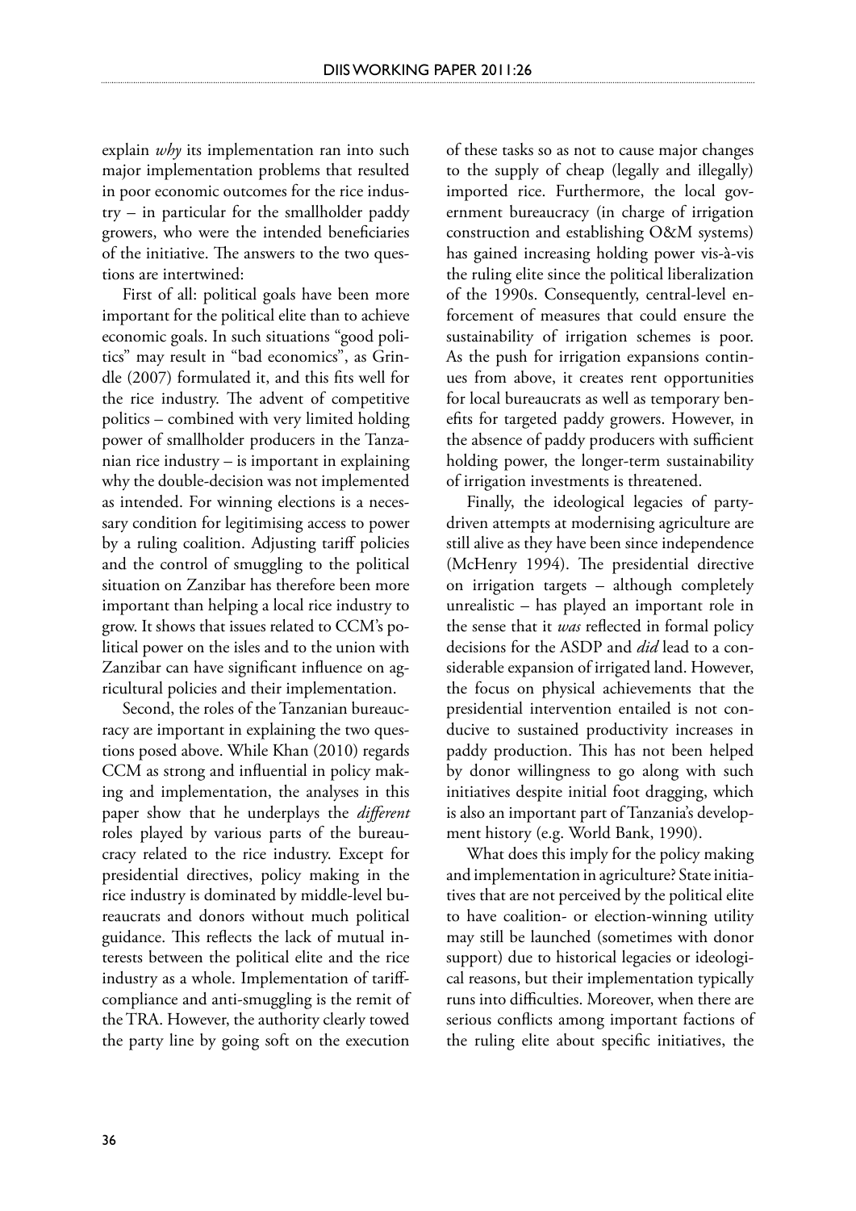explain *why* its implementation ran into such major implementation problems that resulted in poor economic outcomes for the rice industry – in particular for the smallholder paddy growers, who were the intended beneficiaries of the initiative. The answers to the two questions are intertwined:

First of all: political goals have been more important for the political elite than to achieve economic goals. In such situations "good politics" may result in "bad economics", as Grindle (2007) formulated it, and this fits well for the rice industry. The advent of competitive politics – combined with very limited holding power of smallholder producers in the Tanzanian rice industry – is important in explaining why the double-decision was not implemented as intended. For winning elections is a necessary condition for legitimising access to power by a ruling coalition. Adjusting tariff policies and the control of smuggling to the political situation on Zanzibar has therefore been more important than helping a local rice industry to grow. It shows that issues related to CCM's political power on the isles and to the union with Zanzibar can have significant influence on agricultural policies and their implementation.

Second, the roles of the Tanzanian bureaucracy are important in explaining the two questions posed above. While Khan (2010) regards CCM as strong and influential in policy making and implementation, the analyses in this paper show that he underplays the *different* roles played by various parts of the bureaucracy related to the rice industry. Except for presidential directives, policy making in the rice industry is dominated by middle-level bureaucrats and donors without much political guidance. This reflects the lack of mutual interests between the political elite and the rice industry as a whole. Implementation of tariff-compliance and anti-smuggling is the remit of the TRA. However, the authority clearly towed the party line by going soft on the execution of these tasks so as not to cause major changes to the supply of cheap (legally and illegally) imported rice. Furthermore, the local government bureaucracy (in charge of irrigation construction and establishing O&M systems) has gained increasing holding power vis-à-vis the ruling elite since the political liberalization of the 1990s. Consequently, central-level enforcement of measures that could ensure the sustainability of irrigation schemes is poor. As the push for irrigation expansions continues from above, it creates rent opportunities for local bureaucrats as well as temporary benefits for targeted paddy growers. However, in the absence of paddy producers with sufficient holding power, the longer-term sustainability of irrigation investments is threatened.

Finally, the ideological legacies of party-driven attempts at modernising agriculture are still alive as they have been since independence (McHenry 1994). The presidential directive on irrigation targets – although completely unrealistic – has played an important role in the sense that it *was* reflected in formal policy decisions for the ASDP and *did* lead to a considerable expansion of irrigated land. However, the focus on physical achievements that the presidential intervention entailed is not conducive to sustained productivity increases in paddy production. This has not been helped by donor willingness to go along with such initiatives despite initial foot dragging, which is also an important part of Tanzania's development history (e.g. World Bank, 1990).

What does this imply for the policy making and implementation in agriculture? State initiatives that are not perceived by the political elite to have coalition- or election-winning utility may still be launched (sometimes with donor support) due to historical legacies or ideological reasons, but their implementation typically runs into difficulties. Moreover, when there are serious conflicts among important factions of the ruling elite about specific initiatives, the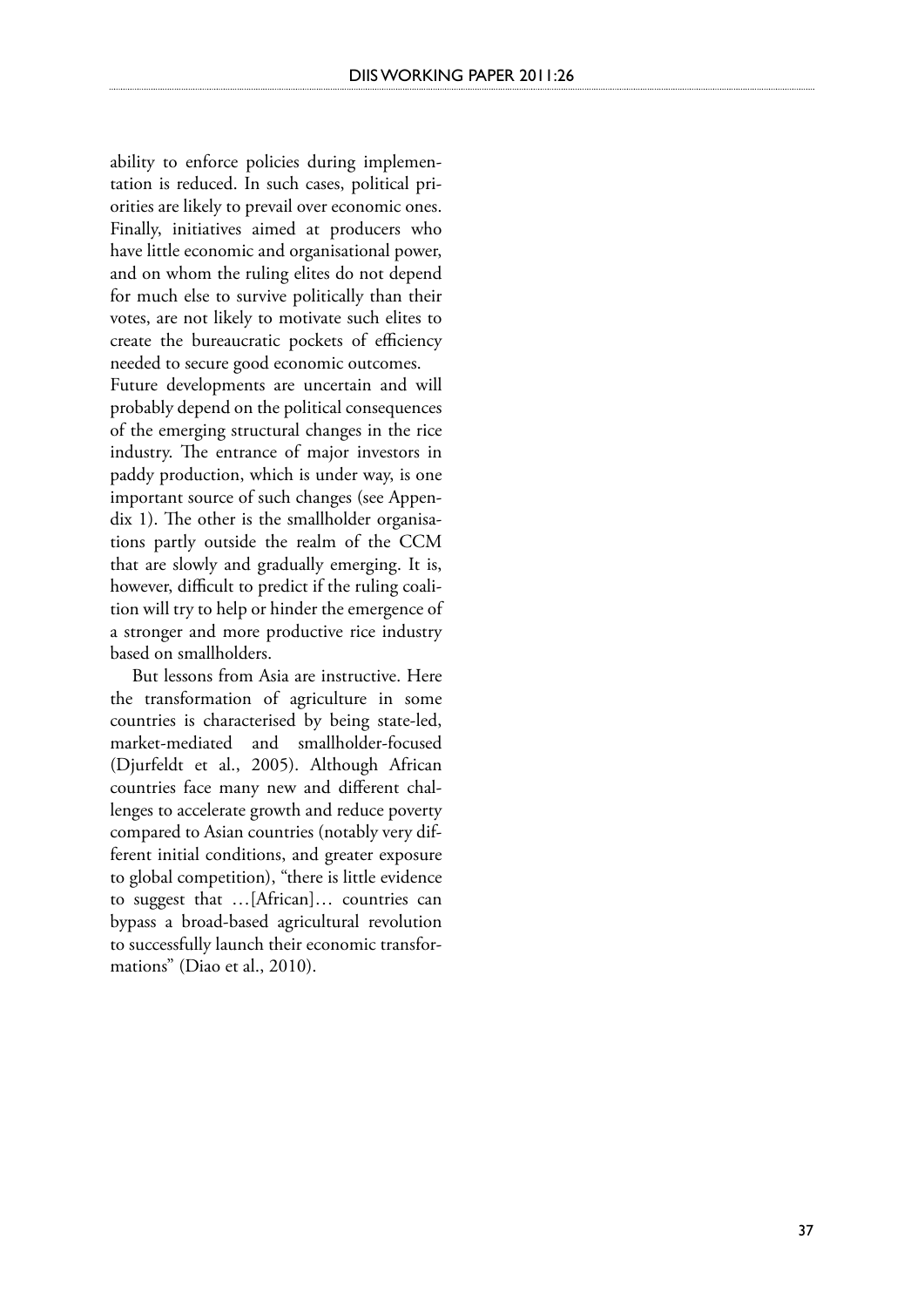ability to enforce policies during implementation is reduced. In such cases, political priorities are likely to prevail over economic ones. Finally, initiatives aimed at producers who have little economic and organisational power, and on whom the ruling elites do not depend for much else to survive politically than their votes, are not likely to motivate such elites to create the bureaucratic pockets of efficiency needed to secure good economic outcomes.

Future developments are uncertain and will probably depend on the political consequences of the emerging structural changes in the rice industry. The entrance of major investors in paddy production, which is under way, is one important source of such changes (see Appendix 1). The other is the smallholder organisations partly outside the realm of the CCM that are slowly and gradually emerging. It is, however, difficult to predict if the ruling coalition will try to help or hinder the emergence of a stronger and more productive rice industry based on smallholders.

But lessons from Asia are instructive. Here the transformation of agriculture in some countries is characterised by being state-led, market-mediated and smallholder-focused (Djurfeldt et al., 2005). Although African countries face many new and different challenges to accelerate growth and reduce poverty compared to Asian countries (notably very different initial conditions, and greater exposure to global competition), "there is little evidence to suggest that …[African]… countries can bypass a broad-based agricultural revolution to successfully launch their economic transformations" (Diao et al., 2010).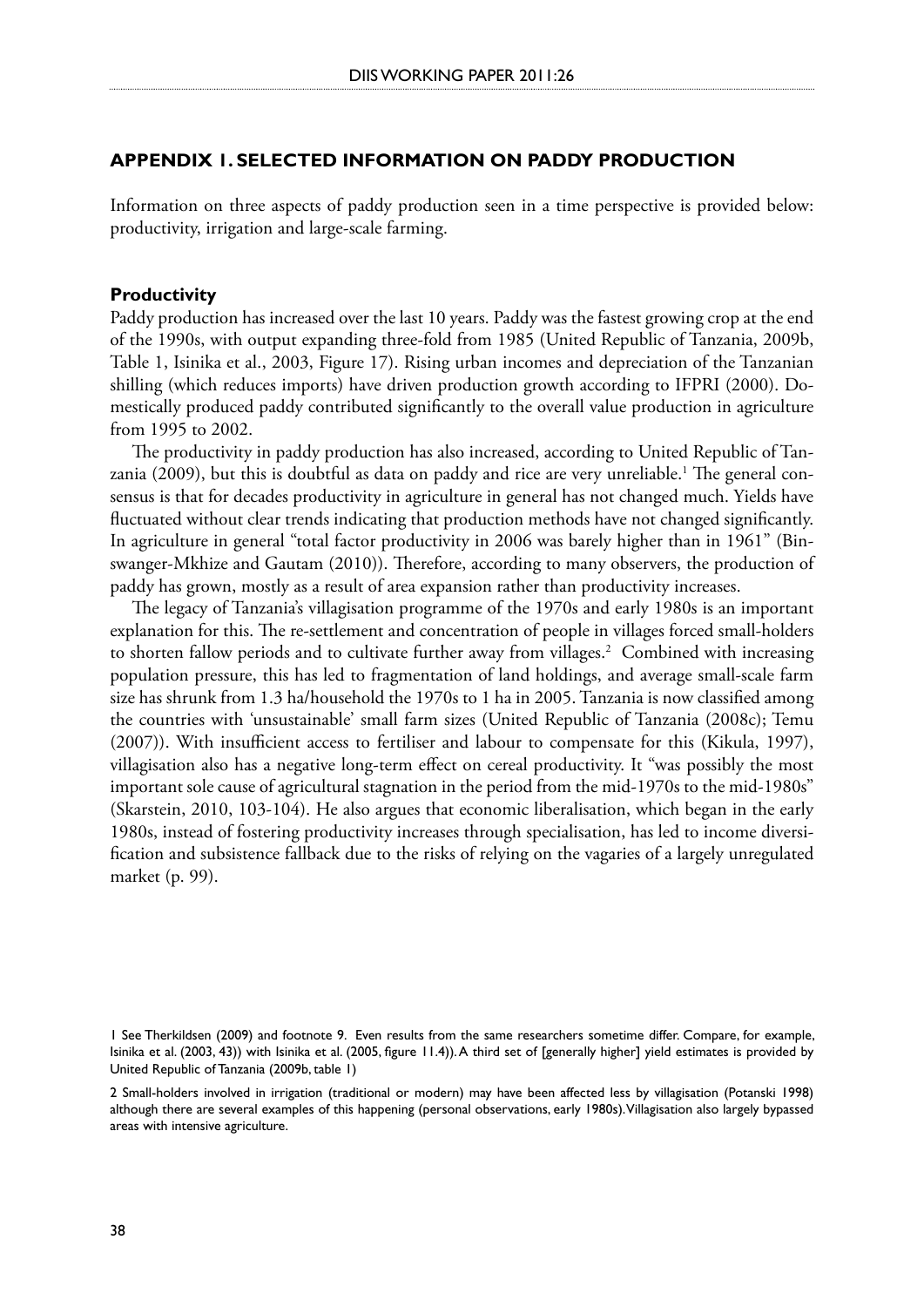## APPENDIX 1. SELECTED INFORMATION ON PADDY PRODUCTION

Information on three aspects of paddy production seen in a time perspective is provided below: productivity, irrigation and large-scale farming.

### Productivity

Paddy production has increased over the last 10 years. Paddy was the fastest growing crop at the end of the 1990s, with output expanding three-fold from 1985 (United Republic of Tanzania, 2009b, Table 1, Isinika et al., 2003, Figure 17). Rising urban incomes and depreciation of the Tanzanian shilling (which reduces imports) have driven production growth according to IFPRI (2000). Domestically produced paddy contributed significantly to the overall value production in agriculture from 1995 to 2002.

The productivity in paddy production has also increased, according to United Republic of Tanzania (2009), but this is doubtful as data on paddy and rice are very unreliable.[1] The general consensus is that for decades productivity in agriculture in general has not changed much. Yields have fluctuated without clear trends indicating that production methods have not changed significantly. In agriculture in general "total factor productivity in 2006 was barely higher than in 1961" (Binswanger-Mkhize and Gautam (2010)). Therefore, according to many observers, the production of paddy has grown, mostly as a result of area expansion rather than productivity increases.

The legacy of Tanzania's villagisation programme of the 1970s and early 1980s is an important explanation for this. The re-settlement and concentration of people in villages forced small-holders to shorten fallow periods and to cultivate further away from villages.[2] Combined with increasing population pressure, this has led to fragmentation of land holdings, and average small-scale farm size has shrunk from 1.3 ha/household the 1970s to 1 ha in 2005. Tanzania is now classified among the countries with 'unsustainable' small farm sizes (United Republic of Tanzania (2008c); Temu (2007)). With insufficient access to fertiliser and labour to compensate for this (Kikula, 1997), villagisation also has a negative long-term effect on cereal productivity. It "was possibly the most important sole cause of agricultural stagnation in the period from the mid-1970s to the mid-1980s" (Skarstein, 2010, 103-104). He also argues that economic liberalisation, which began in the early 1980s, instead of fostering productivity increases through specialisation, has led to income diversification and subsistence fallback due to the risks of relying on the vagaries of a largely unregulated market (p. 99).

1 See Therkildsen (2009) and footnote 9. Even results from the same researchers sometime differ. Compare, for example, Isinika et al. (2003, 43)) with Isinika et al. (2005, figure 11.4)). A third set of [generally higher] yield estimates is provided by United Republic of Tanzania (2009b, table 1)

2 Small-holders involved in irrigation (traditional or modern) may have been affected less by villagisation (Potanski 1998) although there are several examples of this happening (personal observations, early 1980s). Villagisation also largely bypassed areas with intensive agriculture.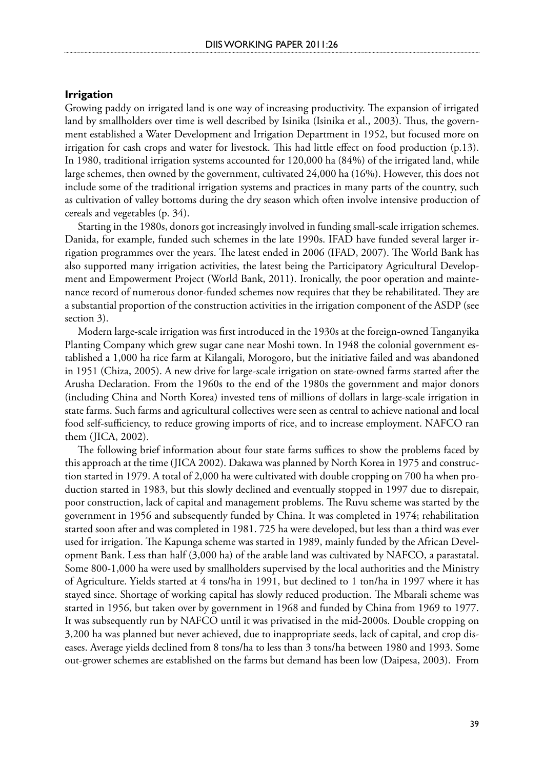### Irrigation

Growing paddy on irrigated land is one way of increasing productivity. The expansion of irrigated land by smallholders over time is well described by Isinika (Isinika et al., 2003). Thus, the government established a Water Development and Irrigation Department in 1952, but focused more on irrigation for cash crops and water for livestock. This had little effect on food production (p.13). In 1980, traditional irrigation systems accounted for 120,000 ha (84%) of the irrigated land, while large schemes, then owned by the government, cultivated 24,000 ha (16%). However, this does not include some of the traditional irrigation systems and practices in many parts of the country, such as cultivation of valley bottoms during the dry season which often involve intensive production of cereals and vegetables (p. 34).

Starting in the 1980s, donors got increasingly involved in funding small-scale irrigation schemes. Danida, for example, funded such schemes in the late 1990s. IFAD have funded several larger irrigation programmes over the years. The latest ended in 2006 (IFAD, 2007). The World Bank has also supported many irrigation activities, the latest being the Participatory Agricultural Development and Empowerment Project (World Bank, 2011). Ironically, the poor operation and maintenance record of numerous donor-funded schemes now requires that they be rehabilitated. They are a substantial proportion of the construction activities in the irrigation component of the ASDP (see section 3).

Modern large-scale irrigation was first introduced in the 1930s at the foreign-owned Tanganyika Planting Company which grew sugar cane near Moshi town. In 1948 the colonial government established a 1,000 ha rice farm at Kilangali, Morogoro, but the initiative failed and was abandoned in 1951 (Chiza, 2005). A new drive for large-scale irrigation on state-owned farms started after the Arusha Declaration. From the 1960s to the end of the 1980s the government and major donors (including China and North Korea) invested tens of millions of dollars in large-scale irrigation in state farms. Such farms and agricultural collectives were seen as central to achieve national and local food self-sufficiency, to reduce growing imports of rice, and to increase employment. NAFCO ran them (JICA, 2002).

The following brief information about four state farms suffices to show the problems faced by this approach at the time (JICA 2002). Dakawa was planned by North Korea in 1975 and construction started in 1979. A total of 2,000 ha were cultivated with double cropping on 700 ha when production started in 1983, but this slowly declined and eventually stopped in 1997 due to disrepair, poor construction, lack of capital and management problems. The Ruvu scheme was started by the government in 1956 and subsequently funded by China. It was completed in 1974; rehabilitation started soon after and was completed in 1981. 725 ha were developed, but less than a third was ever used for irrigation. The Kapunga scheme was started in 1989, mainly funded by the African Development Bank. Less than half (3,000 ha) of the arable land was cultivated by NAFCO, a parastatal. Some 800-1,000 ha were used by smallholders supervised by the local authorities and the Ministry of Agriculture. Yields started at 4 tons/ha in 1991, but declined to 1 ton/ha in 1997 where it has stayed since. Shortage of working capital has slowly reduced production. The Mbarali scheme was started in 1956, but taken over by government in 1968 and funded by China from 1969 to 1977. It was subsequently run by NAFCO until it was privatised in the mid-2000s. Double cropping on 3,200 ha was planned but never achieved, due to inappropriate seeds, lack of capital, and crop diseases. Average yields declined from 8 tons/ha to less than 3 tons/ha between 1980 and 1993. Some out-grower schemes are established on the farms but demand has been low (Daipesa, 2003). From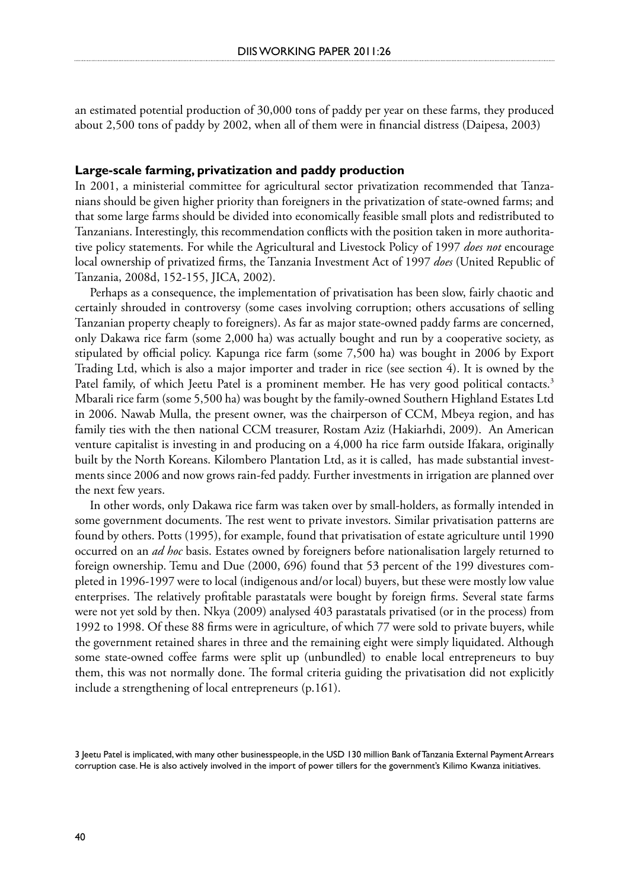an estimated potential production of 30,000 tons of paddy per year on these farms, they produced about 2,500 tons of paddy by 2002, when all of them were in financial distress (Daipesa, 2003)

**Large-scale farming, privatization and paddy production**

In 2001, a ministerial committee for agricultural sector privatization recommended that Tanzanians should be given higher priority than foreigners in the privatization of state-owned farms; and that some large farms should be divided into economically feasible small plots and redistributed to Tanzanians. Interestingly, this recommendation conflicts with the position taken in more authoritative policy statements. For while the Agricultural and Livestock Policy of 1997 *does not* encourage local ownership of privatized firms, the Tanzania Investment Act of 1997 *does* (United Republic of Tanzania, 2008d, 152-155, JICA, 2002).

Perhaps as a consequence, the implementation of privatisation has been slow, fairly chaotic and certainly shrouded in controversy (some cases involving corruption; others accusations of selling Tanzanian property cheaply to foreigners). As far as major state-owned paddy farms are concerned, only Dakawa rice farm (some 2,000 ha) was actually bought and run by a cooperative society, as stipulated by official policy. Kapunga rice farm (some 7,500 ha) was bought in 2006 by Export Trading Ltd, which is also a major importer and trader in rice (see section 4). It is owned by the Patel family, of which Jeetu Patel is a prominent member. He has very good political contacts.[3] Mbarali rice farm (some 5,500 ha) was bought by the family-owned Southern Highland Estates Ltd in 2006. Nawab Mulla, the present owner, was the chairperson of CCM, Mbeya region, and has family ties with the then national CCM treasurer, Rostam Aziz (Hakiarhdi, 2009). An American venture capitalist is investing in and producing on a 4,000 ha rice farm outside Ifakara, originally built by the North Koreans. Kilombero Plantation Ltd, as it is called, has made substantial investments since 2006 and now grows rain-fed paddy. Further investments in irrigation are planned over the next few years.

In other words, only Dakawa rice farm was taken over by small-holders, as formally intended in some government documents. The rest went to private investors. Similar privatisation patterns are found by others. Potts (1995), for example, found that privatisation of estate agriculture until 1990 occurred on an *ad hoc* basis. Estates owned by foreigners before nationalisation largely returned to foreign ownership. Temu and Due (2000, 696) found that 53 percent of the 199 divestures completed in 1996-1997 were to local (indigenous and/or local) buyers, but these were mostly low value enterprises. The relatively profitable parastatals were bought by foreign firms. Several state farms were not yet sold by then. Nkya (2009) analysed 403 parastatals privatised (or in the process) from 1992 to 1998. Of these 88 firms were in agriculture, of which 77 were sold to private buyers, while the government retained shares in three and the remaining eight were simply liquidated. Although some state-owned coffee farms were split up (unbundled) to enable local entrepreneurs to buy them, this was not normally done. The formal criteria guiding the privatisation did not explicitly include a strengthening of local entrepreneurs (p.161).

3 Jeetu Patel is implicated, with many other businesspeople, in the USD 130 million Bank of Tanzania External Payment Arrears corruption case. He is also actively involved in the import of power tillers for the government's Kilimo Kwanza initiatives.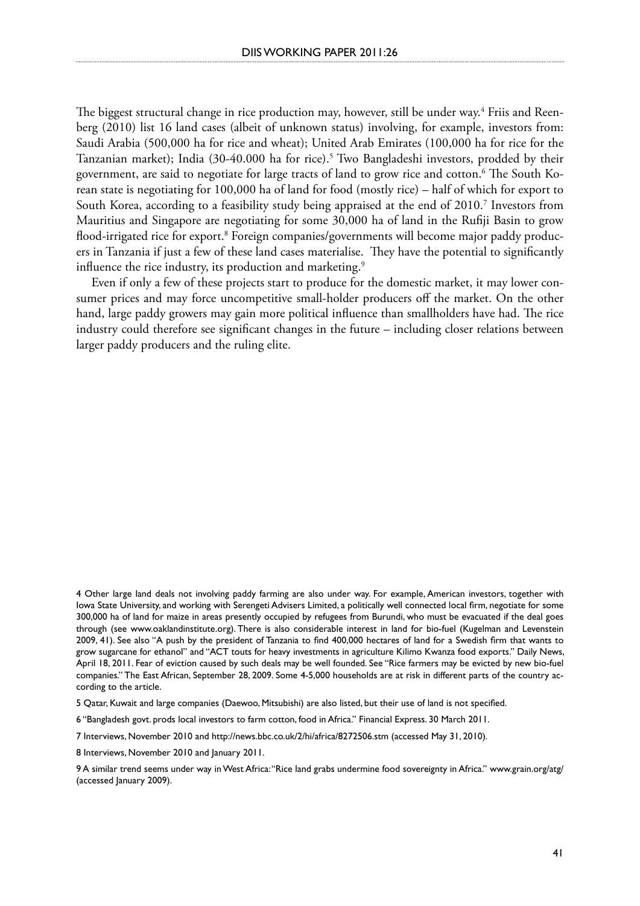The biggest structural change in rice production may, however, still be under way.[4] Friis and Reenberg (2010) list 16 land cases (albeit of unknown status) involving, for example, investors from: Saudi Arabia (500,000 ha for rice and wheat); United Arab Emirates (100,000 ha for rice for the Tanzanian market); India (30-40.000 ha for rice).[5] Two Bangladeshi investors, prodded by their government, are said to negotiate for large tracts of land to grow rice and cotton.[6] The South Korean state is negotiating for 100,000 ha of land for food (mostly rice) – half of which for export to South Korea, according to a feasibility study being appraised at the end of 2010.[7] Investors from Mauritius and Singapore are negotiating for some 30,000 ha of land in the Rufiji Basin to grow flood-irrigated rice for export.[8] Foreign companies/governments will become major paddy producers in Tanzania if just a few of these land cases materialise. They have the potential to significantly influence the rice industry, its production and marketing.[9]

Even if only a few of these projects start to produce for the domestic market, it may lower consumer prices and may force uncompetitive small-holder producers off the market. On the other hand, large paddy growers may gain more political influence than smallholders have had. The rice industry could therefore see significant changes in the future – including closer relations between larger paddy producers and the ruling elite.

4 Other large land deals not involving paddy farming are also under way. For example, American investors, together with Iowa State University, and working with Serengeti Advisers Limited, a politically well connected local firm, negotiate for some 300,000 ha of land for maize in areas presently occupied by refugees from Burundi, who must be evacuated if the deal goes through (see www.oaklandinstitute.org). There is also considerable interest in land for bio-fuel (Kugelman and Levenstein 2009, 41). See also "A push by the president of Tanzania to find 400,000 hectares of land for a Swedish firm that wants to grow sugarcane for ethanol" and "ACT touts for heavy investments in agriculture Kilimo Kwanza food exports." Daily News, April 18, 2011. Fear of eviction caused by such deals may be well founded. See "Rice farmers may be evicted by new bio-fuel companies." The East African, September 28, 2009. Some 4-5,000 households are at risk in different parts of the country according to the article.

5 Qatar, Kuwait and large companies (Daewoo, Mitsubishi) are also listed, but their use of land is not specified.

6 "Bangladesh govt. prods local investors to farm cotton, food in Africa." Financial Express. 30 March 2011.

7 Interviews, November 2010 and http://news.bbc.co.uk/2/hi/africa/8272506.stm (accessed May 31, 2010).

8 Interviews, November 2010 and January 2011.

9 A similar trend seems under way in West Africa: "Rice land grabs undermine food sovereignty in Africa." www.grain.org/atg/ (accessed January 2009).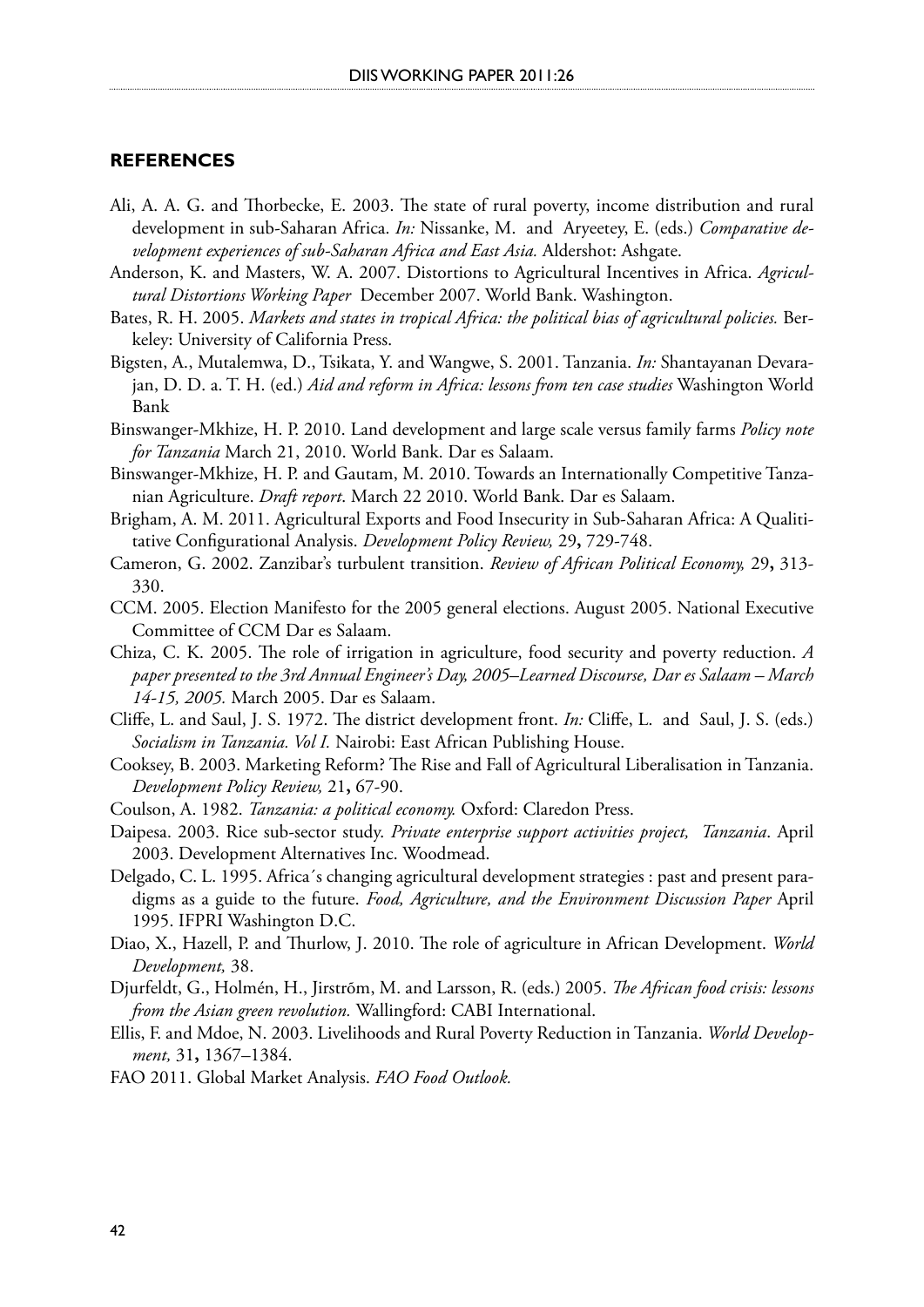## REFERENCES

Ali, A. A. G. and Thorbecke, E. 2003. The state of rural poverty, income distribution and rural development in sub-Saharan Africa. *In:* Nissanke, M. and Aryeetey, E. (eds.) *Comparative development experiences of sub-Saharan Africa and East Asia.* Aldershot: Ashgate.

Anderson, K. and Masters, W. A. 2007. Distortions to Agricultural Incentives in Africa. *Agricultural Distortions Working Paper* December 2007. World Bank. Washington.

Bates, R. H. 2005. *Markets and states in tropical Africa: the political bias of agricultural policies.* Berkeley: University of California Press.

Bigsten, A., Mutalemwa, D., Tsikata, Y. and Wangwe, S. 2001. Tanzania. *In:* Shantayanan Devarajan, D. D. a. T. H. (ed.) *Aid and reform in Africa: lessons from ten case studies* Washington World Bank

Binswanger-Mkhize, H. P. 2010. Land development and large scale versus family farms *Policy note for Tanzania* March 21, 2010. World Bank. Dar es Salaam.

Binswanger-Mkhize, H. P. and Gautam, M. 2010. Towards an Internationally Competitive Tanzanian Agriculture. *Draft report*. March 22 2010. World Bank. Dar es Salaam.

Brigham, A. M. 2011. Agricultural Exports and Food Insecurity in Sub-Saharan Africa: A Qualititative Configurational Analysis. *Development Policy Review,* 29**,** 729-748.

Cameron, G. 2002. Zanzibar's turbulent transition. *Review of African Political Economy,* 29**,** 313-330.

CCM. 2005. Election Manifesto for the 2005 general elections. August 2005. National Executive Committee of CCM Dar es Salaam.

Chiza, C. K. 2005. The role of irrigation in agriculture, food security and poverty reduction. *A paper presented to the 3rd Annual Engineer's Day, 2005–Learned Discourse, Dar es Salaam – March 14-15, 2005.* March 2005. Dar es Salaam.

Cliffe, L. and Saul, J. S. 1972. The district development front. *In:* Cliffe, L. and Saul, J. S. (eds.) *Socialism in Tanzania. Vol I.* Nairobi: East African Publishing House.

Cooksey, B. 2003. Marketing Reform? The Rise and Fall of Agricultural Liberalisation in Tanzania. *Development Policy Review,* 21**,** 67-90.

Coulson, A. 1982. *Tanzania: a political economy.* Oxford: Claredon Press.

Daipesa. 2003. Rice sub-sector study. *Private enterprise support activities project, Tanzania*. April 2003. Development Alternatives Inc. Woodmead.

Delgado, C. L. 1995. Africa´s changing agricultural development strategies : past and present paradigms as a guide to the future. *Food, Agriculture, and the Environment Discussion Paper* April 1995. IFPRI Washington D.C.

Diao, X., Hazell, P. and Thurlow, J. 2010. The role of agriculture in African Development. *World Development,* 38.

Djurfeldt, G., Holmén, H., Jirström, M. and Larsson, R. (eds.) 2005. *The African food crisis: lessons from the Asian green revolution.* Wallingford: CABI International.

Ellis, F. and Mdoe, N. 2003. Livelihoods and Rural Poverty Reduction in Tanzania. *World Development,* 31**,** 1367–1384.

FAO 2011. Global Market Analysis. *FAO Food Outlook.*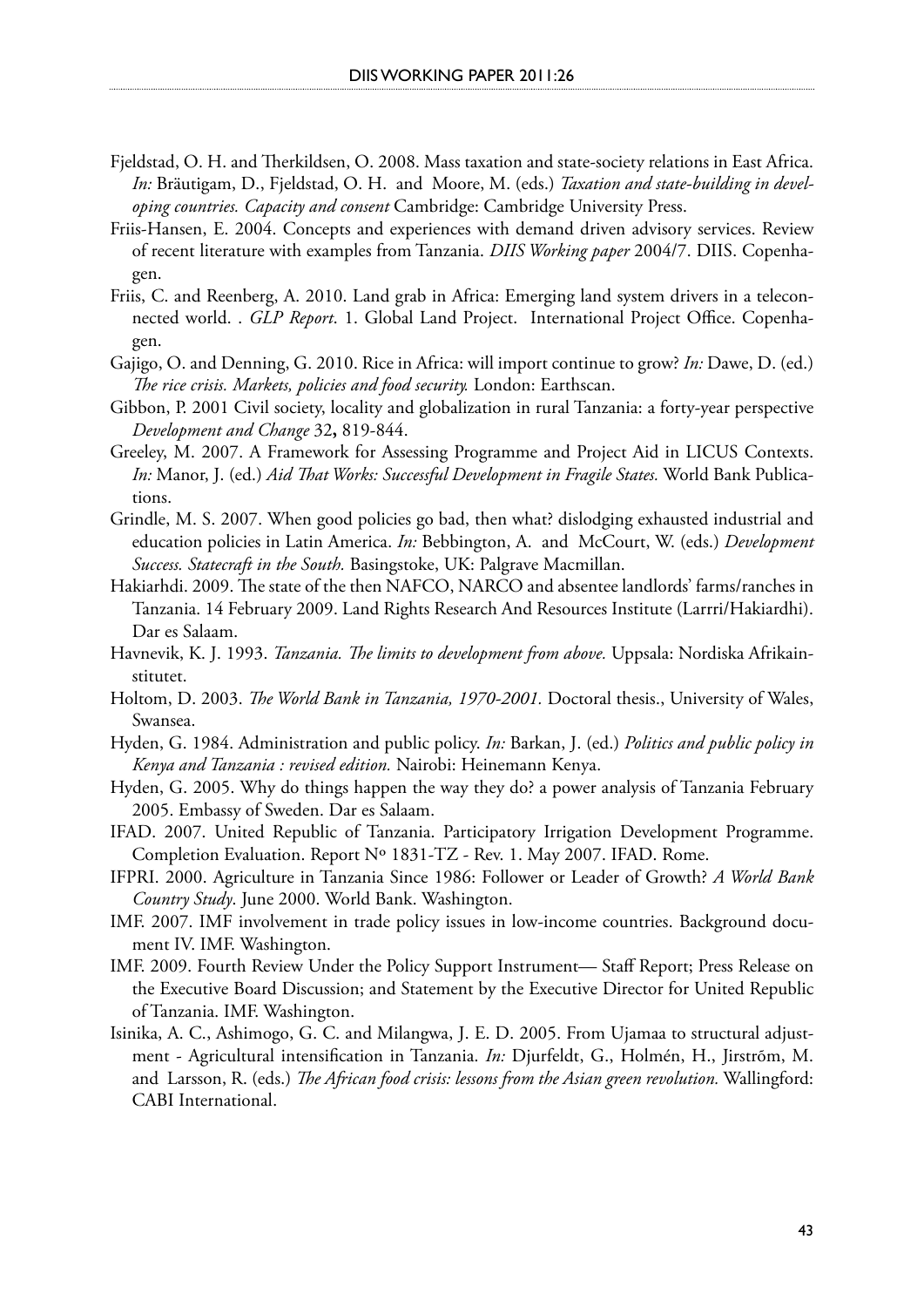Fjeldstad, O. H. and Therkildsen, O. 2008. Mass taxation and state-society relations in East Africa. *In:* Bräutigam, D., Fjeldstad, O. H. and Moore, M. (eds.) *Taxation and state-building in developing countries. Capacity and consent* Cambridge: Cambridge University Press.

Friis-Hansen, E. 2004. Concepts and experiences with demand driven advisory services. Review of recent literature with examples from Tanzania. *DIIS Working paper* 2004/7. DIIS. Copenhagen.

Friis, C. and Reenberg, A. 2010. Land grab in Africa: Emerging land system drivers in a teleconnected world. . *GLP Report*. 1. Global Land Project. International Project Office. Copenhagen.

Gajigo, O. and Denning, G. 2010. Rice in Africa: will import continue to grow? *In:* Dawe, D. (ed.) *The rice crisis. Markets, policies and food security.* London: Earthscan.

Gibbon, P. 2001 Civil society, locality and globalization in rural Tanzania: a forty-year perspective *Development and Change* 32**,** 819-844.

Greeley, M. 2007. A Framework for Assessing Programme and Project Aid in LICUS Contexts. *In:* Manor, J. (ed.) *Aid That Works: Successful Development in Fragile States.* World Bank Publications.

Grindle, M. S. 2007. When good policies go bad, then what? dislodging exhausted industrial and education policies in Latin America. *In:* Bebbington, A. and McCourt, W. (eds.) *Development Success. Statecraft in the South.* Basingstoke, UK: Palgrave Macmillan.

Hakiarhdi. 2009. The state of the then NAFCO, NARCO and absentee landlords' farms/ranches in Tanzania. 14 February 2009. Land Rights Research And Resources Institute (Larrri/Hakiardhi). Dar es Salaam.

Havnevik, K. J. 1993. *Tanzania. The limits to development from above.* Uppsala: Nordiska Afrikainstitutet.

Holtom, D. 2003. *The World Bank in Tanzania, 1970-2001.* Doctoral thesis., University of Wales, Swansea.

Hyden, G. 1984. Administration and public policy. *In:* Barkan, J. (ed.) *Politics and public policy in Kenya and Tanzania : revised edition.* Nairobi: Heinemann Kenya.

Hyden, G. 2005. Why do things happen the way they do? a power analysis of Tanzania February 2005. Embassy of Sweden. Dar es Salaam.

IFAD. 2007. United Republic of Tanzania. Participatory Irrigation Development Programme. Completion Evaluation. Report Nº 1831-TZ - Rev. 1. May 2007. IFAD. Rome.

IFPRI. 2000. Agriculture in Tanzania Since 1986: Follower or Leader of Growth? *A World Bank Country Study*. June 2000. World Bank. Washington.

IMF. 2007. IMF involvement in trade policy issues in low-income countries. Background document IV. IMF. Washington.

IMF. 2009. Fourth Review Under the Policy Support Instrument— Staff Report; Press Release on the Executive Board Discussion; and Statement by the Executive Director for United Republic of Tanzania. IMF. Washington.

Isinika, A. C., Ashimogo, G. C. and Milangwa, J. E. D. 2005. From Ujamaa to structural adjustment - Agricultural intensification in Tanzania. *In:* Djurfeldt, G., Holmén, H., Jirström, M. and Larsson, R. (eds.) *The African food crisis: lessons from the Asian green revolution.* Wallingford: CABI International.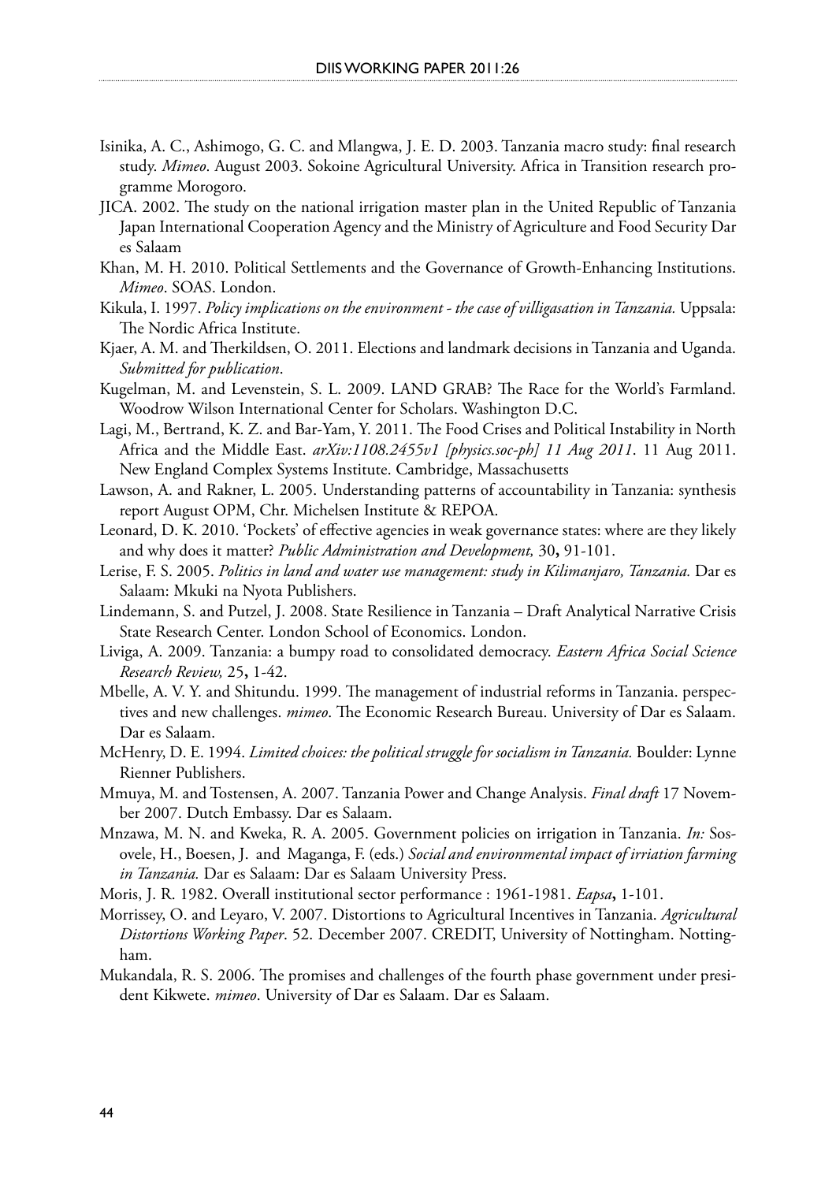Isinika, A. C., Ashimogo, G. C. and Mlangwa, J. E. D. 2003. Tanzania macro study: final research study. *Mimeo*. August 2003. Sokoine Agricultural University. Africa in Transition research programme Morogoro.

JICA. 2002. The study on the national irrigation master plan in the United Republic of Tanzania Japan International Cooperation Agency and the Ministry of Agriculture and Food Security Dar es Salaam

Khan, M. H. 2010. Political Settlements and the Governance of Growth-Enhancing Institutions. *Mimeo*. SOAS. London.

Kikula, I. 1997. *Policy implications on the environment - the case of villigasation in Tanzania.* Uppsala: The Nordic Africa Institute.

Kjaer, A. M. and Therkildsen, O. 2011. Elections and landmark decisions in Tanzania and Uganda. *Submitted for publication*.

Kugelman, M. and Levenstein, S. L. 2009. LAND GRAB? The Race for the World's Farmland. Woodrow Wilson International Center for Scholars. Washington D.C.

Lagi, M., Bertrand, K. Z. and Bar-Yam, Y. 2011. The Food Crises and Political Instability in North Africa and the Middle East. *arXiv:1108.2455v1 [physics.soc-ph] 11 Aug 2011*. 11 Aug 2011. New England Complex Systems Institute. Cambridge, Massachusetts

Lawson, A. and Rakner, L. 2005. Understanding patterns of accountability in Tanzania: synthesis report August OPM, Chr. Michelsen Institute & REPOA.

Leonard, D. K. 2010. 'Pockets' of effective agencies in weak governance states: where are they likely and why does it matter? *Public Administration and Development,* 30**,** 91-101.

Lerise, F. S. 2005. *Politics in land and water use management: study in Kilimanjaro, Tanzania.* Dar es Salaam: Mkuki na Nyota Publishers.

Lindemann, S. and Putzel, J. 2008. State Resilience in Tanzania – Draft Analytical Narrative Crisis State Research Center. London School of Economics. London.

Liviga, A. 2009. Tanzania: a bumpy road to consolidated democracy. *Eastern Africa Social Science Research Review,* 25**,** 1-42.

Mbelle, A. V. Y. and Shitundu. 1999. The management of industrial reforms in Tanzania. perspectives and new challenges. *mimeo*. The Economic Research Bureau. University of Dar es Salaam. Dar es Salaam.

McHenry, D. E. 1994. *Limited choices: the political struggle for socialism in Tanzania.* Boulder: Lynne Rienner Publishers.

Mmuya, M. and Tostensen, A. 2007. Tanzania Power and Change Analysis. *Final draft* 17 November 2007. Dutch Embassy. Dar es Salaam.

Mnzawa, M. N. and Kweka, R. A. 2005. Government policies on irrigation in Tanzania. *In:* Sosovele, H., Boesen, J. and Maganga, F. (eds.) *Social and environmental impact of irriation farming in Tanzania.* Dar es Salaam: Dar es Salaam University Press.

Moris, J. R. 1982. Overall institutional sector performance : 1961-1981. *Eapsa***,** 1-101.

Morrissey, O. and Leyaro, V. 2007. Distortions to Agricultural Incentives in Tanzania. *Agricultural Distortions Working Paper*. 52. December 2007. CREDIT, University of Nottingham. Nottingham.

Mukandala, R. S. 2006. The promises and challenges of the fourth phase government under president Kikwete. *mimeo*. University of Dar es Salaam. Dar es Salaam.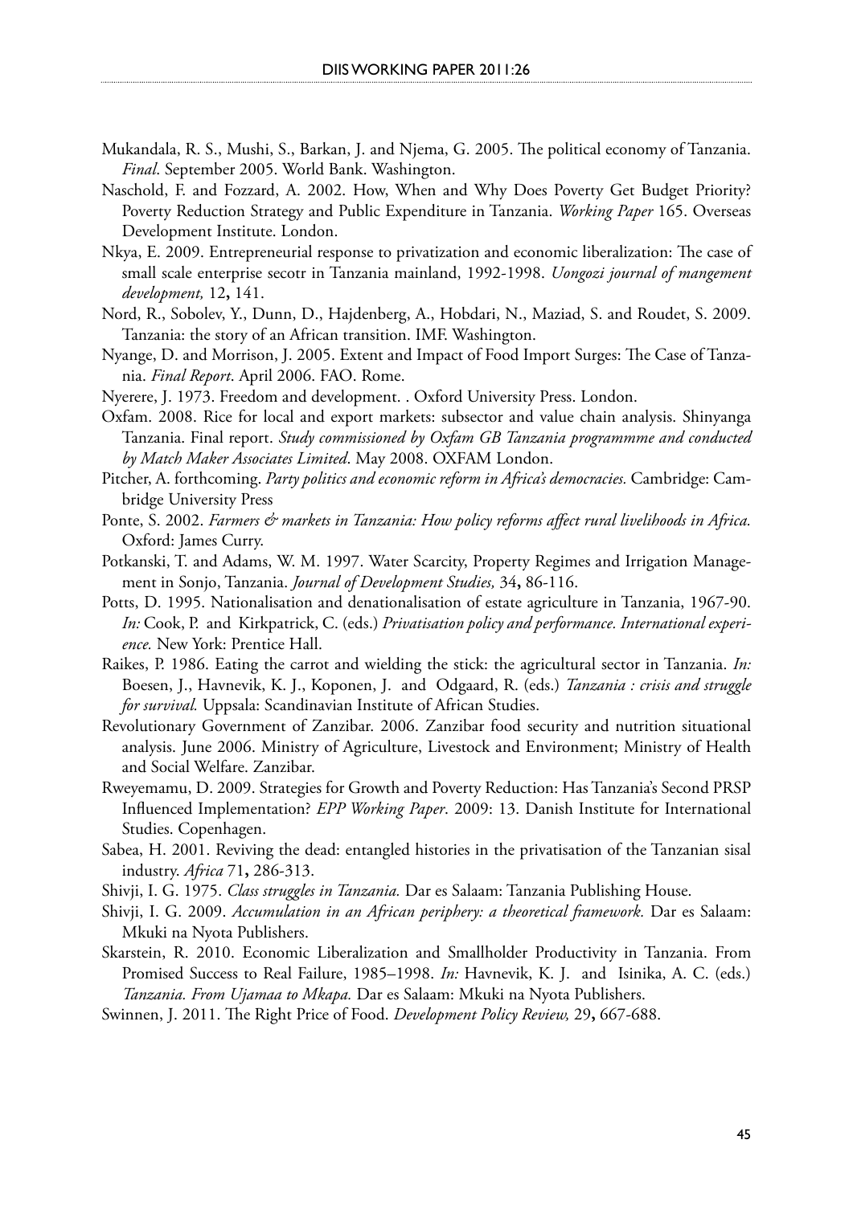Mukandala, R. S., Mushi, S., Barkan, J. and Njema, G. 2005. The political economy of Tanzania. *Final*. September 2005. World Bank. Washington.

Naschold, F. and Fozzard, A. 2002. How, When and Why Does Poverty Get Budget Priority? Poverty Reduction Strategy and Public Expenditure in Tanzania. *Working Paper* 165. Overseas Development Institute. London.

Nkya, E. 2009. Entrepreneurial response to privatization and economic liberalization: The case of small scale enterprise secotr in Tanzania mainland, 1992-1998. *Uongozi journal of mangement development,* 12**,** 141.

Nord, R., Sobolev, Y., Dunn, D., Hajdenberg, A., Hobdari, N., Maziad, S. and Roudet, S. 2009. Tanzania: the story of an African transition. IMF. Washington.

Nyange, D. and Morrison, J. 2005. Extent and Impact of Food Import Surges: The Case of Tanzania. *Final Report*. April 2006. FAO. Rome.

Nyerere, J. 1973. Freedom and development. . Oxford University Press. London.

Oxfam. 2008. Rice for local and export markets: subsector and value chain analysis. Shinyanga Tanzania. Final report. *Study commissioned by Oxfam GB Tanzania programmme and conducted by Match Maker Associates Limited*. May 2008. OXFAM London.

Pitcher, A. forthcoming. *Party politics and economic reform in Africa's democracies.* Cambridge: Cambridge University Press

Ponte, S. 2002. *Farmers & markets in Tanzania: How policy reforms affect rural livelihoods in Africa.* Oxford: James Curry.

Potkanski, T. and Adams, W. M. 1997. Water Scarcity, Property Regimes and Irrigation Management in Sonjo, Tanzania. *Journal of Development Studies,* 34**,** 86-116.

Potts, D. 1995. Nationalisation and denationalisation of estate agriculture in Tanzania, 1967-90. *In:* Cook, P. and Kirkpatrick, C. (eds.) *Privatisation policy and performance. International experience.* New York: Prentice Hall.

Raikes, P. 1986. Eating the carrot and wielding the stick: the agricultural sector in Tanzania. *In:* Boesen, J., Havnevik, K. J., Koponen, J. and Odgaard, R. (eds.) *Tanzania : crisis and struggle for survival.* Uppsala: Scandinavian Institute of African Studies.

Revolutionary Government of Zanzibar. 2006. Zanzibar food security and nutrition situational analysis. June 2006. Ministry of Agriculture, Livestock and Environment; Ministry of Health and Social Welfare. Zanzibar.

Rweyemamu, D. 2009. Strategies for Growth and Poverty Reduction: Has Tanzania's Second PRSP Influenced Implementation? *EPP Working Paper*. 2009: 13. Danish Institute for International Studies. Copenhagen.

Sabea, H. 2001. Reviving the dead: entangled histories in the privatisation of the Tanzanian sisal industry. *Africa* 71**,** 286-313.

Shivji, I. G. 1975. *Class struggles in Tanzania.* Dar es Salaam: Tanzania Publishing House.

Shivji, I. G. 2009. *Accumulation in an African periphery: a theoretical framework.* Dar es Salaam: Mkuki na Nyota Publishers.

Skarstein, R. 2010. Economic Liberalization and Smallholder Productivity in Tanzania. From Promised Success to Real Failure, 1985–1998. *In:* Havnevik, K. J. and Isinika, A. C. (eds.) *Tanzania. From Ujamaa to Mkapa.* Dar es Salaam: Mkuki na Nyota Publishers.

Swinnen, J. 2011. The Right Price of Food. *Development Policy Review,* 29**,** 667-688.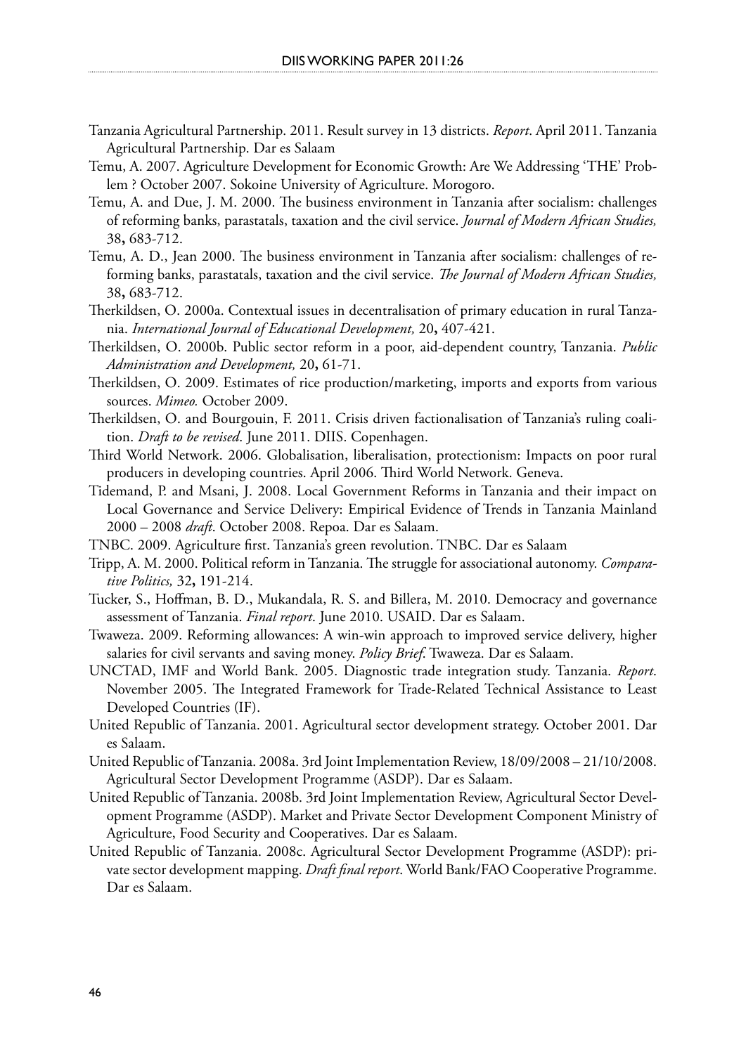Tanzania Agricultural Partnership. 2011. Result survey in 13 districts. *Report*. April 2011. Tanzania Agricultural Partnership. Dar es Salaam

Temu, A. 2007. Agriculture Development for Economic Growth: Are We Addressing 'THE' Problem ? October 2007. Sokoine University of Agriculture. Morogoro.

Temu, A. and Due, J. M. 2000. The business environment in Tanzania after socialism: challenges of reforming banks, parastatals, taxation and the civil service. *Journal of Modern African Studies,* 38**,** 683-712.

Temu, A. D., Jean 2000. The business environment in Tanzania after socialism: challenges of reforming banks, parastatals, taxation and the civil service. *The Journal of Modern African Studies,* 38**,** 683-712.

Therkildsen, O. 2000a. Contextual issues in decentralisation of primary education in rural Tanzania. *International Journal of Educational Development,* 20**,** 407-421.

Therkildsen, O. 2000b. Public sector reform in a poor, aid-dependent country, Tanzania. *Public Administration and Development,* 20**,** 61-71.

Therkildsen, O. 2009. Estimates of rice production/marketing, imports and exports from various sources. *Mimeo.* October 2009.

Therkildsen, O. and Bourgouin, F. 2011. Crisis driven factionalisation of Tanzania's ruling coalition. *Draft to be revised*. June 2011. DIIS. Copenhagen.

Third World Network. 2006. Globalisation, liberalisation, protectionism: Impacts on poor rural producers in developing countries. April 2006. Third World Network. Geneva.

Tidemand, P. and Msani, J. 2008. Local Government Reforms in Tanzania and their impact on Local Governance and Service Delivery: Empirical Evidence of Trends in Tanzania Mainland 2000 – 2008 *draft*. October 2008. Repoa. Dar es Salaam.

TNBC. 2009. Agriculture first. Tanzania's green revolution. TNBC. Dar es Salaam

Tripp, A. M. 2000. Political reform in Tanzania. The struggle for associational autonomy. *Comparative Politics,* 32**,** 191-214.

Tucker, S., Hoffman, B. D., Mukandala, R. S. and Billera, M. 2010. Democracy and governance assessment of Tanzania. *Final report*. June 2010. USAID. Dar es Salaam.

Twaweza. 2009. Reforming allowances: A win-win approach to improved service delivery, higher salaries for civil servants and saving money. *Policy Brief*. Twaweza. Dar es Salaam.

UNCTAD, IMF and World Bank. 2005. Diagnostic trade integration study. Tanzania. *Report*. November 2005. The Integrated Framework for Trade-Related Technical Assistance to Least Developed Countries (IF).

United Republic of Tanzania. 2001. Agricultural sector development strategy. October 2001. Dar es Salaam.

United Republic of Tanzania. 2008a. 3rd Joint Implementation Review, 18/09/2008 – 21/10/2008. Agricultural Sector Development Programme (ASDP). Dar es Salaam.

United Republic of Tanzania. 2008b. 3rd Joint Implementation Review, Agricultural Sector Development Programme (ASDP). Market and Private Sector Development Component Ministry of Agriculture, Food Security and Cooperatives. Dar es Salaam.

United Republic of Tanzania. 2008c. Agricultural Sector Development Programme (ASDP): private sector development mapping. *Draft final report*. World Bank/FAO Cooperative Programme. Dar es Salaam.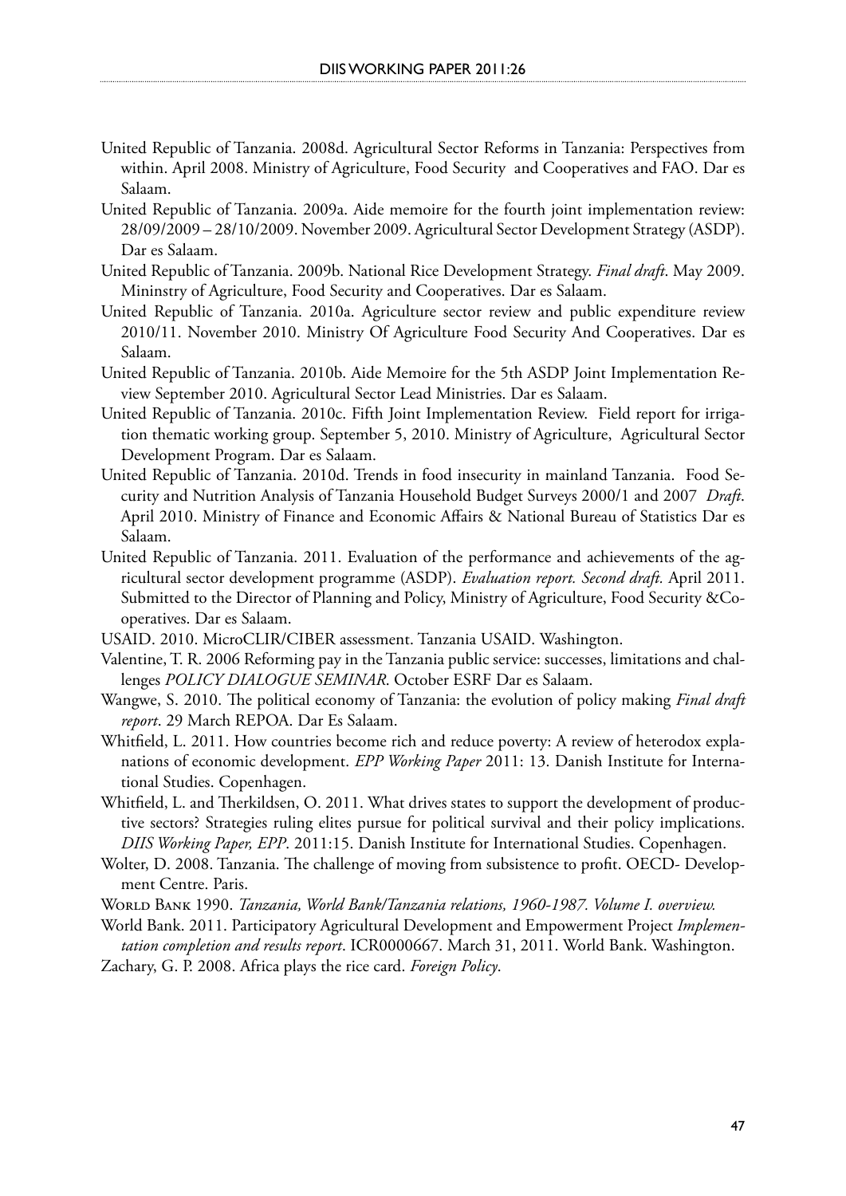United Republic of Tanzania. 2008d. Agricultural Sector Reforms in Tanzania: Perspectives from within. April 2008. Ministry of Agriculture, Food Security and Cooperatives and FAO. Dar es Salaam.

United Republic of Tanzania. 2009a. Aide memoire for the fourth joint implementation review: 28/09/2009 – 28/10/2009. November 2009. Agricultural Sector Development Strategy (ASDP). Dar es Salaam.

United Republic of Tanzania. 2009b. National Rice Development Strategy. *Final draft*. May 2009. Mininstry of Agriculture, Food Security and Cooperatives. Dar es Salaam.

United Republic of Tanzania. 2010a. Agriculture sector review and public expenditure review 2010/11. November 2010. Ministry Of Agriculture Food Security And Cooperatives. Dar es Salaam.

United Republic of Tanzania. 2010b. Aide Memoire for the 5th ASDP Joint Implementation Review September 2010. Agricultural Sector Lead Ministries. Dar es Salaam.

United Republic of Tanzania. 2010c. Fifth Joint Implementation Review. Field report for irrigation thematic working group. September 5, 2010. Ministry of Agriculture, Agricultural Sector Development Program. Dar es Salaam.

United Republic of Tanzania. 2010d. Trends in food insecurity in mainland Tanzania. Food Security and Nutrition Analysis of Tanzania Household Budget Surveys 2000/1 and 2007 *Draft*. April 2010. Ministry of Finance and Economic Affairs & National Bureau of Statistics Dar es Salaam.

United Republic of Tanzania. 2011. Evaluation of the performance and achievements of the agricultural sector development programme (ASDP). *Evaluation report. Second draft.* April 2011. Submitted to the Director of Planning and Policy, Ministry of Agriculture, Food Security &Cooperatives. Dar es Salaam.

USAID. 2010. MicroCLIR/CIBER assessment. Tanzania USAID. Washington.

Valentine, T. R. 2006 Reforming pay in the Tanzania public service: successes, limitations and challenges *POLICY DIALOGUE SEMINAR*. October ESRF Dar es Salaam.

Wangwe, S. 2010. The political economy of Tanzania: the evolution of policy making *Final draft report*. 29 March REPOA. Dar Es Salaam.

Whitfield, L. 2011. How countries become rich and reduce poverty: A review of heterodox explanations of economic development. *EPP Working Paper* 2011: 13. Danish Institute for International Studies. Copenhagen.

Whitfield, L. and Therkildsen, O. 2011. What drives states to support the development of productive sectors? Strategies ruling elites pursue for political survival and their policy implications. *DIIS Working Paper, EPP*. 2011:15. Danish Institute for International Studies. Copenhagen.

Wolter, D. 2008. Tanzania. The challenge of moving from subsistence to profit. OECD- Development Centre. Paris.

World Bank 1990. *Tanzania, World Bank/Tanzania relations, 1960-1987. Volume I. overview.*

World Bank. 2011. Participatory Agricultural Development and Empowerment Project *Implementation completion and results report*. ICR0000667. March 31, 2011. World Bank. Washington.

Zachary, G. P. 2008. Africa plays the rice card. *Foreign Policy*.